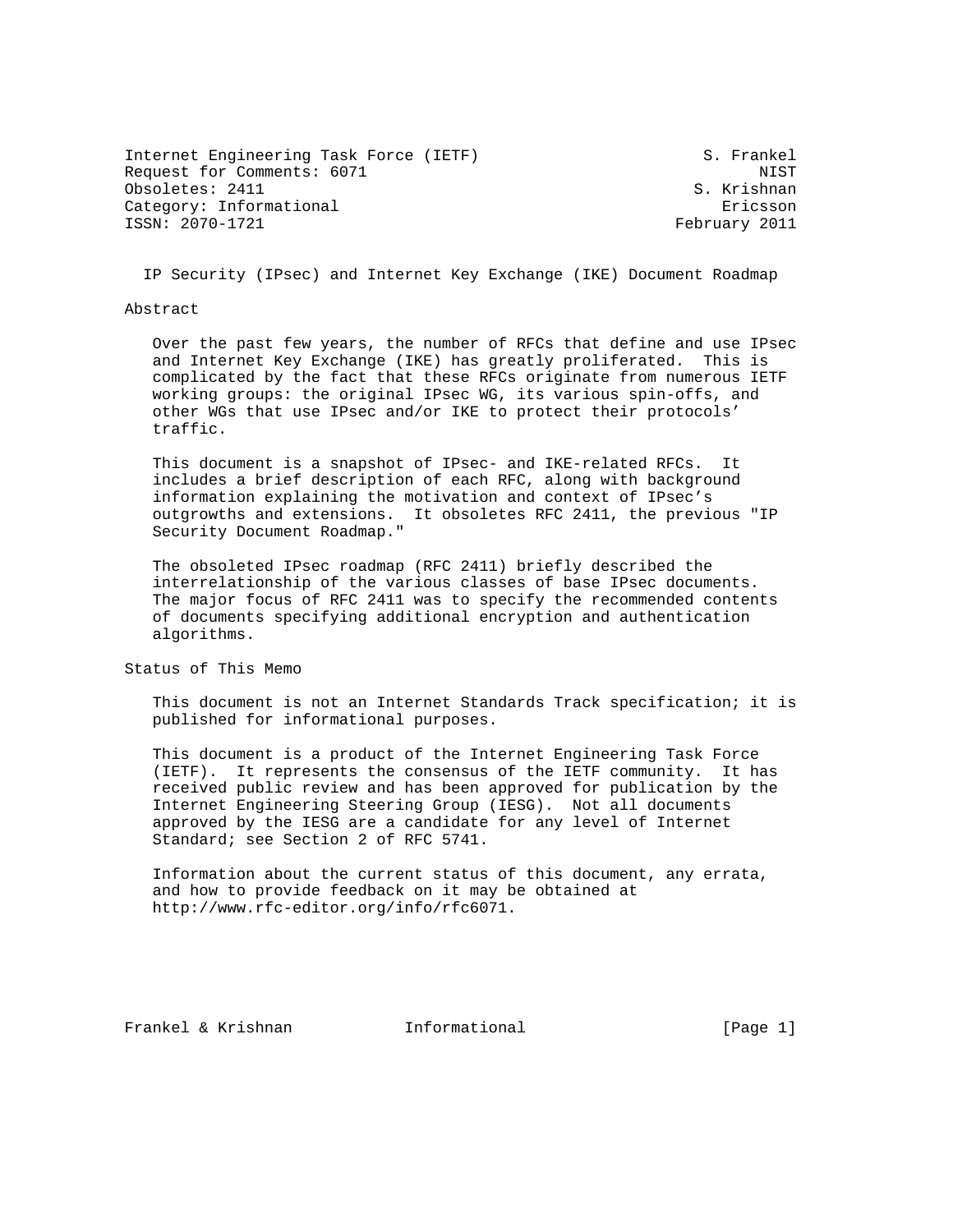Internet Engineering Task Force (IETF) S. Frankel
Request for Comments: 6071 NIST
Obsoletes: 2411 S. Krishnan
Category: Informational Ericsson
ISSN: 2070-1721 February 2011

# IP Security (IPsec) and Internet Key Exchange (IKE) Document Roadmap

## Abstract

Over the past few years, the number of RFCs that define and use IPsec and Internet Key Exchange (IKE) has greatly proliferated. This is complicated by the fact that these RFCs originate from numerous IETF working groups: the original IPsec WG, its various spin-offs, and other WGs that use IPsec and/or IKE to protect their protocols' traffic.

This document is a snapshot of IPsec- and IKE-related RFCs. It includes a brief description of each RFC, along with background information explaining the motivation and context of IPsec's outgrowths and extensions. It obsoletes RFC 2411, the previous "IP Security Document Roadmap."

The obsoleted IPsec roadmap (RFC 2411) briefly described the interrelationship of the various classes of base IPsec documents. The major focus of RFC 2411 was to specify the recommended contents of documents specifying additional encryption and authentication algorithms.

## Status of This Memo

This document is not an Internet Standards Track specification; it is published for informational purposes.

This document is a product of the Internet Engineering Task Force (IETF). It represents the consensus of the IETF community. It has received public review and has been approved for publication by the Internet Engineering Steering Group (IESG). Not all documents approved by the IESG are a candidate for any level of Internet Standard; see Section 2 of RFC 5741.

Information about the current status of this document, any errata, and how to provide feedback on it may be obtained at http://www.rfc-editor.org/info/rfc6071.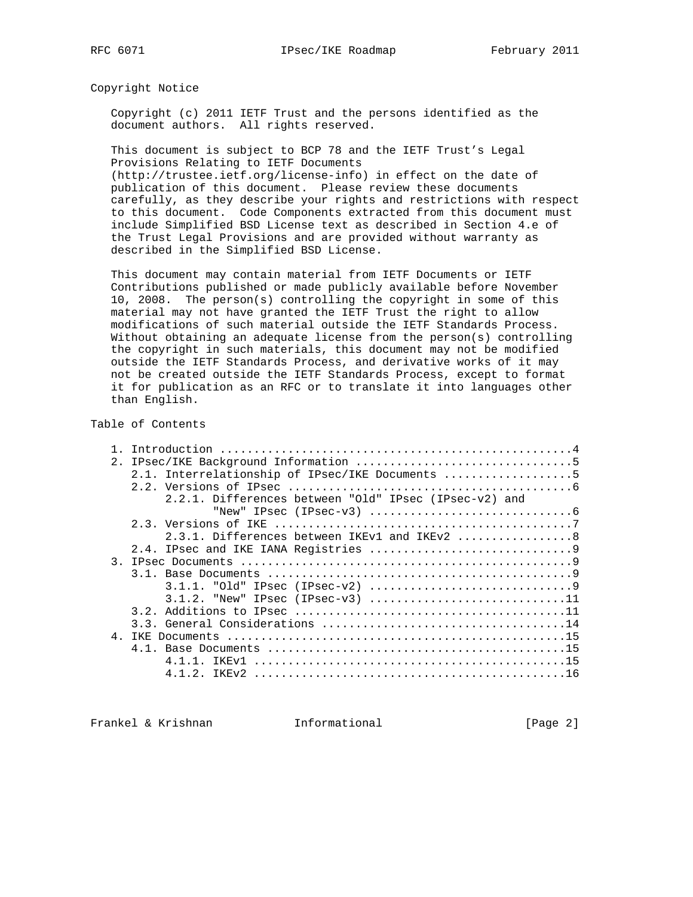Copyright Notice

Copyright (c) 2011 IETF Trust and the persons identified as the document authors. All rights reserved.

This document is subject to BCP 78 and the IETF Trust's Legal Provisions Relating to IETF Documents (http://trustee.ietf.org/license-info) in effect on the date of publication of this document. Please review these documents carefully, as they describe your rights and restrictions with respect to this document. Code Components extracted from this document must include Simplified BSD License text as described in Section 4.e of the Trust Legal Provisions and are provided without warranty as described in the Simplified BSD License.

This document may contain material from IETF Documents or IETF Contributions published or made publicly available before November 10, 2008. The person(s) controlling the copyright in some of this material may not have granted the IETF Trust the right to allow modifications of such material outside the IETF Standards Process. Without obtaining an adequate license from the person(s) controlling the copyright in such materials, this document may not be modified outside the IETF Standards Process, and derivative works of it may not be created outside the IETF Standards Process, except to format it for publication as an RFC or to translate it into languages other than English.

Table of Contents

```
   1. Introduction ....................................................4
   2. IPsec/IKE Background Information ................................5
      2.1. Interrelationship of IPsec/IKE Documents ...................5
      2.2. Versions of IPsec ..........................................6
           2.2.1. Differences between "Old" IPsec (IPsec-v2) and
                  "New" IPsec (IPsec-v3) ..............................6
      2.3. Versions of IKE ............................................7
           2.3.1. Differences between IKEv1 and IKEv2 .................8
      2.4. IPsec and IKE IANA Registries ..............................9
   3. IPsec Documents .................................................9
      3.1. Base Documents .............................................9
           3.1.1. "Old" IPsec (IPsec-v2) ..............................9
           3.1.2. "New" IPsec (IPsec-v3) .............................11
      3.2. Additions to IPsec ........................................11
      3.3. General Considerations ....................................14
   4. IKE Documents ..................................................15
      4.1. Base Documents ............................................15
           4.1.1. IKEv1 ..............................................15
           4.1.2. IKEv2 ..............................................16
```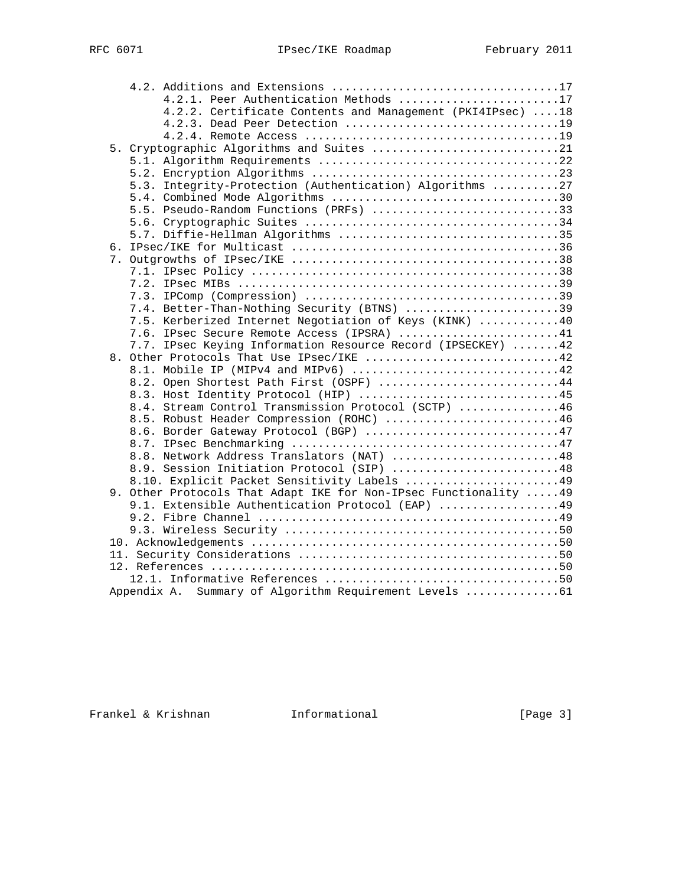```
      4.2. Additions and Extensions .................................17
           4.2.1. Peer Authentication Methods ........................17
           4.2.2. Certificate Contents and Management (PKI4IPsec) ....18
           4.2.3. Dead Peer Detection ................................19
           4.2.4. Remote Access ......................................19
   5. Cryptographic Algorithms and Suites ............................21
      5.1. Algorithm Requirements ....................................22
      5.2. Encryption Algorithms .....................................23
      5.3. Integrity-Protection (Authentication) Algorithms ..........27
      5.4. Combined Mode Algorithms ..................................30
      5.5. Pseudo-Random Functions (PRFs) ............................33
      5.6. Cryptographic Suites ......................................34
      5.7. Diffie-Hellman Algorithms .................................35
   6. IPsec/IKE for Multicast ........................................36
   7. Outgrowths of IPsec/IKE ........................................38
      7.1. IPsec Policy ..............................................38
      7.2. IPsec MIBs ................................................39
      7.3. IPComp (Compression) ......................................39
      7.4. Better-Than-Nothing Security (BTNS) .......................39
      7.5. Kerberized Internet Negotiation of Keys (KINK) ............40
      7.6. IPsec Secure Remote Access (IPSRA) ........................41
      7.7. IPsec Keying Information Resource Record (IPSECKEY) .......42
   8. Other Protocols That Use IPsec/IKE .............................42
      8.1. Mobile IP (MIPv4 and MIPv6) ...............................42
      8.2. Open Shortest Path First (OSPF) ...........................44
      8.3. Host Identity Protocol (HIP) ..............................45
      8.4. Stream Control Transmission Protocol (SCTP) ...............46
      8.5. Robust Header Compression (ROHC) ..........................46
      8.6. Border Gateway Protocol (BGP) .............................47
      8.7. IPsec Benchmarking ........................................47
      8.8. Network Address Translators (NAT) .........................48
      8.9. Session Initiation Protocol (SIP) .........................48
      8.10. Explicit Packet Sensitivity Labels .......................49
   9. Other Protocols That Adapt IKE for Non-IPsec Functionality .....49
      9.1. Extensible Authentication Protocol (EAP) ..................49
      9.2. Fibre Channel .............................................49
      9.3. Wireless Security .........................................50
   10. Acknowledgements ..............................................50
   11. Security Considerations .......................................50
   12. References ....................................................50
      12.1. Informative References ...................................50
   Appendix A.  Summary of Algorithm Requirement Levels ..............61
```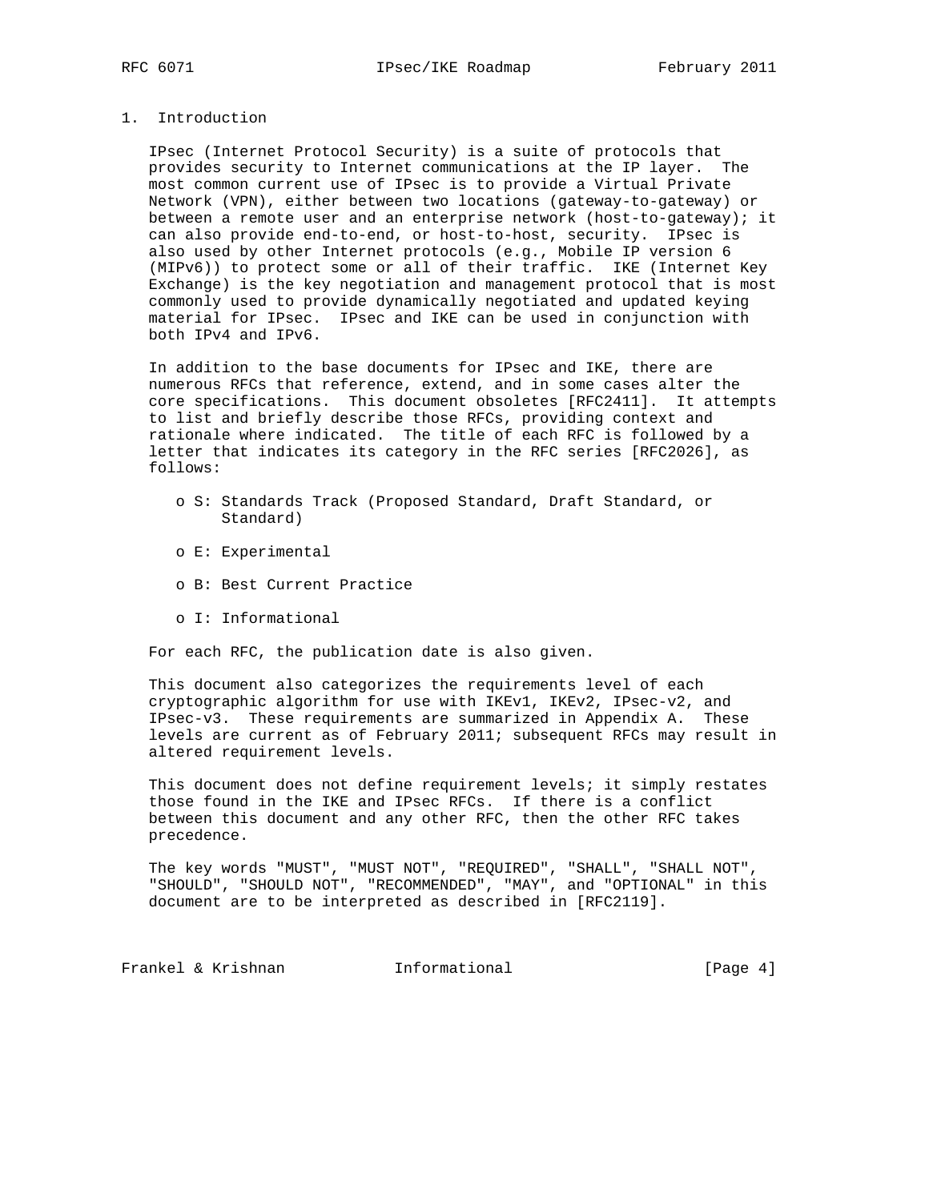## 1. Introduction

IPsec (Internet Protocol Security) is a suite of protocols that provides security to Internet communications at the IP layer. The most common current use of IPsec is to provide a Virtual Private Network (VPN), either between two locations (gateway-to-gateway) or between a remote user and an enterprise network (host-to-gateway); it can also provide end-to-end, or host-to-host, security. IPsec is also used by other Internet protocols (e.g., Mobile IP version 6 (MIPv6)) to protect some or all of their traffic. IKE (Internet Key Exchange) is the key negotiation and management protocol that is most commonly used to provide dynamically negotiated and updated keying material for IPsec. IPsec and IKE can be used in conjunction with both IPv4 and IPv6.

In addition to the base documents for IPsec and IKE, there are numerous RFCs that reference, extend, and in some cases alter the core specifications. This document obsoletes [RFC2411]. It attempts to list and briefly describe those RFCs, providing context and rationale where indicated. The title of each RFC is followed by a letter that indicates its category in the RFC series [RFC2026], as follows:

- S: Standards Track (Proposed Standard, Draft Standard, or Standard)
- E: Experimental
- B: Best Current Practice
- I: Informational

For each RFC, the publication date is also given.

This document also categorizes the requirements level of each cryptographic algorithm for use with IKEv1, IKEv2, IPsec-v2, and IPsec-v3. These requirements are summarized in Appendix A. These levels are current as of February 2011; subsequent RFCs may result in altered requirement levels.

This document does not define requirement levels; it simply restates those found in the IKE and IPsec RFCs. If there is a conflict between this document and any other RFC, then the other RFC takes precedence.

The key words "MUST", "MUST NOT", "REQUIRED", "SHALL", "SHALL NOT", "SHOULD", "SHOULD NOT", "RECOMMENDED", "MAY", and "OPTIONAL" in this document are to be interpreted as described in [RFC2119].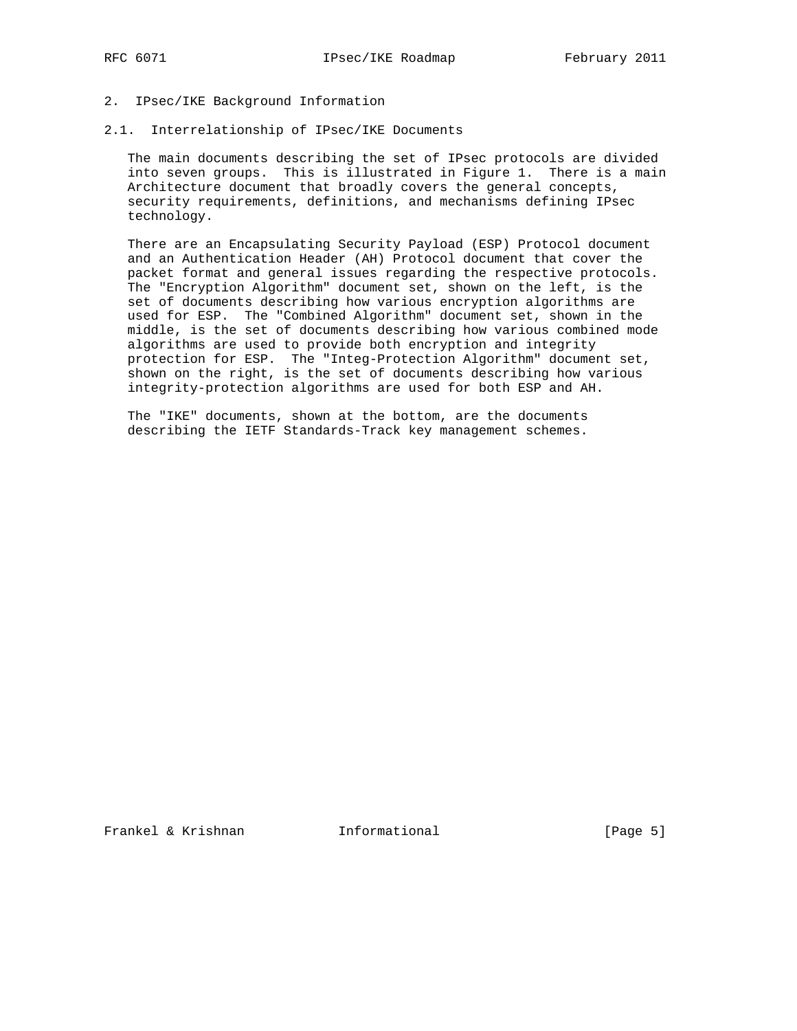## 2. IPsec/IKE Background Information

### 2.1. Interrelationship of IPsec/IKE Documents

The main documents describing the set of IPsec protocols are divided into seven groups. This is illustrated in Figure 1. There is a main Architecture document that broadly covers the general concepts, security requirements, definitions, and mechanisms defining IPsec technology.

There are an Encapsulating Security Payload (ESP) Protocol document and an Authentication Header (AH) Protocol document that cover the packet format and general issues regarding the respective protocols. The "Encryption Algorithm" document set, shown on the left, is the set of documents describing how various encryption algorithms are used for ESP. The "Combined Algorithm" document set, shown in the middle, is the set of documents describing how various combined mode algorithms are used to provide both encryption and integrity protection for ESP. The "Integ-Protection Algorithm" document set, shown on the right, is the set of documents describing how various integrity-protection algorithms are used for both ESP and AH.

The "IKE" documents, shown at the bottom, are the documents describing the IETF Standards-Track key management schemes.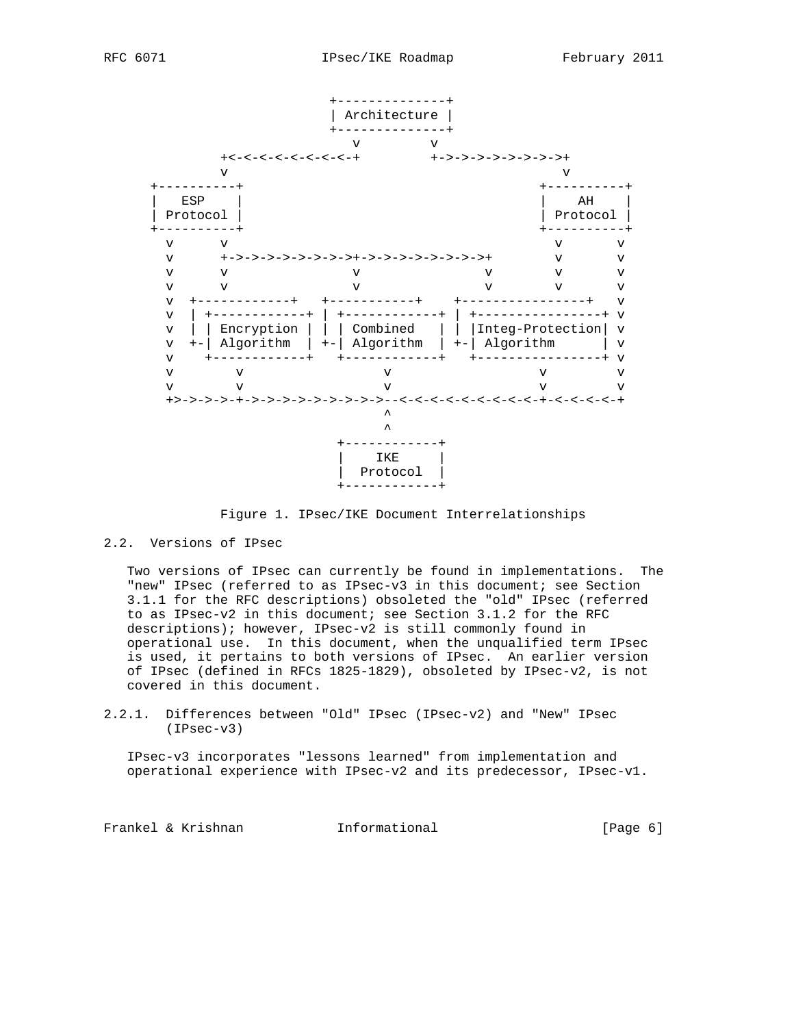```
                         +--------------+
                         | Architecture |
                         +--------------+
                           v         v
         +<-<-<-<-<-<-<-<-<-+         +->->->->->->->->+
         v                                             v
    +----------+                                  +----------+
    |   ESP    |                                  |    AH    |
    | Protocol |                                  | Protocol |
    +----------+                                  +----------+
      v      v                                       v       v
      v      +->->->->->->->->->+->->->->->->->->->+        v       v
      v      v                 v                  v        v       v
      v      v                 v                  v        v       v
      v  +------------+   +-----------+    +----------------+   v
      v  | +------------+ | +------------+ | +----------------+ v
      v  | | Encryption | | | Combined   | | |Integ-Protection| v
      v  +-| Algorithm  | +-| Algorithm  | +-| Algorithm      | v
      v    +------------+   +------------+   +----------------+ v
      v        v                 v                 v        v
      v        v                 v                 v        v
      +>->->->-+->->->->->->->->->->--<-<-<-<-<-<-<-<-<-+-<-<-<-<-+
                                 ^
                                 ^
                          +------------+
                          |    IKE     |
                          |  Protocol  |
                          +------------+
```

Figure 1. IPsec/IKE Document Interrelationships

### 2.2. Versions of IPsec

Two versions of IPsec can currently be found in implementations. The "new" IPsec (referred to as IPsec-v3 in this document; see Section 3.1.1 for the RFC descriptions) obsoleted the "old" IPsec (referred to as IPsec-v2 in this document; see Section 3.1.2 for the RFC descriptions); however, IPsec-v2 is still commonly found in operational use. In this document, when the unqualified term IPsec is used, it pertains to both versions of IPsec. An earlier version of IPsec (defined in RFCs 1825-1829), obsoleted by IPsec-v2, is not covered in this document.

#### 2.2.1. Differences between "Old" IPsec (IPsec-v2) and "New" IPsec (IPsec-v3)

IPsec-v3 incorporates "lessons learned" from implementation and operational experience with IPsec-v2 and its predecessor, IPsec-v1.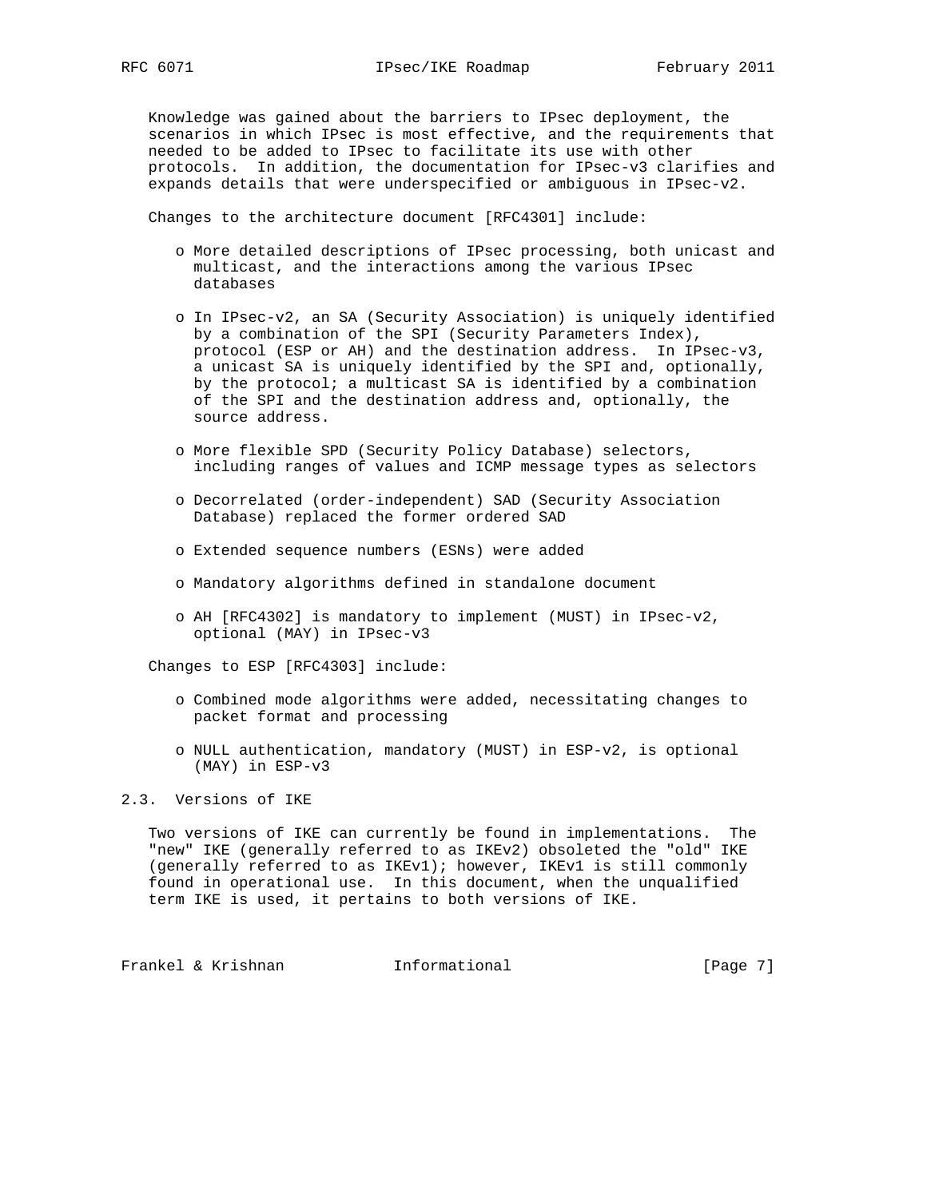Knowledge was gained about the barriers to IPsec deployment, the scenarios in which IPsec is most effective, and the requirements that needed to be added to IPsec to facilitate its use with other protocols. In addition, the documentation for IPsec-v3 clarifies and expands details that were underspecified or ambiguous in IPsec-v2.

Changes to the architecture document [RFC4301] include:

- More detailed descriptions of IPsec processing, both unicast and multicast, and the interactions among the various IPsec databases
- In IPsec-v2, an SA (Security Association) is uniquely identified by a combination of the SPI (Security Parameters Index), protocol (ESP or AH) and the destination address. In IPsec-v3, a unicast SA is uniquely identified by the SPI and, optionally, by the protocol; a multicast SA is identified by a combination of the SPI and the destination address and, optionally, the source address.
- More flexible SPD (Security Policy Database) selectors, including ranges of values and ICMP message types as selectors
- Decorrelated (order-independent) SAD (Security Association Database) replaced the former ordered SAD
- Extended sequence numbers (ESNs) were added
- Mandatory algorithms defined in standalone document
- AH [RFC4302] is mandatory to implement (MUST) in IPsec-v2, optional (MAY) in IPsec-v3

Changes to ESP [RFC4303] include:

- Combined mode algorithms were added, necessitating changes to packet format and processing
- NULL authentication, mandatory (MUST) in ESP-v2, is optional (MAY) in ESP-v3

## 2.3. Versions of IKE

Two versions of IKE can currently be found in implementations. The "new" IKE (generally referred to as IKEv2) obsoleted the "old" IKE (generally referred to as IKEv1); however, IKEv1 is still commonly found in operational use. In this document, when the unqualified term IKE is used, it pertains to both versions of IKE.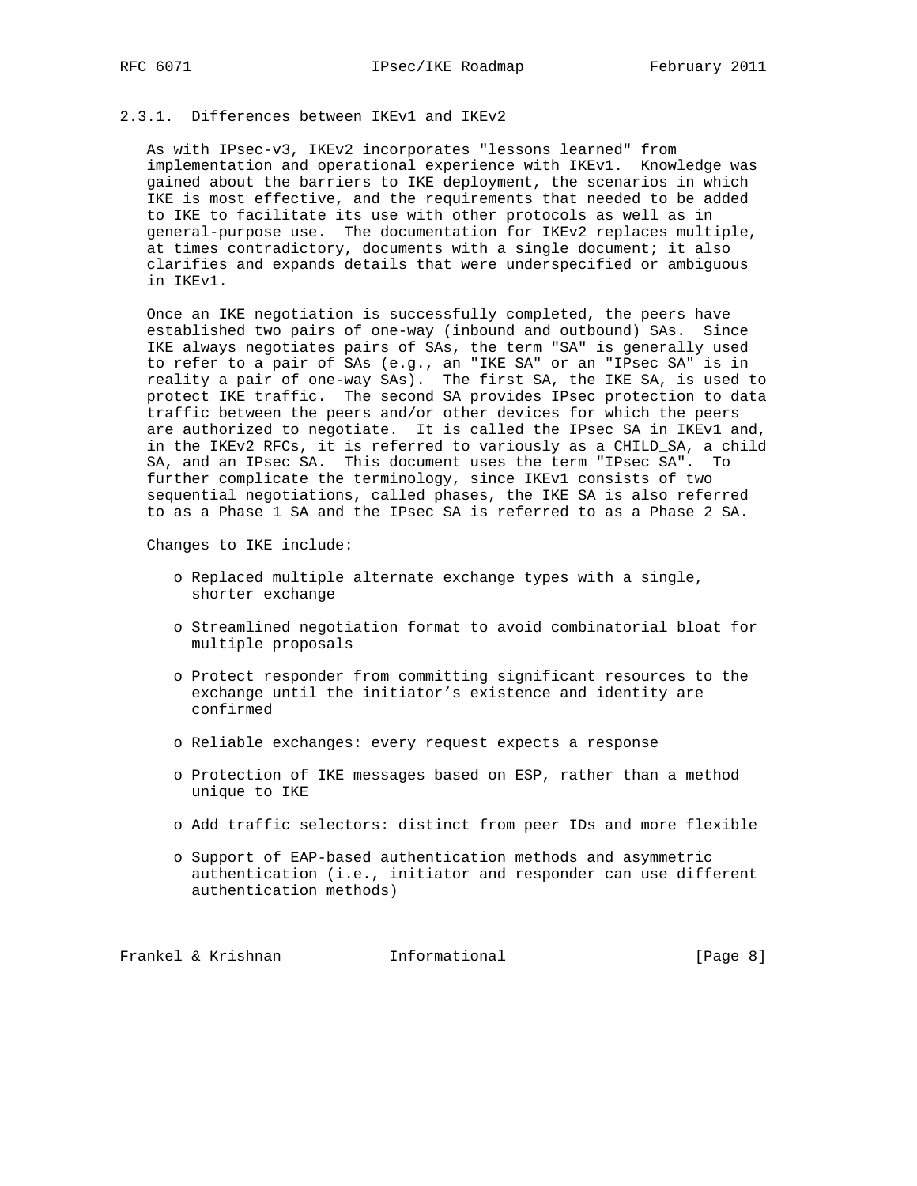### 2.3.1. Differences between IKEv1 and IKEv2

As with IPsec-v3, IKEv2 incorporates "lessons learned" from implementation and operational experience with IKEv1. Knowledge was gained about the barriers to IKE deployment, the scenarios in which IKE is most effective, and the requirements that needed to be added to IKE to facilitate its use with other protocols as well as in general-purpose use. The documentation for IKEv2 replaces multiple, at times contradictory, documents with a single document; it also clarifies and expands details that were underspecified or ambiguous in IKEv1.

Once an IKE negotiation is successfully completed, the peers have established two pairs of one-way (inbound and outbound) SAs. Since IKE always negotiates pairs of SAs, the term "SA" is generally used to refer to a pair of SAs (e.g., an "IKE SA" or an "IPsec SA" is in reality a pair of one-way SAs). The first SA, the IKE SA, is used to protect IKE traffic. The second SA provides IPsec protection to data traffic between the peers and/or other devices for which the peers are authorized to negotiate. It is called the IPsec SA in IKEv1 and, in the IKEv2 RFCs, it is referred to variously as a CHILD_SA, a child SA, and an IPsec SA. This document uses the term "IPsec SA". To further complicate the terminology, since IKEv1 consists of two sequential negotiations, called phases, the IKE SA is also referred to as a Phase 1 SA and the IPsec SA is referred to as a Phase 2 SA.

Changes to IKE include:

- Replaced multiple alternate exchange types with a single, shorter exchange
- Streamlined negotiation format to avoid combinatorial bloat for multiple proposals
- Protect responder from committing significant resources to the exchange until the initiator's existence and identity are confirmed
- Reliable exchanges: every request expects a response
- Protection of IKE messages based on ESP, rather than a method unique to IKE
- Add traffic selectors: distinct from peer IDs and more flexible
- Support of EAP-based authentication methods and asymmetric authentication (i.e., initiator and responder can use different authentication methods)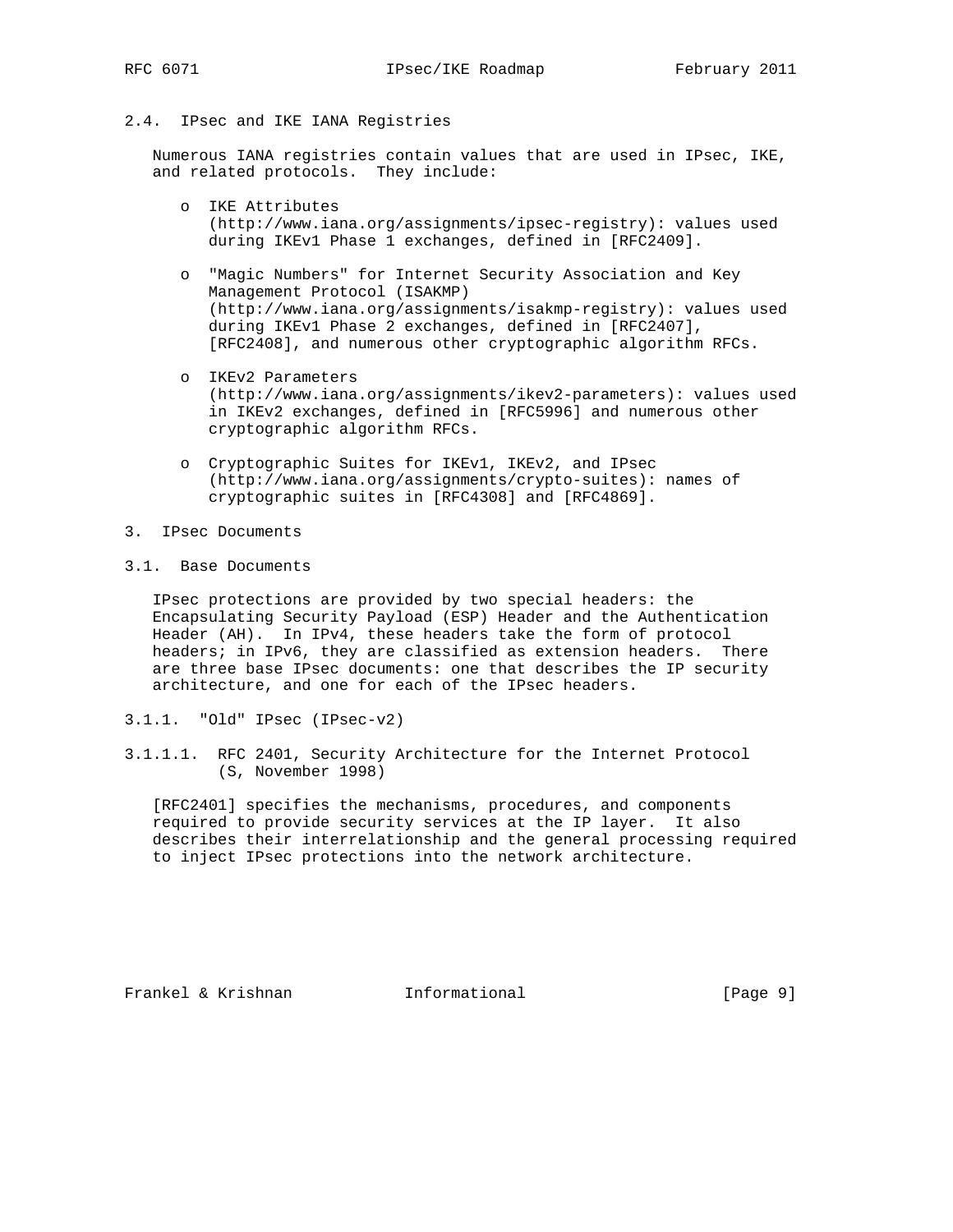## 2.4. IPsec and IKE IANA Registries

Numerous IANA registries contain values that are used in IPsec, IKE, and related protocols. They include:

- IKE Attributes (http://www.iana.org/assignments/ipsec-registry): values used during IKEv1 Phase 1 exchanges, defined in [RFC2409].

- "Magic Numbers" for Internet Security Association and Key Management Protocol (ISAKMP) (http://www.iana.org/assignments/isakmp-registry): values used during IKEv1 Phase 2 exchanges, defined in [RFC2407], [RFC2408], and numerous other cryptographic algorithm RFCs.

- IKEv2 Parameters (http://www.iana.org/assignments/ikev2-parameters): values used in IKEv2 exchanges, defined in [RFC5996] and numerous other cryptographic algorithm RFCs.

- Cryptographic Suites for IKEv1, IKEv2, and IPsec (http://www.iana.org/assignments/crypto-suites): names of cryptographic suites in [RFC4308] and [RFC4869].

# 3. IPsec Documents

## 3.1. Base Documents

IPsec protections are provided by two special headers: the Encapsulating Security Payload (ESP) Header and the Authentication Header (AH). In IPv4, these headers take the form of protocol headers; in IPv6, they are classified as extension headers. There are three base IPsec documents: one that describes the IP security architecture, and one for each of the IPsec headers.

### 3.1.1. "Old" IPsec (IPsec-v2)

#### 3.1.1.1. RFC 2401, Security Architecture for the Internet Protocol (S, November 1998)

[RFC2401] specifies the mechanisms, procedures, and components required to provide security services at the IP layer. It also describes their interrelationship and the general processing required to inject IPsec protections into the network architecture.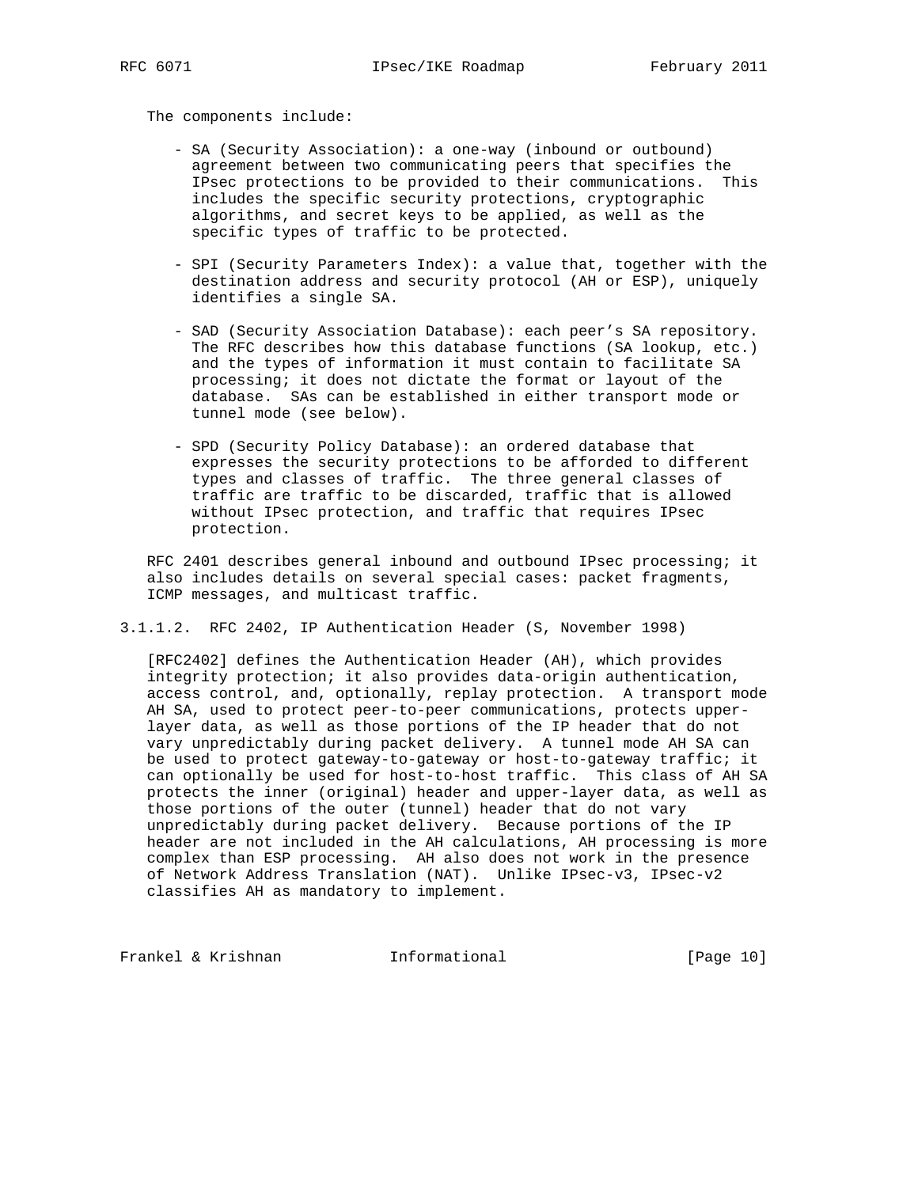The components include:

- SA (Security Association): a one-way (inbound or outbound) agreement between two communicating peers that specifies the IPsec protections to be provided to their communications. This includes the specific security protections, cryptographic algorithms, and secret keys to be applied, as well as the specific types of traffic to be protected.

- SPI (Security Parameters Index): a value that, together with the destination address and security protocol (AH or ESP), uniquely identifies a single SA.

- SAD (Security Association Database): each peer's SA repository. The RFC describes how this database functions (SA lookup, etc.) and the types of information it must contain to facilitate SA processing; it does not dictate the format or layout of the database. SAs can be established in either transport mode or tunnel mode (see below).

- SPD (Security Policy Database): an ordered database that expresses the security protections to be afforded to different types and classes of traffic. The three general classes of traffic are traffic to be discarded, traffic that is allowed without IPsec protection, and traffic that requires IPsec protection.

RFC 2401 describes general inbound and outbound IPsec processing; it also includes details on several special cases: packet fragments, ICMP messages, and multicast traffic.

#### 3.1.1.2. RFC 2402, IP Authentication Header (S, November 1998)

[RFC2402] defines the Authentication Header (AH), which provides integrity protection; it also provides data-origin authentication, access control, and, optionally, replay protection. A transport mode AH SA, used to protect peer-to-peer communications, protects upper-layer data, as well as those portions of the IP header that do not vary unpredictably during packet delivery. A tunnel mode AH SA can be used to protect gateway-to-gateway or host-to-gateway traffic; it can optionally be used for host-to-host traffic. This class of AH SA protects the inner (original) header and upper-layer data, as well as those portions of the outer (tunnel) header that do not vary unpredictably during packet delivery. Because portions of the IP header are not included in the AH calculations, AH processing is more complex than ESP processing. AH also does not work in the presence of Network Address Translation (NAT). Unlike IPsec-v3, IPsec-v2 classifies AH as mandatory to implement.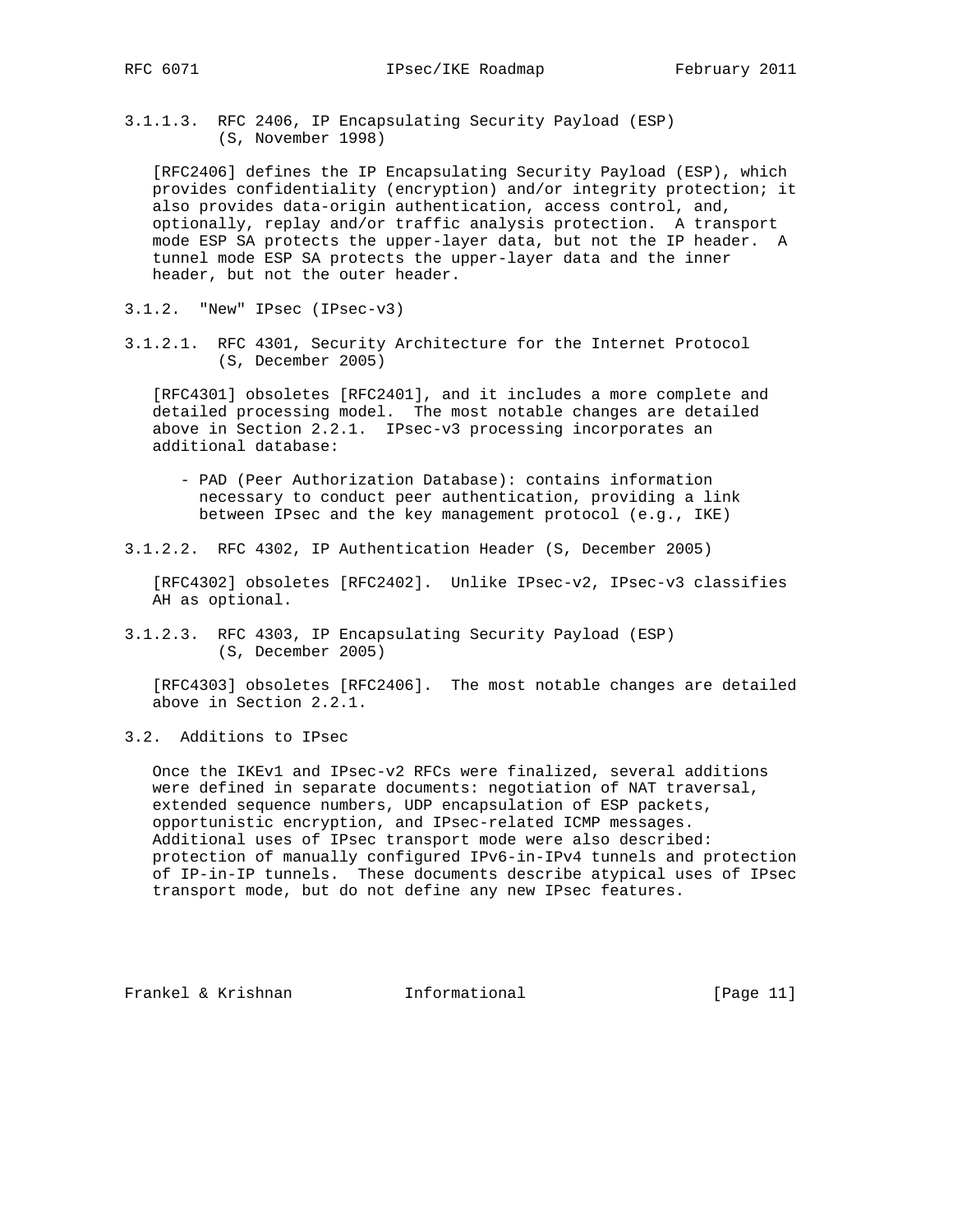#### 3.1.1.3. RFC 2406, IP Encapsulating Security Payload (ESP) (S, November 1998)

[RFC2406] defines the IP Encapsulating Security Payload (ESP), which provides confidentiality (encryption) and/or integrity protection; it also provides data-origin authentication, access control, and, optionally, replay and/or traffic analysis protection. A transport mode ESP SA protects the upper-layer data, but not the IP header. A tunnel mode ESP SA protects the upper-layer data and the inner header, but not the outer header.

### 3.1.2. "New" IPsec (IPsec-v3)

#### 3.1.2.1. RFC 4301, Security Architecture for the Internet Protocol (S, December 2005)

[RFC4301] obsoletes [RFC2401], and it includes a more complete and detailed processing model. The most notable changes are detailed above in Section 2.2.1. IPsec-v3 processing incorporates an additional database:

- PAD (Peer Authorization Database): contains information necessary to conduct peer authentication, providing a link between IPsec and the key management protocol (e.g., IKE)

#### 3.1.2.2. RFC 4302, IP Authentication Header (S, December 2005)

[RFC4302] obsoletes [RFC2402]. Unlike IPsec-v2, IPsec-v3 classifies AH as optional.

#### 3.1.2.3. RFC 4303, IP Encapsulating Security Payload (ESP) (S, December 2005)

[RFC4303] obsoletes [RFC2406]. The most notable changes are detailed above in Section 2.2.1.

## 3.2. Additions to IPsec

Once the IKEv1 and IPsec-v2 RFCs were finalized, several additions were defined in separate documents: negotiation of NAT traversal, extended sequence numbers, UDP encapsulation of ESP packets, opportunistic encryption, and IPsec-related ICMP messages. Additional uses of IPsec transport mode were also described: protection of manually configured IPv6-in-IPv4 tunnels and protection of IP-in-IP tunnels. These documents describe atypical uses of IPsec transport mode, but do not define any new IPsec features.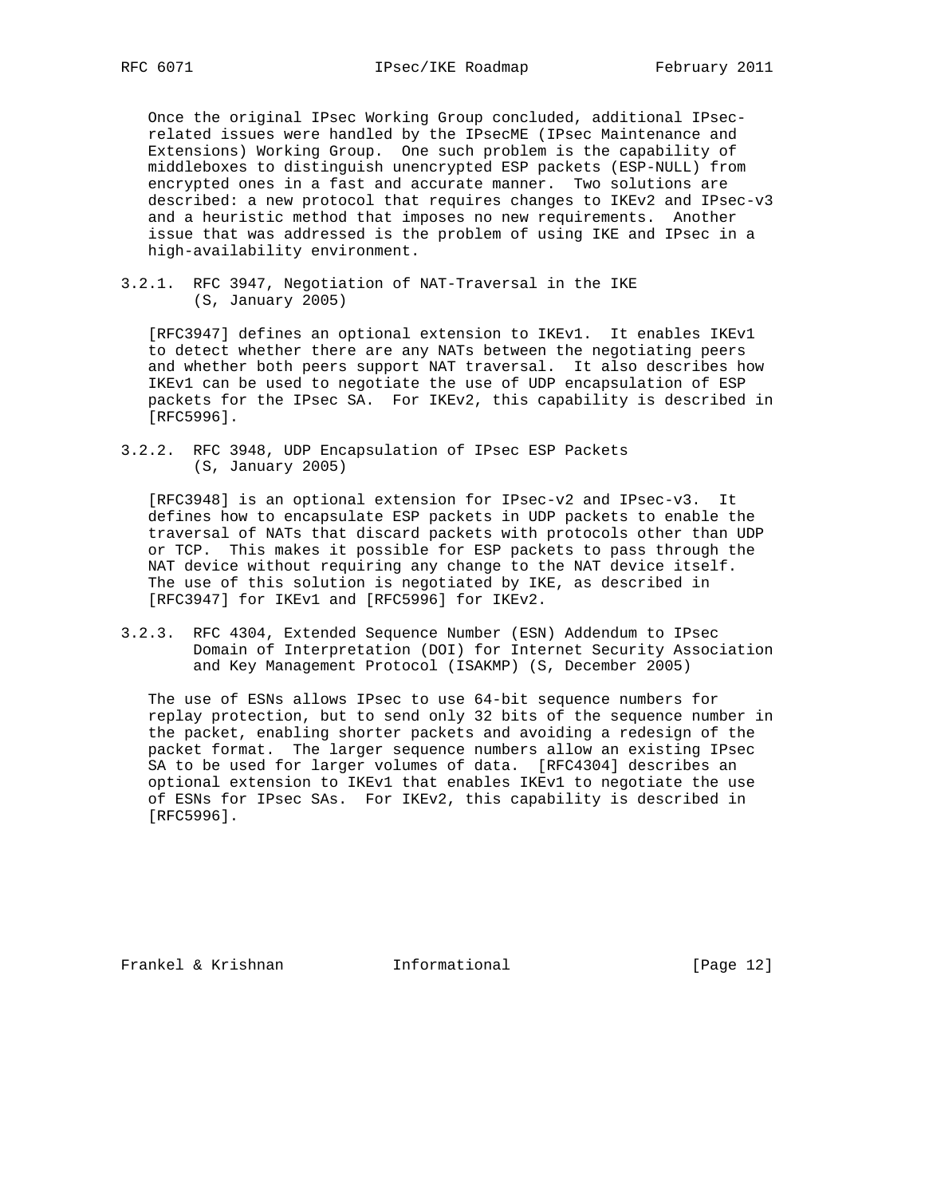Once the original IPsec Working Group concluded, additional IPsec-related issues were handled by the IPsecME (IPsec Maintenance and Extensions) Working Group. One such problem is the capability of middleboxes to distinguish unencrypted ESP packets (ESP-NULL) from encrypted ones in a fast and accurate manner. Two solutions are described: a new protocol that requires changes to IKEv2 and IPsec-v3 and a heuristic method that imposes no new requirements. Another issue that was addressed is the problem of using IKE and IPsec in a high-availability environment.

### 3.2.1. RFC 3947, Negotiation of NAT-Traversal in the IKE (S, January 2005)

[RFC3947] defines an optional extension to IKEv1. It enables IKEv1 to detect whether there are any NATs between the negotiating peers and whether both peers support NAT traversal. It also describes how IKEv1 can be used to negotiate the use of UDP encapsulation of ESP packets for the IPsec SA. For IKEv2, this capability is described in [RFC5996].

### 3.2.2. RFC 3948, UDP Encapsulation of IPsec ESP Packets (S, January 2005)

[RFC3948] is an optional extension for IPsec-v2 and IPsec-v3. It defines how to encapsulate ESP packets in UDP packets to enable the traversal of NATs that discard packets with protocols other than UDP or TCP. This makes it possible for ESP packets to pass through the NAT device without requiring any change to the NAT device itself. The use of this solution is negotiated by IKE, as described in [RFC3947] for IKEv1 and [RFC5996] for IKEv2.

### 3.2.3. RFC 4304, Extended Sequence Number (ESN) Addendum to IPsec Domain of Interpretation (DOI) for Internet Security Association and Key Management Protocol (ISAKMP) (S, December 2005)

The use of ESNs allows IPsec to use 64-bit sequence numbers for replay protection, but to send only 32 bits of the sequence number in the packet, enabling shorter packets and avoiding a redesign of the packet format. The larger sequence numbers allow an existing IPsec SA to be used for larger volumes of data. [RFC4304] describes an optional extension to IKEv1 that enables IKEv1 to negotiate the use of ESNs for IPsec SAs. For IKEv2, this capability is described in [RFC5996].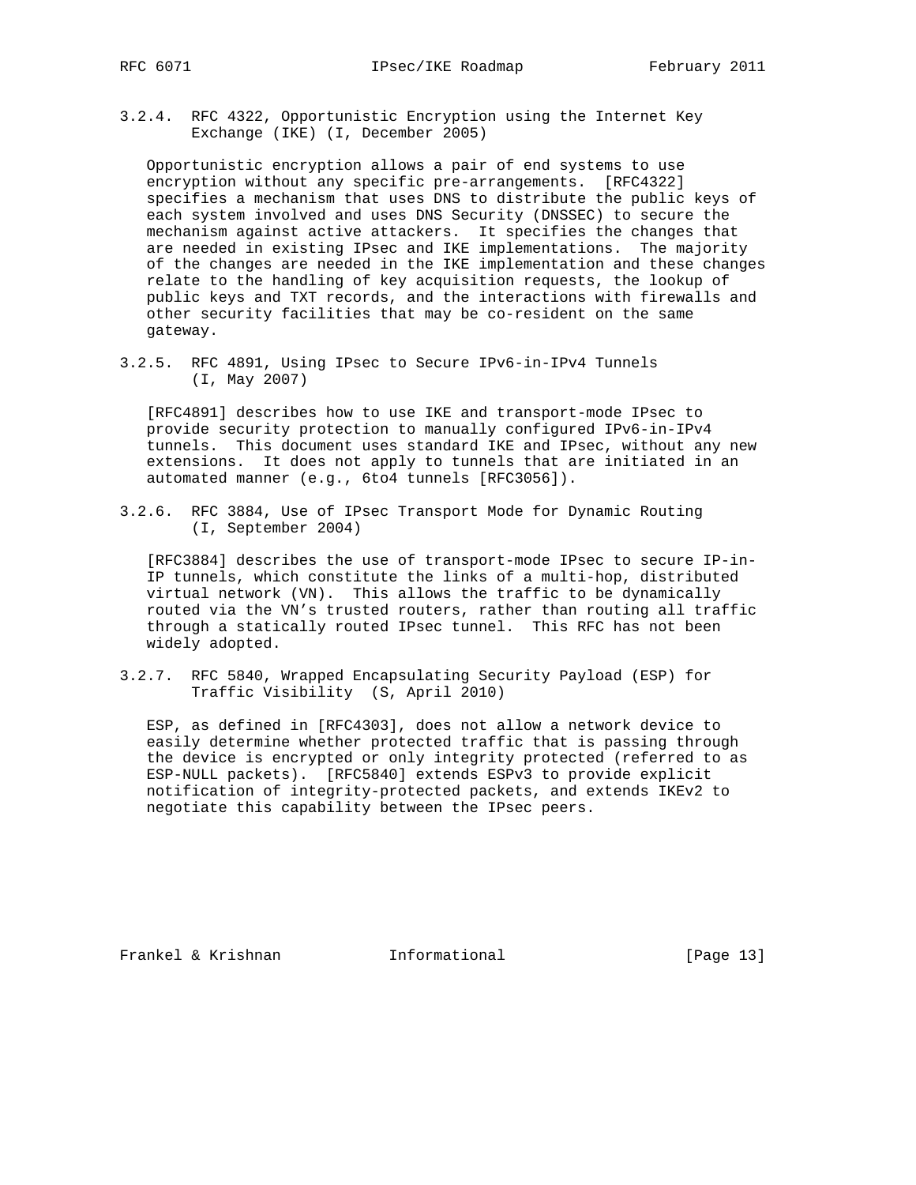#### 3.2.4. RFC 4322, Opportunistic Encryption using the Internet Key Exchange (IKE) (I, December 2005)

Opportunistic encryption allows a pair of end systems to use encryption without any specific pre-arrangements. [RFC4322] specifies a mechanism that uses DNS to distribute the public keys of each system involved and uses DNS Security (DNSSEC) to secure the mechanism against active attackers. It specifies the changes that are needed in existing IPsec and IKE implementations. The majority of the changes are needed in the IKE implementation and these changes relate to the handling of key acquisition requests, the lookup of public keys and TXT records, and the interactions with firewalls and other security facilities that may be co-resident on the same gateway.

#### 3.2.5. RFC 4891, Using IPsec to Secure IPv6-in-IPv4 Tunnels (I, May 2007)

[RFC4891] describes how to use IKE and transport-mode IPsec to provide security protection to manually configured IPv6-in-IPv4 tunnels. This document uses standard IKE and IPsec, without any new extensions. It does not apply to tunnels that are initiated in an automated manner (e.g., 6to4 tunnels [RFC3056]).

#### 3.2.6. RFC 3884, Use of IPsec Transport Mode for Dynamic Routing (I, September 2004)

[RFC3884] describes the use of transport-mode IPsec to secure IP-in-IP tunnels, which constitute the links of a multi-hop, distributed virtual network (VN). This allows the traffic to be dynamically routed via the VN's trusted routers, rather than routing all traffic through a statically routed IPsec tunnel. This RFC has not been widely adopted.

#### 3.2.7. RFC 5840, Wrapped Encapsulating Security Payload (ESP) for Traffic Visibility (S, April 2010)

ESP, as defined in [RFC4303], does not allow a network device to easily determine whether protected traffic that is passing through the device is encrypted or only integrity protected (referred to as ESP-NULL packets). [RFC5840] extends ESPv3 to provide explicit notification of integrity-protected packets, and extends IKEv2 to negotiate this capability between the IPsec peers.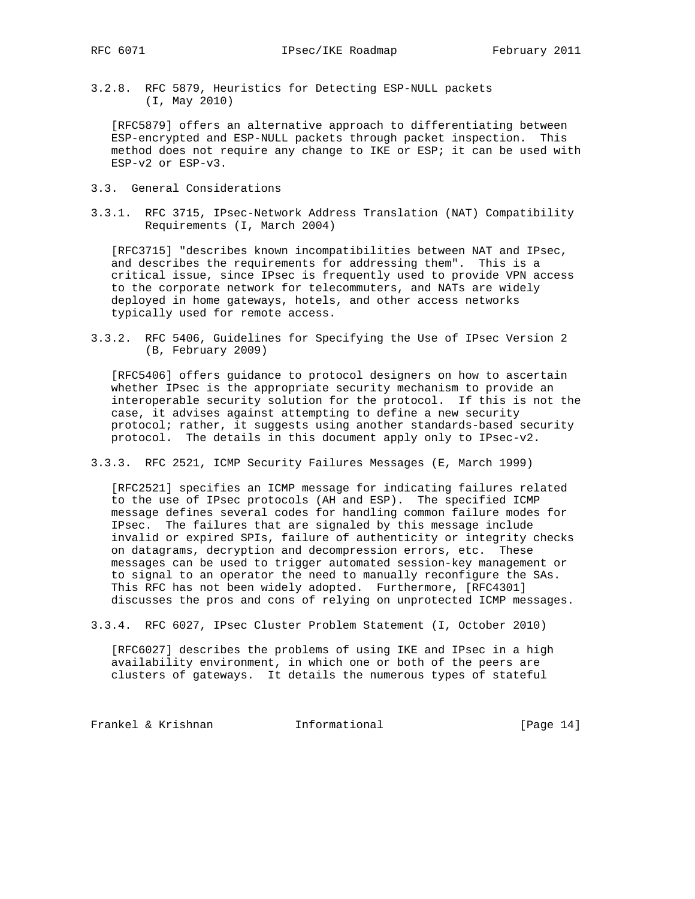#### 3.2.8. RFC 5879, Heuristics for Detecting ESP-NULL packets (I, May 2010)

[RFC5879] offers an alternative approach to differentiating between ESP-encrypted and ESP-NULL packets through packet inspection. This method does not require any change to IKE or ESP; it can be used with ESP-v2 or ESP-v3.

### 3.3. General Considerations

#### 3.3.1. RFC 3715, IPsec-Network Address Translation (NAT) Compatibility Requirements (I, March 2004)

[RFC3715] "describes known incompatibilities between NAT and IPsec, and describes the requirements for addressing them". This is a critical issue, since IPsec is frequently used to provide VPN access to the corporate network for telecommuters, and NATs are widely deployed in home gateways, hotels, and other access networks typically used for remote access.

#### 3.3.2. RFC 5406, Guidelines for Specifying the Use of IPsec Version 2 (B, February 2009)

[RFC5406] offers guidance to protocol designers on how to ascertain whether IPsec is the appropriate security mechanism to provide an interoperable security solution for the protocol. If this is not the case, it advises against attempting to define a new security protocol; rather, it suggests using another standards-based security protocol. The details in this document apply only to IPsec-v2.

#### 3.3.3. RFC 2521, ICMP Security Failures Messages (E, March 1999)

[RFC2521] specifies an ICMP message for indicating failures related to the use of IPsec protocols (AH and ESP). The specified ICMP message defines several codes for handling common failure modes for IPsec. The failures that are signaled by this message include invalid or expired SPIs, failure of authenticity or integrity checks on datagrams, decryption and decompression errors, etc. These messages can be used to trigger automated session-key management or to signal to an operator the need to manually reconfigure the SAs. This RFC has not been widely adopted. Furthermore, [RFC4301] discusses the pros and cons of relying on unprotected ICMP messages.

#### 3.3.4. RFC 6027, IPsec Cluster Problem Statement (I, October 2010)

[RFC6027] describes the problems of using IKE and IPsec in a high availability environment, in which one or both of the peers are clusters of gateways. It details the numerous types of stateful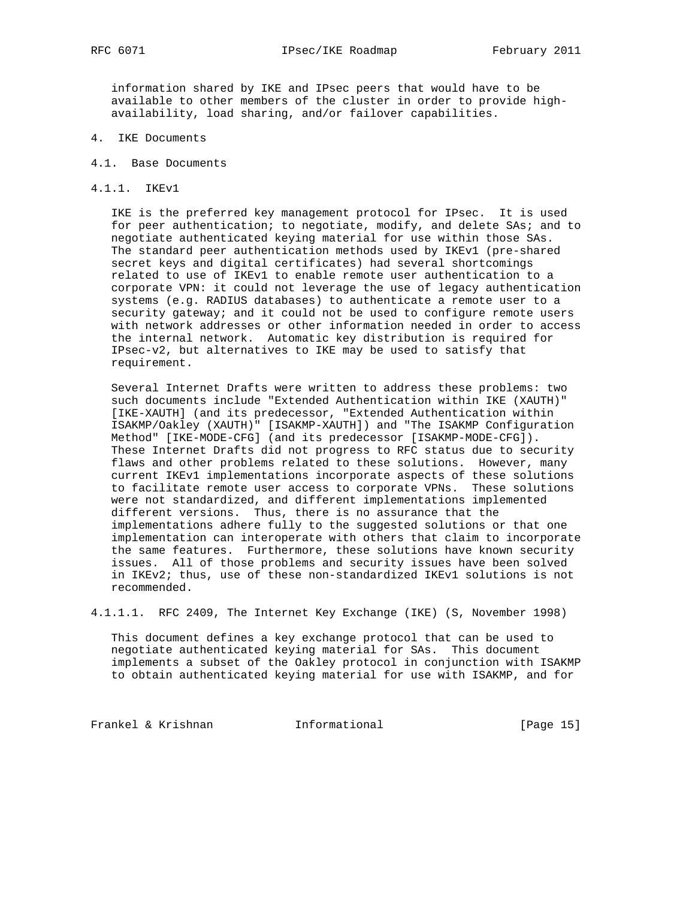information shared by IKE and IPsec peers that would have to be available to other members of the cluster in order to provide high-availability, load sharing, and/or failover capabilities.

# 4. IKE Documents

## 4.1. Base Documents

### 4.1.1. IKEv1

IKE is the preferred key management protocol for IPsec. It is used for peer authentication; to negotiate, modify, and delete SAs; and to negotiate authenticated keying material for use within those SAs. The standard peer authentication methods used by IKEv1 (pre-shared secret keys and digital certificates) had several shortcomings related to use of IKEv1 to enable remote user authentication to a corporate VPN: it could not leverage the use of legacy authentication systems (e.g. RADIUS databases) to authenticate a remote user to a security gateway; and it could not be used to configure remote users with network addresses or other information needed in order to access the internal network. Automatic key distribution is required for IPsec-v2, but alternatives to IKE may be used to satisfy that requirement.

Several Internet Drafts were written to address these problems: two such documents include "Extended Authentication within IKE (XAUTH)" [IKE-XAUTH] (and its predecessor, "Extended Authentication within ISAKMP/Oakley (XAUTH)" [ISAKMP-XAUTH]) and "The ISAKMP Configuration Method" [IKE-MODE-CFG] (and its predecessor [ISAKMP-MODE-CFG]). These Internet Drafts did not progress to RFC status due to security flaws and other problems related to these solutions. However, many current IKEv1 implementations incorporate aspects of these solutions to facilitate remote user access to corporate VPNs. These solutions were not standardized, and different implementations implemented different versions. Thus, there is no assurance that the implementations adhere fully to the suggested solutions or that one implementation can interoperate with others that claim to incorporate the same features. Furthermore, these solutions have known security issues. All of those problems and security issues have been solved in IKEv2; thus, use of these non-standardized IKEv1 solutions is not recommended.

#### 4.1.1.1. RFC 2409, The Internet Key Exchange (IKE) (S, November 1998)

This document defines a key exchange protocol that can be used to negotiate authenticated keying material for SAs. This document implements a subset of the Oakley protocol in conjunction with ISAKMP to obtain authenticated keying material for use with ISAKMP, and for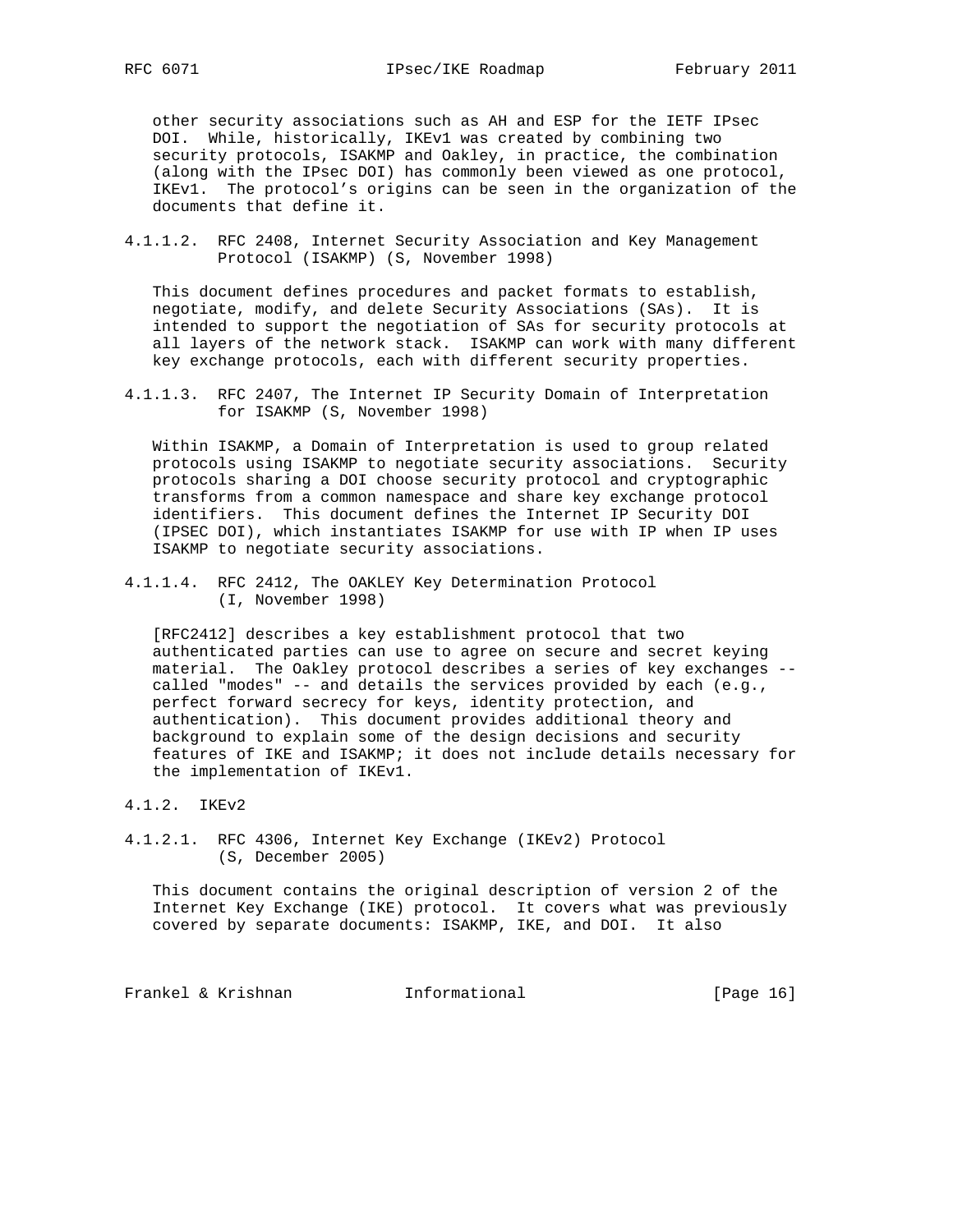other security associations such as AH and ESP for the IETF IPsec DOI. While, historically, IKEv1 was created by combining two security protocols, ISAKMP and Oakley, in practice, the combination (along with the IPsec DOI) has commonly been viewed as one protocol, IKEv1. The protocol's origins can be seen in the organization of the documents that define it.

#### 4.1.1.2. RFC 2408, Internet Security Association and Key Management Protocol (ISAKMP) (S, November 1998)

This document defines procedures and packet formats to establish, negotiate, modify, and delete Security Associations (SAs). It is intended to support the negotiation of SAs for security protocols at all layers of the network stack. ISAKMP can work with many different key exchange protocols, each with different security properties.

#### 4.1.1.3. RFC 2407, The Internet IP Security Domain of Interpretation for ISAKMP (S, November 1998)

Within ISAKMP, a Domain of Interpretation is used to group related protocols using ISAKMP to negotiate security associations. Security protocols sharing a DOI choose security protocol and cryptographic transforms from a common namespace and share key exchange protocol identifiers. This document defines the Internet IP Security DOI (IPSEC DOI), which instantiates ISAKMP for use with IP when IP uses ISAKMP to negotiate security associations.

#### 4.1.1.4. RFC 2412, The OAKLEY Key Determination Protocol (I, November 1998)

[RFC2412] describes a key establishment protocol that two authenticated parties can use to agree on secure and secret keying material. The Oakley protocol describes a series of key exchanges -- called "modes" -- and details the services provided by each (e.g., perfect forward secrecy for keys, identity protection, and authentication). This document provides additional theory and background to explain some of the design decisions and security features of IKE and ISAKMP; it does not include details necessary for the implementation of IKEv1.

### 4.1.2. IKEv2

#### 4.1.2.1. RFC 4306, Internet Key Exchange (IKEv2) Protocol (S, December 2005)

This document contains the original description of version 2 of the Internet Key Exchange (IKE) protocol. It covers what was previously covered by separate documents: ISAKMP, IKE, and DOI. It also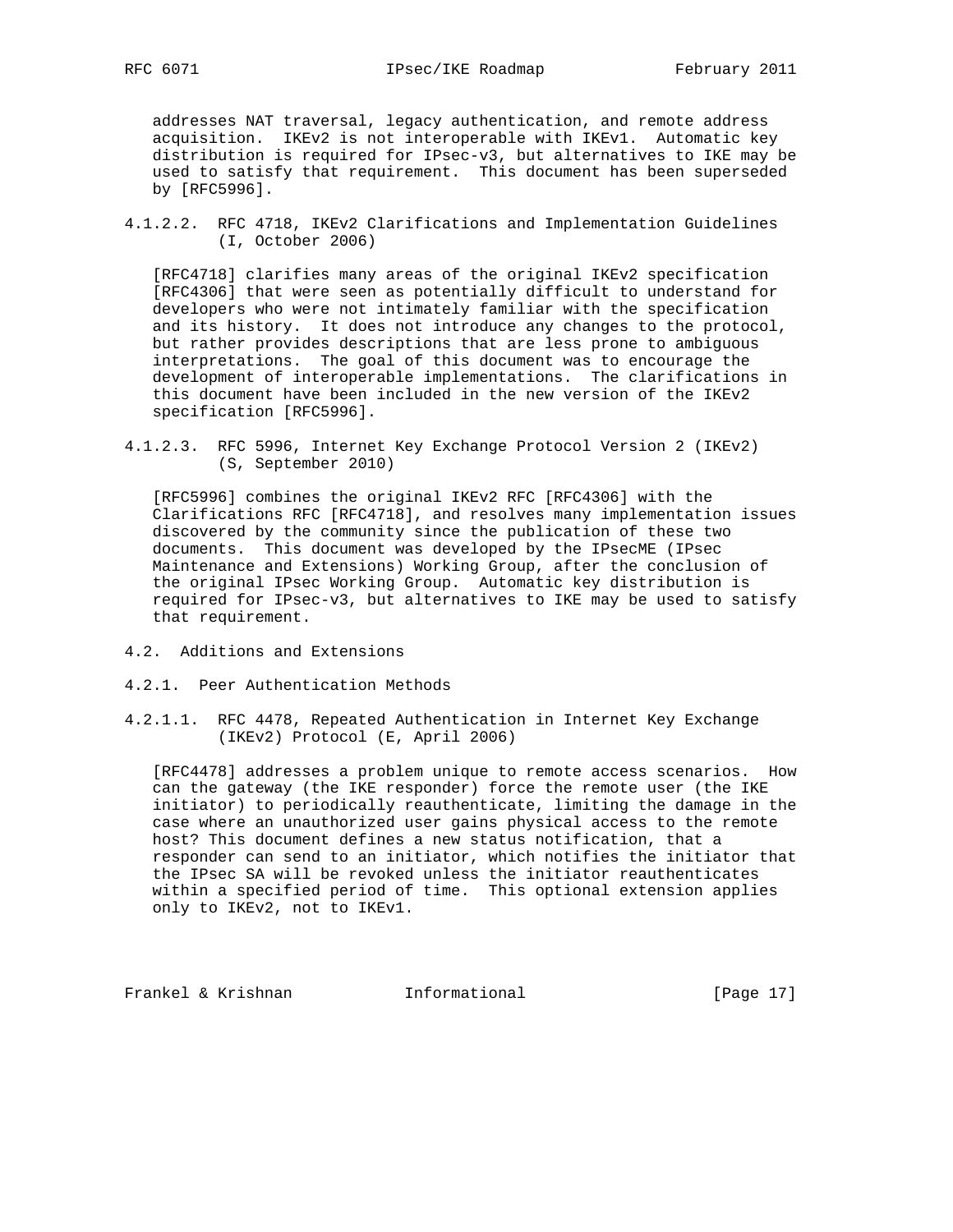addresses NAT traversal, legacy authentication, and remote address acquisition. IKEv2 is not interoperable with IKEv1. Automatic key distribution is required for IPsec-v3, but alternatives to IKE may be used to satisfy that requirement. This document has been superseded by [RFC5996].

#### 4.1.2.2. RFC 4718, IKEv2 Clarifications and Implementation Guidelines (I, October 2006)

[RFC4718] clarifies many areas of the original IKEv2 specification [RFC4306] that were seen as potentially difficult to understand for developers who were not intimately familiar with the specification and its history. It does not introduce any changes to the protocol, but rather provides descriptions that are less prone to ambiguous interpretations. The goal of this document was to encourage the development of interoperable implementations. The clarifications in this document have been included in the new version of the IKEv2 specification [RFC5996].

#### 4.1.2.3. RFC 5996, Internet Key Exchange Protocol Version 2 (IKEv2) (S, September 2010)

[RFC5996] combines the original IKEv2 RFC [RFC4306] with the Clarifications RFC [RFC4718], and resolves many implementation issues discovered by the community since the publication of these two documents. This document was developed by the IPsecME (IPsec Maintenance and Extensions) Working Group, after the conclusion of the original IPsec Working Group. Automatic key distribution is required for IPsec-v3, but alternatives to IKE may be used to satisfy that requirement.

## 4.2. Additions and Extensions

### 4.2.1. Peer Authentication Methods

#### 4.2.1.1. RFC 4478, Repeated Authentication in Internet Key Exchange (IKEv2) Protocol (E, April 2006)

[RFC4478] addresses a problem unique to remote access scenarios. How can the gateway (the IKE responder) force the remote user (the IKE initiator) to periodically reauthenticate, limiting the damage in the case where an unauthorized user gains physical access to the remote host? This document defines a new status notification, that a responder can send to an initiator, which notifies the initiator that the IPsec SA will be revoked unless the initiator reauthenticates within a specified period of time. This optional extension applies only to IKEv2, not to IKEv1.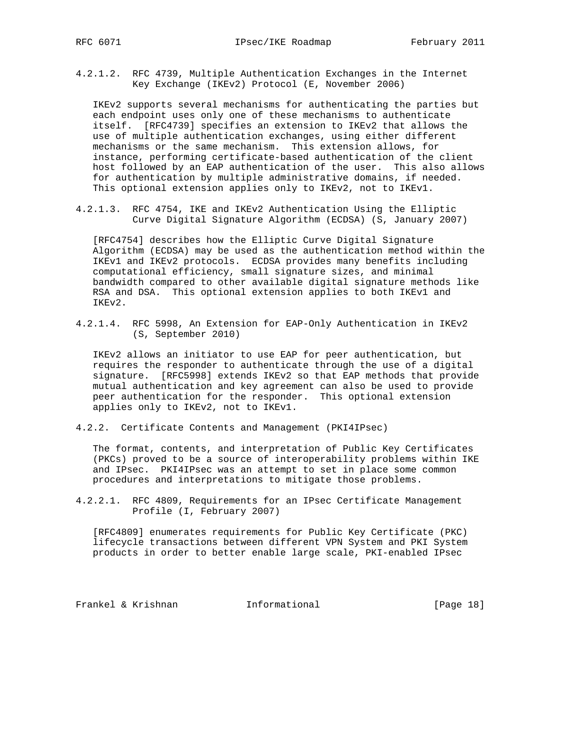#### 4.2.1.2. RFC 4739, Multiple Authentication Exchanges in the Internet Key Exchange (IKEv2) Protocol (E, November 2006)

IKEv2 supports several mechanisms for authenticating the parties but each endpoint uses only one of these mechanisms to authenticate itself. [RFC4739] specifies an extension to IKEv2 that allows the use of multiple authentication exchanges, using either different mechanisms or the same mechanism. This extension allows, for instance, performing certificate-based authentication of the client host followed by an EAP authentication of the user. This also allows for authentication by multiple administrative domains, if needed. This optional extension applies only to IKEv2, not to IKEv1.

#### 4.2.1.3. RFC 4754, IKE and IKEv2 Authentication Using the Elliptic Curve Digital Signature Algorithm (ECDSA) (S, January 2007)

[RFC4754] describes how the Elliptic Curve Digital Signature Algorithm (ECDSA) may be used as the authentication method within the IKEv1 and IKEv2 protocols. ECDSA provides many benefits including computational efficiency, small signature sizes, and minimal bandwidth compared to other available digital signature methods like RSA and DSA. This optional extension applies to both IKEv1 and IKEv2.

#### 4.2.1.4. RFC 5998, An Extension for EAP-Only Authentication in IKEv2 (S, September 2010)

IKEv2 allows an initiator to use EAP for peer authentication, but requires the responder to authenticate through the use of a digital signature. [RFC5998] extends IKEv2 so that EAP methods that provide mutual authentication and key agreement can also be used to provide peer authentication for the responder. This optional extension applies only to IKEv2, not to IKEv1.

### 4.2.2. Certificate Contents and Management (PKI4IPsec)

The format, contents, and interpretation of Public Key Certificates (PKCs) proved to be a source of interoperability problems within IKE and IPsec. PKI4IPsec was an attempt to set in place some common procedures and interpretations to mitigate those problems.

#### 4.2.2.1. RFC 4809, Requirements for an IPsec Certificate Management Profile (I, February 2007)

[RFC4809] enumerates requirements for Public Key Certificate (PKC) lifecycle transactions between different VPN System and PKI System products in order to better enable large scale, PKI-enabled IPsec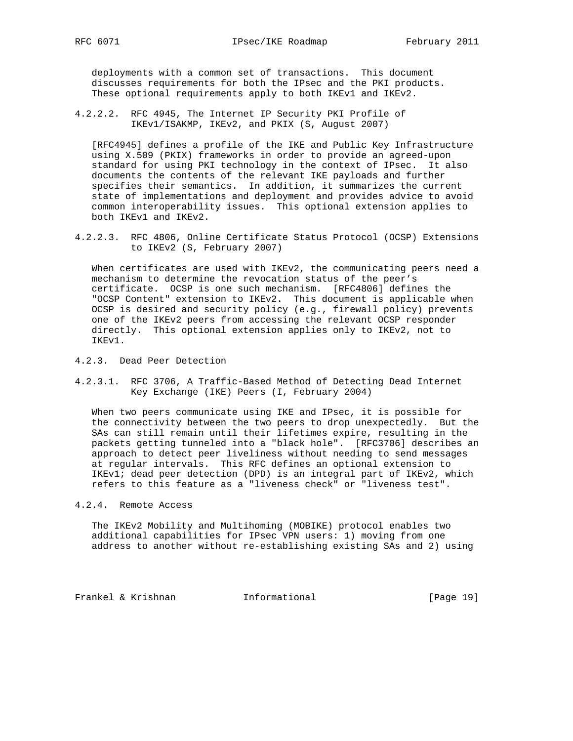deployments with a common set of transactions. This document discusses requirements for both the IPsec and the PKI products. These optional requirements apply to both IKEv1 and IKEv2.

#### 4.2.2.2. RFC 4945, The Internet IP Security PKI Profile of IKEv1/ISAKMP, IKEv2, and PKIX (S, August 2007)

[RFC4945] defines a profile of the IKE and Public Key Infrastructure using X.509 (PKIX) frameworks in order to provide an agreed-upon standard for using PKI technology in the context of IPsec. It also documents the contents of the relevant IKE payloads and further specifies their semantics. In addition, it summarizes the current state of implementations and deployment and provides advice to avoid common interoperability issues. This optional extension applies to both IKEv1 and IKEv2.

#### 4.2.2.3. RFC 4806, Online Certificate Status Protocol (OCSP) Extensions to IKEv2 (S, February 2007)

When certificates are used with IKEv2, the communicating peers need a mechanism to determine the revocation status of the peer's certificate. OCSP is one such mechanism. [RFC4806] defines the "OCSP Content" extension to IKEv2. This document is applicable when OCSP is desired and security policy (e.g., firewall policy) prevents one of the IKEv2 peers from accessing the relevant OCSP responder directly. This optional extension applies only to IKEv2, not to IKEv1.

### 4.2.3. Dead Peer Detection

#### 4.2.3.1. RFC 3706, A Traffic-Based Method of Detecting Dead Internet Key Exchange (IKE) Peers (I, February 2004)

When two peers communicate using IKE and IPsec, it is possible for the connectivity between the two peers to drop unexpectedly. But the SAs can still remain until their lifetimes expire, resulting in the packets getting tunneled into a "black hole". [RFC3706] describes an approach to detect peer liveliness without needing to send messages at regular intervals. This RFC defines an optional extension to IKEv1; dead peer detection (DPD) is an integral part of IKEv2, which refers to this feature as a "liveness check" or "liveness test".

### 4.2.4. Remote Access

The IKEv2 Mobility and Multihoming (MOBIKE) protocol enables two additional capabilities for IPsec VPN users: 1) moving from one address to another without re-establishing existing SAs and 2) using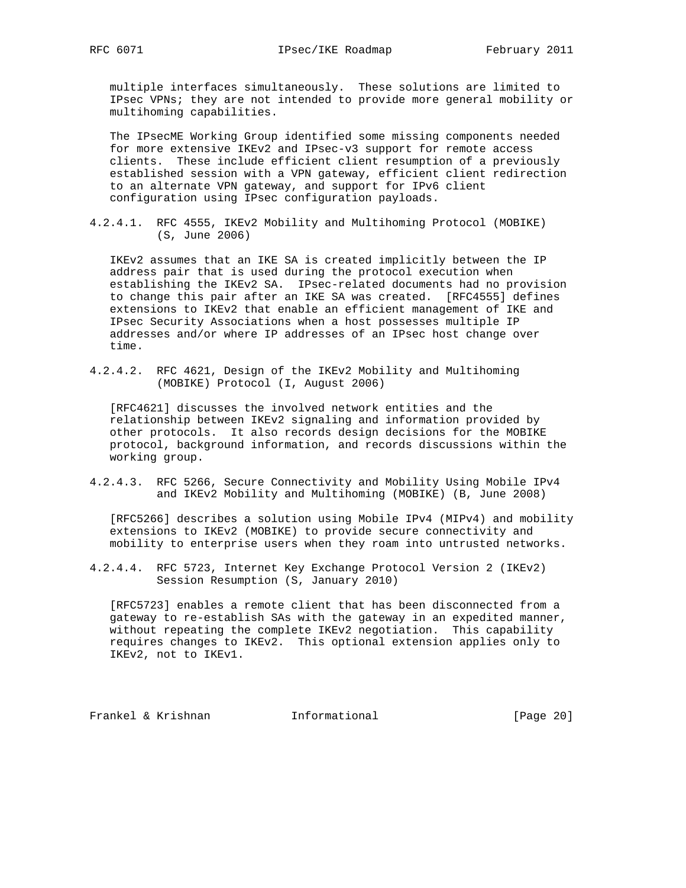multiple interfaces simultaneously. These solutions are limited to IPsec VPNs; they are not intended to provide more general mobility or multihoming capabilities.

The IPsecME Working Group identified some missing components needed for more extensive IKEv2 and IPsec-v3 support for remote access clients. These include efficient client resumption of a previously established session with a VPN gateway, efficient client redirection to an alternate VPN gateway, and support for IPv6 client configuration using IPsec configuration payloads.

#### 4.2.4.1. RFC 4555, IKEv2 Mobility and Multihoming Protocol (MOBIKE) (S, June 2006)

IKEv2 assumes that an IKE SA is created implicitly between the IP address pair that is used during the protocol execution when establishing the IKEv2 SA. IPsec-related documents had no provision to change this pair after an IKE SA was created. [RFC4555] defines extensions to IKEv2 that enable an efficient management of IKE and IPsec Security Associations when a host possesses multiple IP addresses and/or where IP addresses of an IPsec host change over time.

#### 4.2.4.2. RFC 4621, Design of the IKEv2 Mobility and Multihoming (MOBIKE) Protocol (I, August 2006)

[RFC4621] discusses the involved network entities and the relationship between IKEv2 signaling and information provided by other protocols. It also records design decisions for the MOBIKE protocol, background information, and records discussions within the working group.

#### 4.2.4.3. RFC 5266, Secure Connectivity and Mobility Using Mobile IPv4 and IKEv2 Mobility and Multihoming (MOBIKE) (B, June 2008)

[RFC5266] describes a solution using Mobile IPv4 (MIPv4) and mobility extensions to IKEv2 (MOBIKE) to provide secure connectivity and mobility to enterprise users when they roam into untrusted networks.

#### 4.2.4.4. RFC 5723, Internet Key Exchange Protocol Version 2 (IKEv2) Session Resumption (S, January 2010)

[RFC5723] enables a remote client that has been disconnected from a gateway to re-establish SAs with the gateway in an expedited manner, without repeating the complete IKEv2 negotiation. This capability requires changes to IKEv2. This optional extension applies only to IKEv2, not to IKEv1.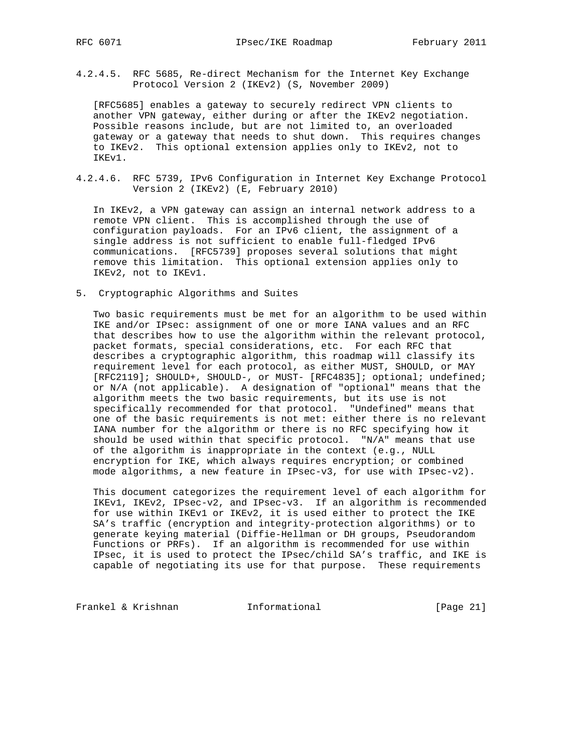#### 4.2.4.5. RFC 5685, Re-direct Mechanism for the Internet Key Exchange Protocol Version 2 (IKEv2) (S, November 2009)

[RFC5685] enables a gateway to securely redirect VPN clients to another VPN gateway, either during or after the IKEv2 negotiation. Possible reasons include, but are not limited to, an overloaded gateway or a gateway that needs to shut down. This requires changes to IKEv2. This optional extension applies only to IKEv2, not to IKEv1.

#### 4.2.4.6. RFC 5739, IPv6 Configuration in Internet Key Exchange Protocol Version 2 (IKEv2) (E, February 2010)

In IKEv2, a VPN gateway can assign an internal network address to a remote VPN client. This is accomplished through the use of configuration payloads. For an IPv6 client, the assignment of a single address is not sufficient to enable full-fledged IPv6 communications. [RFC5739] proposes several solutions that might remove this limitation. This optional extension applies only to IKEv2, not to IKEv1.

## 5. Cryptographic Algorithms and Suites

Two basic requirements must be met for an algorithm to be used within IKE and/or IPsec: assignment of one or more IANA values and an RFC that describes how to use the algorithm within the relevant protocol, packet formats, special considerations, etc. For each RFC that describes a cryptographic algorithm, this roadmap will classify its requirement level for each protocol, as either MUST, SHOULD, or MAY [RFC2119]; SHOULD+, SHOULD-, or MUST- [RFC4835]; optional; undefined; or N/A (not applicable). A designation of "optional" means that the algorithm meets the two basic requirements, but its use is not specifically recommended for that protocol. "Undefined" means that one of the basic requirements is not met: either there is no relevant IANA number for the algorithm or there is no RFC specifying how it should be used within that specific protocol. "N/A" means that use of the algorithm is inappropriate in the context (e.g., NULL encryption for IKE, which always requires encryption; or combined mode algorithms, a new feature in IPsec-v3, for use with IPsec-v2).

This document categorizes the requirement level of each algorithm for IKEv1, IKEv2, IPsec-v2, and IPsec-v3. If an algorithm is recommended for use within IKEv1 or IKEv2, it is used either to protect the IKE SA's traffic (encryption and integrity-protection algorithms) or to generate keying material (Diffie-Hellman or DH groups, Pseudorandom Functions or PRFs). If an algorithm is recommended for use within IPsec, it is used to protect the IPsec/child SA's traffic, and IKE is capable of negotiating its use for that purpose. These requirements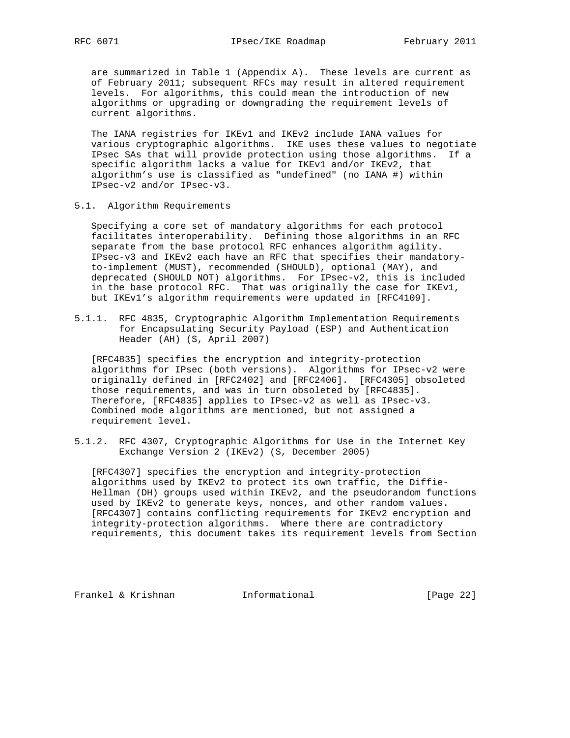are summarized in Table 1 (Appendix A). These levels are current as of February 2011; subsequent RFCs may result in altered requirement levels. For algorithms, this could mean the introduction of new algorithms or upgrading or downgrading the requirement levels of current algorithms.

The IANA registries for IKEv1 and IKEv2 include IANA values for various cryptographic algorithms. IKE uses these values to negotiate IPsec SAs that will provide protection using those algorithms. If a specific algorithm lacks a value for IKEv1 and/or IKEv2, that algorithm's use is classified as "undefined" (no IANA #) within IPsec-v2 and/or IPsec-v3.

## 5.1. Algorithm Requirements

Specifying a core set of mandatory algorithms for each protocol facilitates interoperability. Defining those algorithms in an RFC separate from the base protocol RFC enhances algorithm agility. IPsec-v3 and IKEv2 each have an RFC that specifies their mandatory-to-implement (MUST), recommended (SHOULD), optional (MAY), and deprecated (SHOULD NOT) algorithms. For IPsec-v2, this is included in the base protocol RFC. That was originally the case for IKEv1, but IKEv1's algorithm requirements were updated in [RFC4109].

### 5.1.1. RFC 4835, Cryptographic Algorithm Implementation Requirements for Encapsulating Security Payload (ESP) and Authentication Header (AH) (S, April 2007)

[RFC4835] specifies the encryption and integrity-protection algorithms for IPsec (both versions). Algorithms for IPsec-v2 were originally defined in [RFC2402] and [RFC2406]. [RFC4305] obsoleted those requirements, and was in turn obsoleted by [RFC4835]. Therefore, [RFC4835] applies to IPsec-v2 as well as IPsec-v3. Combined mode algorithms are mentioned, but not assigned a requirement level.

### 5.1.2. RFC 4307, Cryptographic Algorithms for Use in the Internet Key Exchange Version 2 (IKEv2) (S, December 2005)

[RFC4307] specifies the encryption and integrity-protection algorithms used by IKEv2 to protect its own traffic, the Diffie-Hellman (DH) groups used within IKEv2, and the pseudorandom functions used by IKEv2 to generate keys, nonces, and other random values. [RFC4307] contains conflicting requirements for IKEv2 encryption and integrity-protection algorithms. Where there are contradictory requirements, this document takes its requirement levels from Section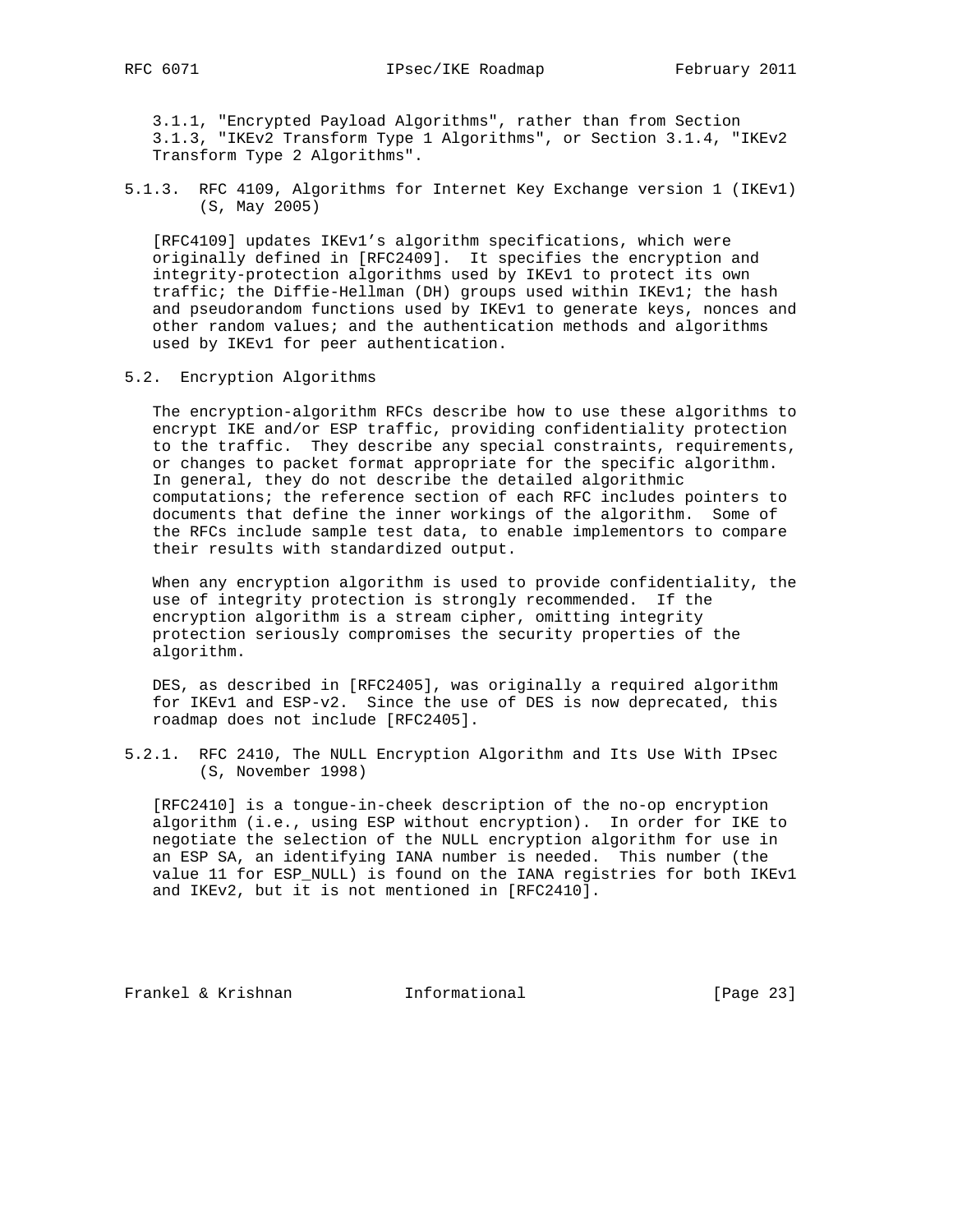3.1.1, "Encrypted Payload Algorithms", rather than from Section 3.1.3, "IKEv2 Transform Type 1 Algorithms", or Section 3.1.4, "IKEv2 Transform Type 2 Algorithms".

#### 5.1.3. RFC 4109, Algorithms for Internet Key Exchange version 1 (IKEv1) (S, May 2005)

[RFC4109] updates IKEv1's algorithm specifications, which were originally defined in [RFC2409]. It specifies the encryption and integrity-protection algorithms used by IKEv1 to protect its own traffic; the Diffie-Hellman (DH) groups used within IKEv1; the hash and pseudorandom functions used by IKEv1 to generate keys, nonces and other random values; and the authentication methods and algorithms used by IKEv1 for peer authentication.

### 5.2. Encryption Algorithms

The encryption-algorithm RFCs describe how to use these algorithms to encrypt IKE and/or ESP traffic, providing confidentiality protection to the traffic. They describe any special constraints, requirements, or changes to packet format appropriate for the specific algorithm. In general, they do not describe the detailed algorithmic computations; the reference section of each RFC includes pointers to documents that define the inner workings of the algorithm. Some of the RFCs include sample test data, to enable implementors to compare their results with standardized output.

When any encryption algorithm is used to provide confidentiality, the use of integrity protection is strongly recommended. If the encryption algorithm is a stream cipher, omitting integrity protection seriously compromises the security properties of the algorithm.

DES, as described in [RFC2405], was originally a required algorithm for IKEv1 and ESP-v2. Since the use of DES is now deprecated, this roadmap does not include [RFC2405].

#### 5.2.1. RFC 2410, The NULL Encryption Algorithm and Its Use With IPsec (S, November 1998)

[RFC2410] is a tongue-in-cheek description of the no-op encryption algorithm (i.e., using ESP without encryption). In order for IKE to negotiate the selection of the NULL encryption algorithm for use in an ESP SA, an identifying IANA number is needed. This number (the value 11 for ESP_NULL) is found on the IANA registries for both IKEv1 and IKEv2, but it is not mentioned in [RFC2410].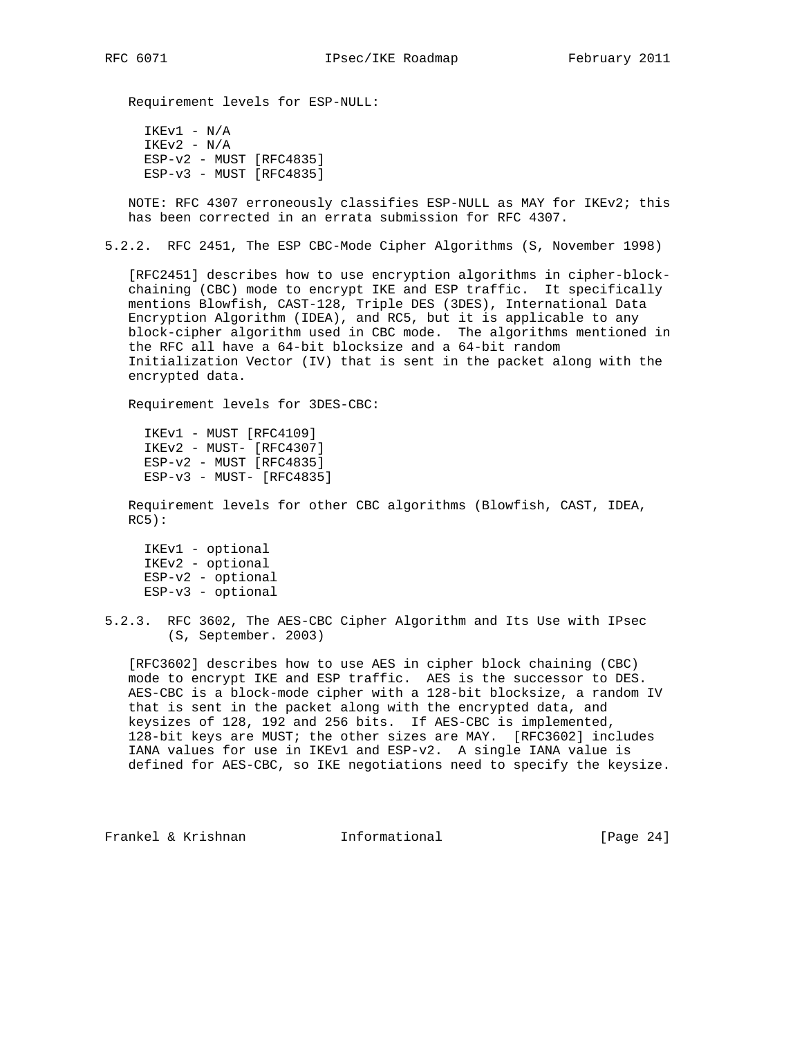Requirement levels for ESP-NULL:

IKEv1 - N/A
IKEv2 - N/A
ESP-v2 - MUST [RFC4835]
ESP-v3 - MUST [RFC4835]

NOTE: RFC 4307 erroneously classifies ESP-NULL as MAY for IKEv2; this has been corrected in an errata submission for RFC 4307.

### 5.2.2. RFC 2451, The ESP CBC-Mode Cipher Algorithms (S, November 1998)

[RFC2451] describes how to use encryption algorithms in cipher-block-chaining (CBC) mode to encrypt IKE and ESP traffic. It specifically mentions Blowfish, CAST-128, Triple DES (3DES), International Data Encryption Algorithm (IDEA), and RC5, but it is applicable to any block-cipher algorithm used in CBC mode. The algorithms mentioned in the RFC all have a 64-bit blocksize and a 64-bit random Initialization Vector (IV) that is sent in the packet along with the encrypted data.

Requirement levels for 3DES-CBC:

IKEv1 - MUST [RFC4109]
IKEv2 - MUST- [RFC4307]
ESP-v2 - MUST [RFC4835]
ESP-v3 - MUST- [RFC4835]

Requirement levels for other CBC algorithms (Blowfish, CAST, IDEA, RC5):

IKEv1 - optional
IKEv2 - optional
ESP-v2 - optional
ESP-v3 - optional

### 5.2.3. RFC 3602, The AES-CBC Cipher Algorithm and Its Use with IPsec (S, September. 2003)

[RFC3602] describes how to use AES in cipher block chaining (CBC) mode to encrypt IKE and ESP traffic. AES is the successor to DES. AES-CBC is a block-mode cipher with a 128-bit blocksize, a random IV that is sent in the packet along with the encrypted data, and keysizes of 128, 192 and 256 bits. If AES-CBC is implemented, 128-bit keys are MUST; the other sizes are MAY. [RFC3602] includes IANA values for use in IKEv1 and ESP-v2. A single IANA value is defined for AES-CBC, so IKE negotiations need to specify the keysize.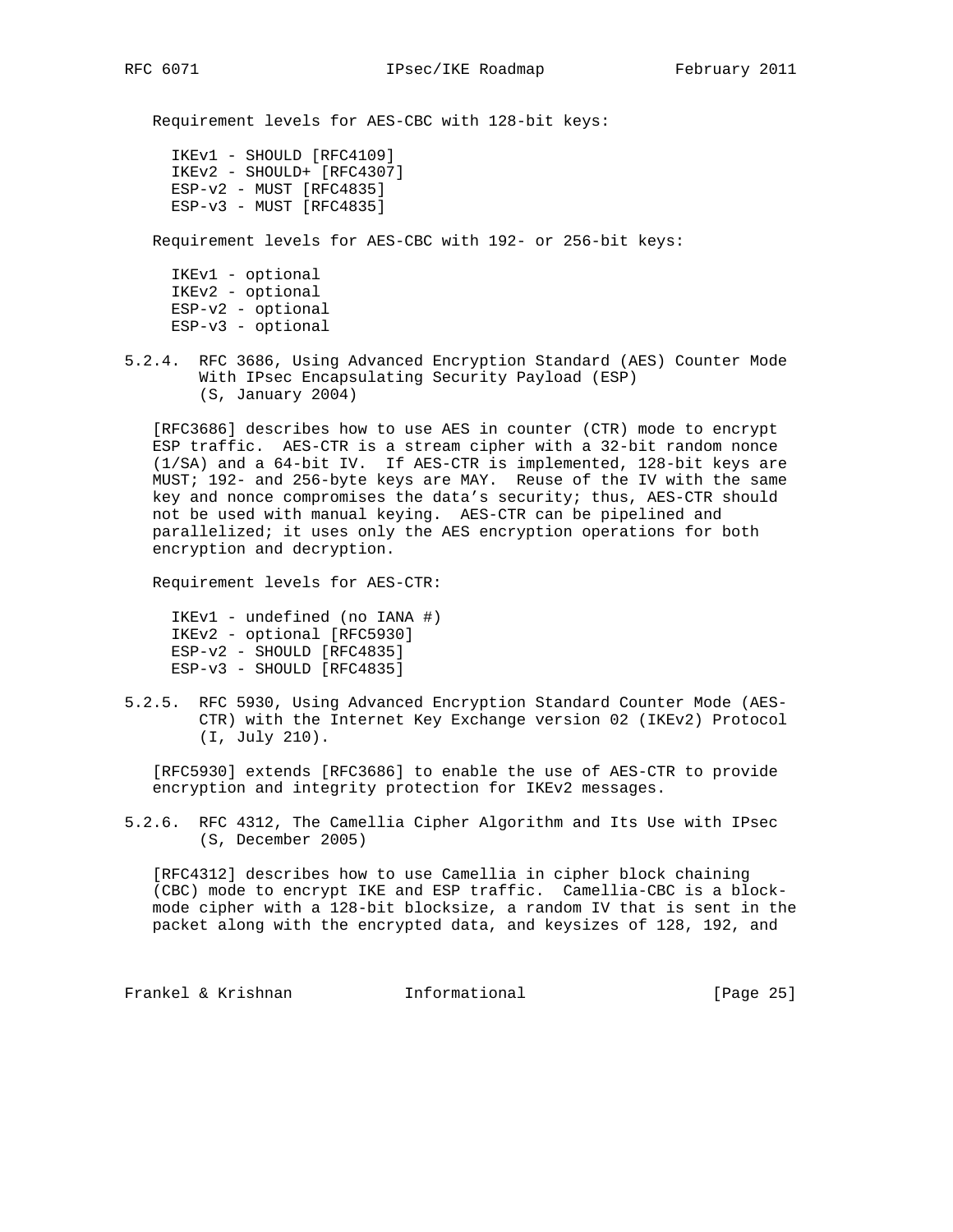Requirement levels for AES-CBC with 128-bit keys:

- IKEv1 - SHOULD [RFC4109]
- IKEv2 - SHOULD+ [RFC4307]
- ESP-v2 - MUST [RFC4835]
- ESP-v3 - MUST [RFC4835]

Requirement levels for AES-CBC with 192- or 256-bit keys:

- IKEv1 - optional
- IKEv2 - optional
- ESP-v2 - optional
- ESP-v3 - optional

### 5.2.4. RFC 3686, Using Advanced Encryption Standard (AES) Counter Mode With IPsec Encapsulating Security Payload (ESP) (S, January 2004)

[RFC3686] describes how to use AES in counter (CTR) mode to encrypt ESP traffic. AES-CTR is a stream cipher with a 32-bit random nonce (1/SA) and a 64-bit IV. If AES-CTR is implemented, 128-bit keys are MUST; 192- and 256-byte keys are MAY. Reuse of the IV with the same key and nonce compromises the data's security; thus, AES-CTR should not be used with manual keying. AES-CTR can be pipelined and parallelized; it uses only the AES encryption operations for both encryption and decryption.

Requirement levels for AES-CTR:

- IKEv1 - undefined (no IANA #)
- IKEv2 - optional [RFC5930]
- ESP-v2 - SHOULD [RFC4835]
- ESP-v3 - SHOULD [RFC4835]

### 5.2.5. RFC 5930, Using Advanced Encryption Standard Counter Mode (AES-CTR) with the Internet Key Exchange version 02 (IKEv2) Protocol (I, July 210).

[RFC5930] extends [RFC3686] to enable the use of AES-CTR to provide encryption and integrity protection for IKEv2 messages.

### 5.2.6. RFC 4312, The Camellia Cipher Algorithm and Its Use with IPsec (S, December 2005)

[RFC4312] describes how to use Camellia in cipher block chaining (CBC) mode to encrypt IKE and ESP traffic. Camellia-CBC is a block-mode cipher with a 128-bit blocksize, a random IV that is sent in the packet along with the encrypted data, and keysizes of 128, 192, and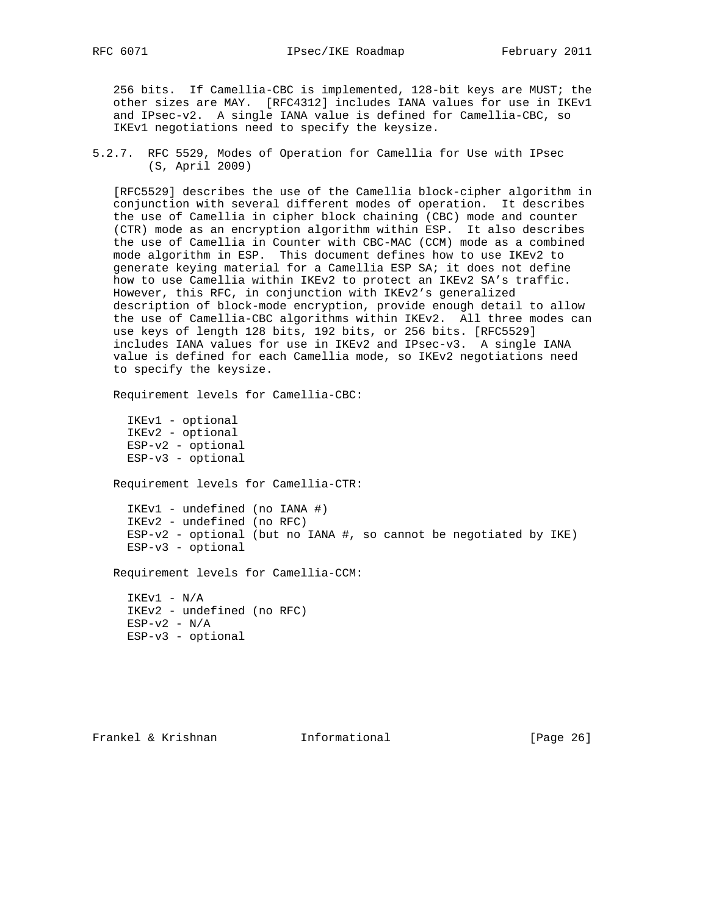256 bits. If Camellia-CBC is implemented, 128-bit keys are MUST; the other sizes are MAY. [RFC4312] includes IANA values for use in IKEv1 and IPsec-v2. A single IANA value is defined for Camellia-CBC, so IKEv1 negotiations need to specify the keysize.

### 5.2.7. RFC 5529, Modes of Operation for Camellia for Use with IPsec (S, April 2009)

[RFC5529] describes the use of the Camellia block-cipher algorithm in conjunction with several different modes of operation. It describes the use of Camellia in cipher block chaining (CBC) mode and counter (CTR) mode as an encryption algorithm within ESP. It also describes the use of Camellia in Counter with CBC-MAC (CCM) mode as a combined mode algorithm in ESP. This document defines how to use IKEv2 to generate keying material for a Camellia ESP SA; it does not define how to use Camellia within IKEv2 to protect an IKEv2 SA's traffic. However, this RFC, in conjunction with IKEv2's generalized description of block-mode encryption, provide enough detail to allow the use of Camellia-CBC algorithms within IKEv2. All three modes can use keys of length 128 bits, 192 bits, or 256 bits. [RFC5529] includes IANA values for use in IKEv2 and IPsec-v3. A single IANA value is defined for each Camellia mode, so IKEv2 negotiations need to specify the keysize.

Requirement levels for Camellia-CBC:

```
IKEv1 - optional
IKEv2 - optional
ESP-v2 - optional
ESP-v3 - optional
```

Requirement levels for Camellia-CTR:

```
IKEv1 - undefined (no IANA #)
IKEv2 - undefined (no RFC)
ESP-v2 - optional (but no IANA #, so cannot be negotiated by IKE)
ESP-v3 - optional
```

Requirement levels for Camellia-CCM:

```
IKEv1 - N/A
IKEv2 - undefined (no RFC)
ESP-v2 - N/A
ESP-v3 - optional
```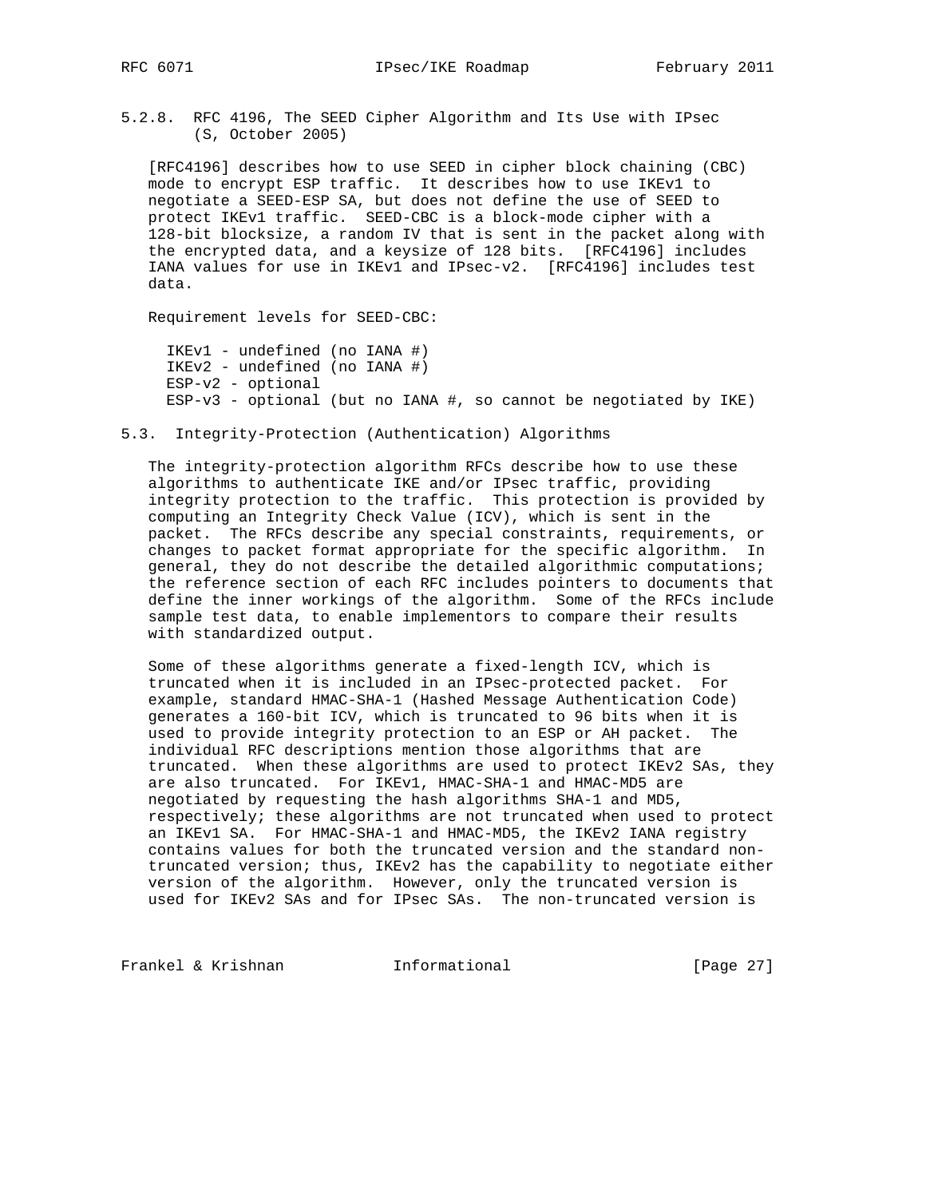#### 5.2.8. RFC 4196, The SEED Cipher Algorithm and Its Use with IPsec (S, October 2005)

[RFC4196] describes how to use SEED in cipher block chaining (CBC) mode to encrypt ESP traffic. It describes how to use IKEv1 to negotiate a SEED-ESP SA, but does not define the use of SEED to protect IKEv1 traffic. SEED-CBC is a block-mode cipher with a 128-bit blocksize, a random IV that is sent in the packet along with the encrypted data, and a keysize of 128 bits. [RFC4196] includes IANA values for use in IKEv1 and IPsec-v2. [RFC4196] includes test data.

Requirement levels for SEED-CBC:

```
IKEv1 - undefined (no IANA #)
IKEv2 - undefined (no IANA #)
ESP-v2 - optional
ESP-v3 - optional (but no IANA #, so cannot be negotiated by IKE)
```

### 5.3. Integrity-Protection (Authentication) Algorithms

The integrity-protection algorithm RFCs describe how to use these algorithms to authenticate IKE and/or IPsec traffic, providing integrity protection to the traffic. This protection is provided by computing an Integrity Check Value (ICV), which is sent in the packet. The RFCs describe any special constraints, requirements, or changes to packet format appropriate for the specific algorithm. In general, they do not describe the detailed algorithmic computations; the reference section of each RFC includes pointers to documents that define the inner workings of the algorithm. Some of the RFCs include sample test data, to enable implementors to compare their results with standardized output.

Some of these algorithms generate a fixed-length ICV, which is truncated when it is included in an IPsec-protected packet. For example, standard HMAC-SHA-1 (Hashed Message Authentication Code) generates a 160-bit ICV, which is truncated to 96 bits when it is used to provide integrity protection to an ESP or AH packet. The individual RFC descriptions mention those algorithms that are truncated. When these algorithms are used to protect IKEv2 SAs, they are also truncated. For IKEv1, HMAC-SHA-1 and HMAC-MD5 are negotiated by requesting the hash algorithms SHA-1 and MD5, respectively; these algorithms are not truncated when used to protect an IKEv1 SA. For HMAC-SHA-1 and HMAC-MD5, the IKEv2 IANA registry contains values for both the truncated version and the standard non-truncated version; thus, IKEv2 has the capability to negotiate either version of the algorithm. However, only the truncated version is used for IKEv2 SAs and for IPsec SAs. The non-truncated version is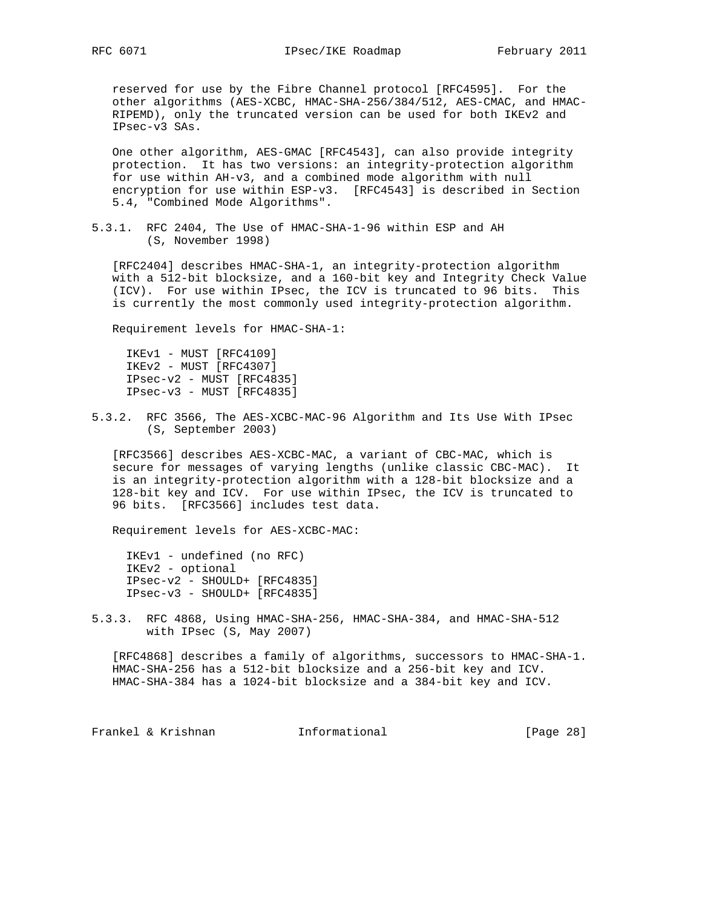reserved for use by the Fibre Channel protocol [RFC4595]. For the other algorithms (AES-XCBC, HMAC-SHA-256/384/512, AES-CMAC, and HMAC-RIPEMD), only the truncated version can be used for both IKEv2 and IPsec-v3 SAs.

One other algorithm, AES-GMAC [RFC4543], can also provide integrity protection. It has two versions: an integrity-protection algorithm for use within AH-v3, and a combined mode algorithm with null encryption for use within ESP-v3. [RFC4543] is described in Section 5.4, "Combined Mode Algorithms".

### 5.3.1. RFC 2404, The Use of HMAC-SHA-1-96 within ESP and AH (S, November 1998)

[RFC2404] describes HMAC-SHA-1, an integrity-protection algorithm with a 512-bit blocksize, and a 160-bit key and Integrity Check Value (ICV). For use within IPsec, the ICV is truncated to 96 bits. This is currently the most commonly used integrity-protection algorithm.

Requirement levels for HMAC-SHA-1:

- IKEv1 - MUST [RFC4109]
- IKEv2 - MUST [RFC4307]
- IPsec-v2 - MUST [RFC4835]
- IPsec-v3 - MUST [RFC4835]

### 5.3.2. RFC 3566, The AES-XCBC-MAC-96 Algorithm and Its Use With IPsec (S, September 2003)

[RFC3566] describes AES-XCBC-MAC, a variant of CBC-MAC, which is secure for messages of varying lengths (unlike classic CBC-MAC). It is an integrity-protection algorithm with a 128-bit blocksize and a 128-bit key and ICV. For use within IPsec, the ICV is truncated to 96 bits. [RFC3566] includes test data.

Requirement levels for AES-XCBC-MAC:

- IKEv1 - undefined (no RFC)
- IKEv2 - optional
- IPsec-v2 - SHOULD+ [RFC4835]
- IPsec-v3 - SHOULD+ [RFC4835]

### 5.3.3. RFC 4868, Using HMAC-SHA-256, HMAC-SHA-384, and HMAC-SHA-512 with IPsec (S, May 2007)

[RFC4868] describes a family of algorithms, successors to HMAC-SHA-1. HMAC-SHA-256 has a 512-bit blocksize and a 256-bit key and ICV. HMAC-SHA-384 has a 1024-bit blocksize and a 384-bit key and ICV.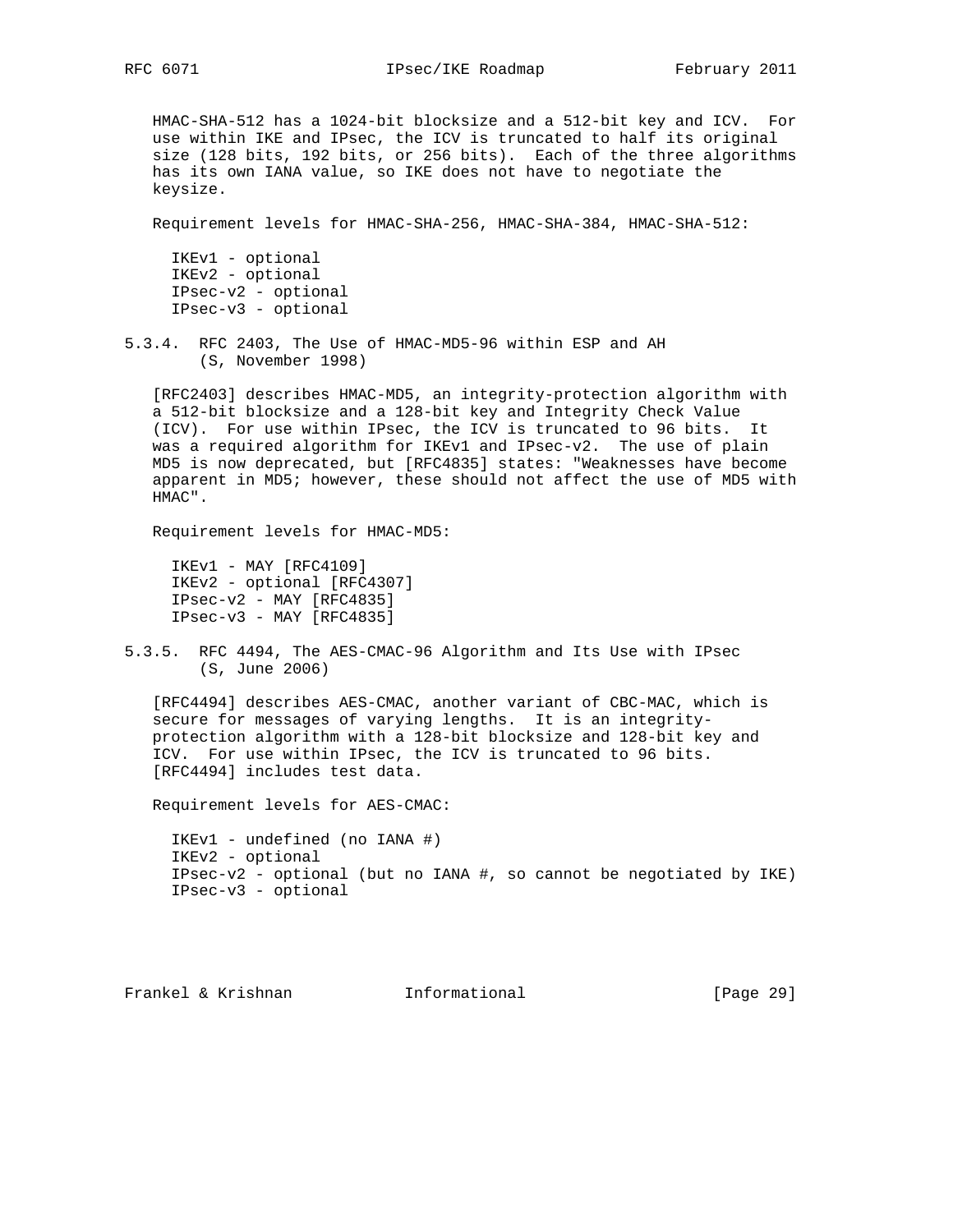HMAC-SHA-512 has a 1024-bit blocksize and a 512-bit key and ICV. For use within IKE and IPsec, the ICV is truncated to half its original size (128 bits, 192 bits, or 256 bits). Each of the three algorithms has its own IANA value, so IKE does not have to negotiate the keysize.

Requirement levels for HMAC-SHA-256, HMAC-SHA-384, HMAC-SHA-512:

- IKEv1 - optional
- IKEv2 - optional
- IPsec-v2 - optional
- IPsec-v3 - optional

### 5.3.4. RFC 2403, The Use of HMAC-MD5-96 within ESP and AH (S, November 1998)

[RFC2403] describes HMAC-MD5, an integrity-protection algorithm with a 512-bit blocksize and a 128-bit key and Integrity Check Value (ICV). For use within IPsec, the ICV is truncated to 96 bits. It was a required algorithm for IKEv1 and IPsec-v2. The use of plain MD5 is now deprecated, but [RFC4835] states: "Weaknesses have become apparent in MD5; however, these should not affect the use of MD5 with HMAC".

Requirement levels for HMAC-MD5:

- IKEv1 - MAY [RFC4109]
- IKEv2 - optional [RFC4307]
- IPsec-v2 - MAY [RFC4835]
- IPsec-v3 - MAY [RFC4835]

### 5.3.5. RFC 4494, The AES-CMAC-96 Algorithm and Its Use with IPsec (S, June 2006)

[RFC4494] describes AES-CMAC, another variant of CBC-MAC, which is secure for messages of varying lengths. It is an integrity-protection algorithm with a 128-bit blocksize and 128-bit key and ICV. For use within IPsec, the ICV is truncated to 96 bits. [RFC4494] includes test data.

Requirement levels for AES-CMAC:

- IKEv1 - undefined (no IANA #)
- IKEv2 - optional
- IPsec-v2 - optional (but no IANA #, so cannot be negotiated by IKE)
- IPsec-v3 - optional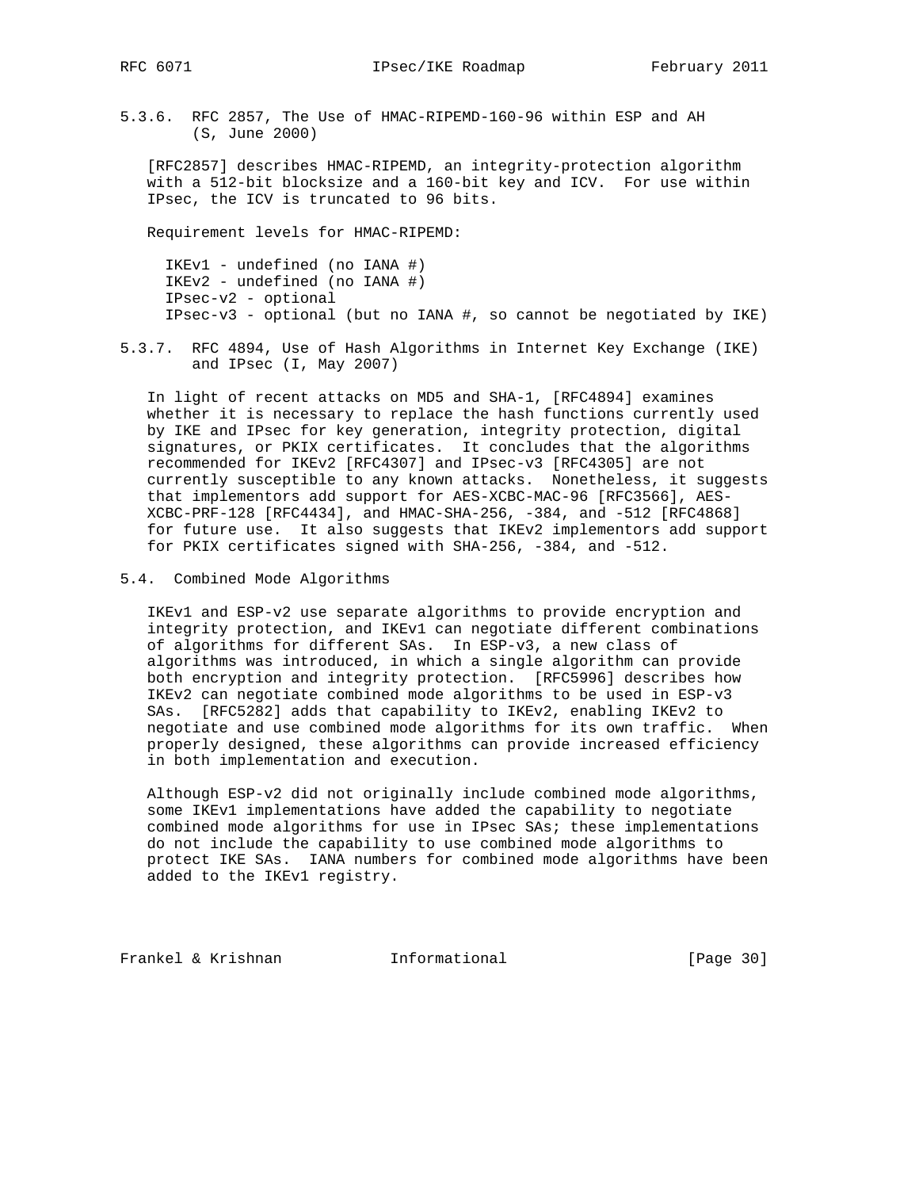### 5.3.6. RFC 2857, The Use of HMAC-RIPEMD-160-96 within ESP and AH (S, June 2000)

[RFC2857] describes HMAC-RIPEMD, an integrity-protection algorithm with a 512-bit blocksize and a 160-bit key and ICV. For use within IPsec, the ICV is truncated to 96 bits.

Requirement levels for HMAC-RIPEMD:

- IKEv1 - undefined (no IANA #)
- IKEv2 - undefined (no IANA #)
- IPsec-v2 - optional
- IPsec-v3 - optional (but no IANA #, so cannot be negotiated by IKE)

### 5.3.7. RFC 4894, Use of Hash Algorithms in Internet Key Exchange (IKE) and IPsec (I, May 2007)

In light of recent attacks on MD5 and SHA-1, [RFC4894] examines whether it is necessary to replace the hash functions currently used by IKE and IPsec for key generation, integrity protection, digital signatures, or PKIX certificates. It concludes that the algorithms recommended for IKEv2 [RFC4307] and IPsec-v3 [RFC4305] are not currently susceptible to any known attacks. Nonetheless, it suggests that implementors add support for AES-XCBC-MAC-96 [RFC3566], AES-XCBC-PRF-128 [RFC4434], and HMAC-SHA-256, -384, and -512 [RFC4868] for future use. It also suggests that IKEv2 implementors add support for PKIX certificates signed with SHA-256, -384, and -512.

## 5.4. Combined Mode Algorithms

IKEv1 and ESP-v2 use separate algorithms to provide encryption and integrity protection, and IKEv1 can negotiate different combinations of algorithms for different SAs. In ESP-v3, a new class of algorithms was introduced, in which a single algorithm can provide both encryption and integrity protection. [RFC5996] describes how IKEv2 can negotiate combined mode algorithms to be used in ESP-v3 SAs. [RFC5282] adds that capability to IKEv2, enabling IKEv2 to negotiate and use combined mode algorithms for its own traffic. When properly designed, these algorithms can provide increased efficiency in both implementation and execution.

Although ESP-v2 did not originally include combined mode algorithms, some IKEv1 implementations have added the capability to negotiate combined mode algorithms for use in IPsec SAs; these implementations do not include the capability to use combined mode algorithms to protect IKE SAs. IANA numbers for combined mode algorithms have been added to the IKEv1 registry.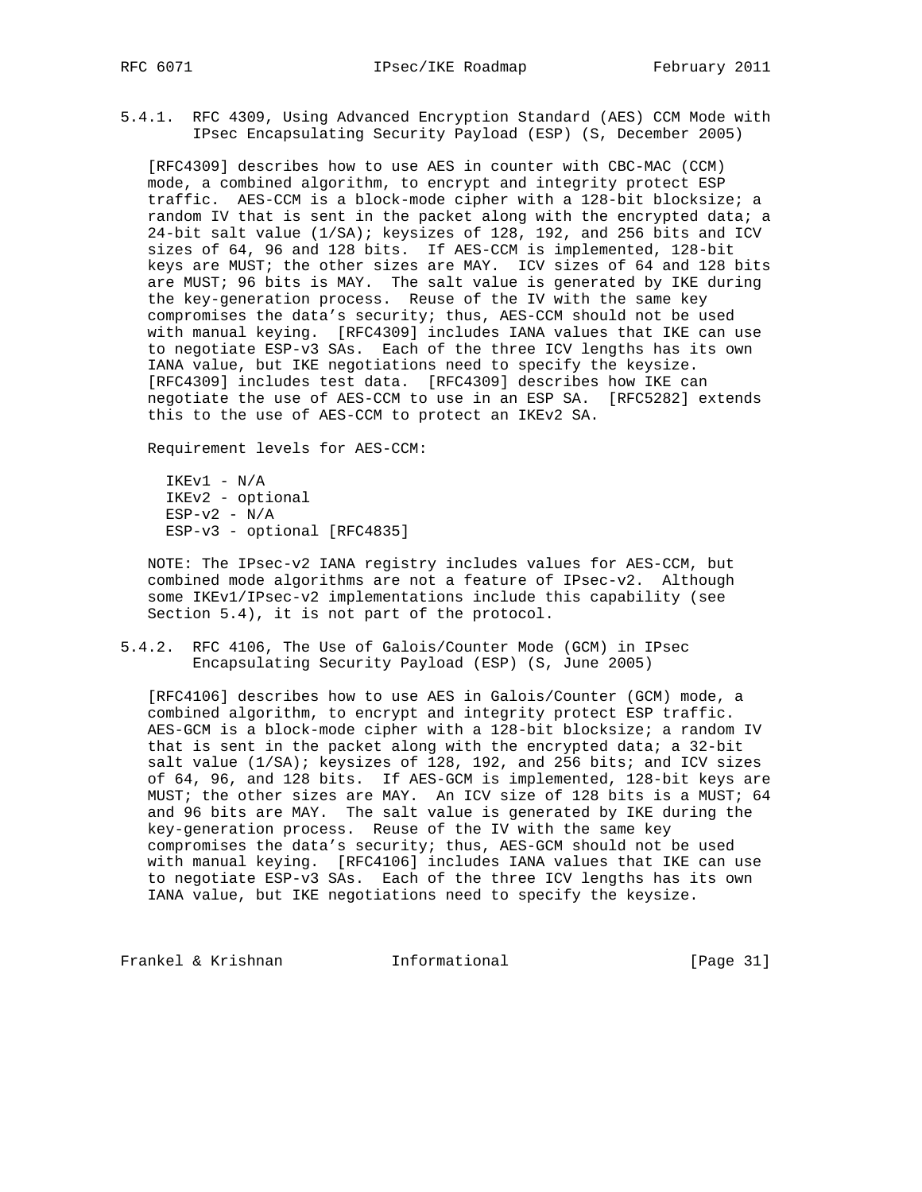### 5.4.1. RFC 4309, Using Advanced Encryption Standard (AES) CCM Mode with IPsec Encapsulating Security Payload (ESP) (S, December 2005)

[RFC4309] describes how to use AES in counter with CBC-MAC (CCM) mode, a combined algorithm, to encrypt and integrity protect ESP traffic. AES-CCM is a block-mode cipher with a 128-bit blocksize; a random IV that is sent in the packet along with the encrypted data; a 24-bit salt value (1/SA); keysizes of 128, 192, and 256 bits and ICV sizes of 64, 96 and 128 bits. If AES-CCM is implemented, 128-bit keys are MUST; the other sizes are MAY. ICV sizes of 64 and 128 bits are MUST; 96 bits is MAY. The salt value is generated by IKE during the key-generation process. Reuse of the IV with the same key compromises the data's security; thus, AES-CCM should not be used with manual keying. [RFC4309] includes IANA values that IKE can use to negotiate ESP-v3 SAs. Each of the three ICV lengths has its own IANA value, but IKE negotiations need to specify the keysize. [RFC4309] includes test data. [RFC4309] describes how IKE can negotiate the use of AES-CCM to use in an ESP SA. [RFC5282] extends this to the use of AES-CCM to protect an IKEv2 SA.

Requirement levels for AES-CCM:

```
IKEv1 - N/A
IKEv2 - optional
ESP-v2 - N/A
ESP-v3 - optional [RFC4835]
```

NOTE: The IPsec-v2 IANA registry includes values for AES-CCM, but combined mode algorithms are not a feature of IPsec-v2. Although some IKEv1/IPsec-v2 implementations include this capability (see Section 5.4), it is not part of the protocol.

### 5.4.2. RFC 4106, The Use of Galois/Counter Mode (GCM) in IPsec Encapsulating Security Payload (ESP) (S, June 2005)

[RFC4106] describes how to use AES in Galois/Counter (GCM) mode, a combined algorithm, to encrypt and integrity protect ESP traffic. AES-GCM is a block-mode cipher with a 128-bit blocksize; a random IV that is sent in the packet along with the encrypted data; a 32-bit salt value (1/SA); keysizes of 128, 192, and 256 bits; and ICV sizes of 64, 96, and 128 bits. If AES-GCM is implemented, 128-bit keys are MUST; the other sizes are MAY. An ICV size of 128 bits is a MUST; 64 and 96 bits are MAY. The salt value is generated by IKE during the key-generation process. Reuse of the IV with the same key compromises the data's security; thus, AES-GCM should not be used with manual keying. [RFC4106] includes IANA values that IKE can use to negotiate ESP-v3 SAs. Each of the three ICV lengths has its own IANA value, but IKE negotiations need to specify the keysize.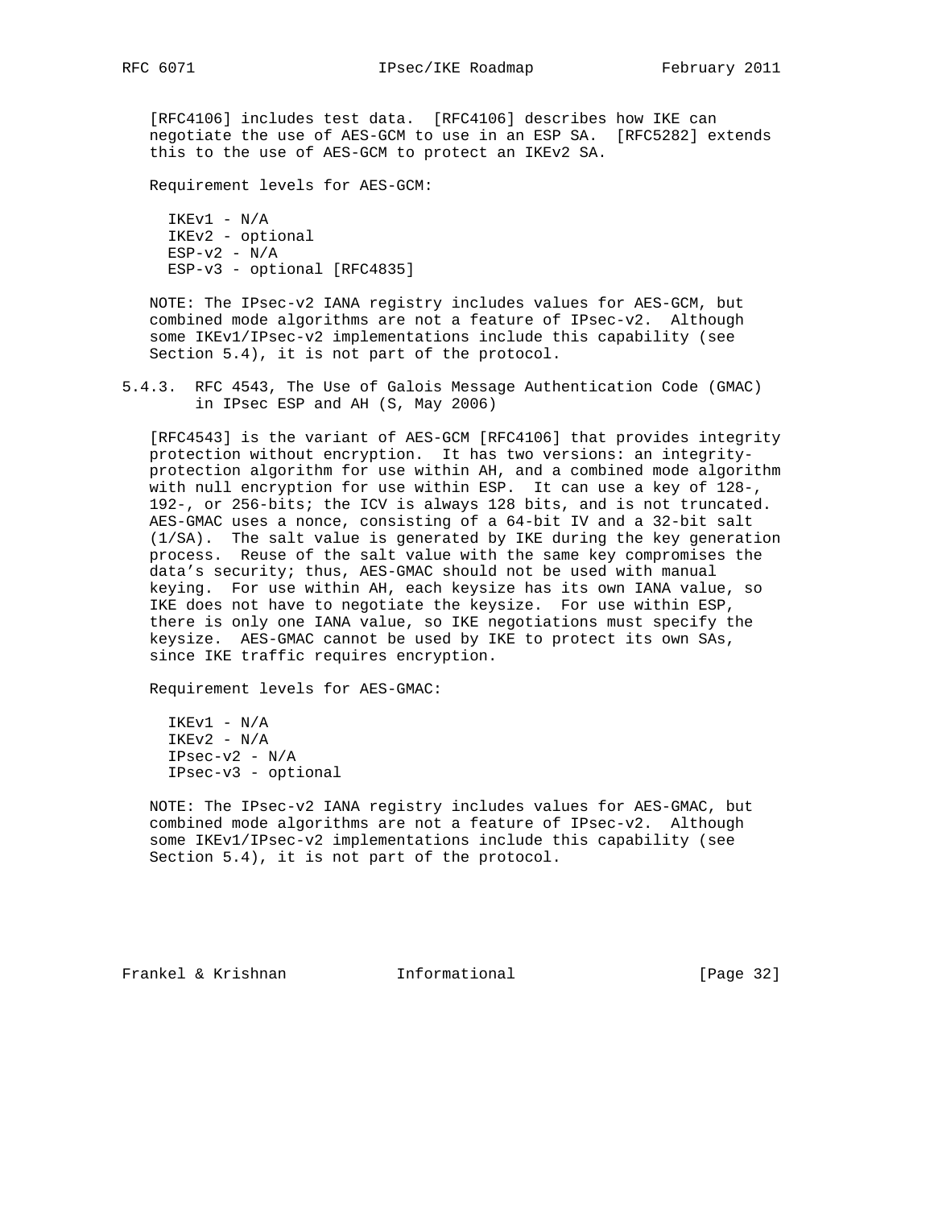[RFC4106] includes test data. [RFC4106] describes how IKE can negotiate the use of AES-GCM to use in an ESP SA. [RFC5282] extends this to the use of AES-GCM to protect an IKEv2 SA.

Requirement levels for AES-GCM:

- IKEv1 - N/A
- IKEv2 - optional
- ESP-v2 - N/A
- ESP-v3 - optional [RFC4835]

NOTE: The IPsec-v2 IANA registry includes values for AES-GCM, but combined mode algorithms are not a feature of IPsec-v2. Although some IKEv1/IPsec-v2 implementations include this capability (see Section 5.4), it is not part of the protocol.

### 5.4.3. RFC 4543, The Use of Galois Message Authentication Code (GMAC) in IPsec ESP and AH (S, May 2006)

[RFC4543] is the variant of AES-GCM [RFC4106] that provides integrity protection without encryption. It has two versions: an integrity-protection algorithm for use within AH, and a combined mode algorithm with null encryption for use within ESP. It can use a key of 128-, 192-, or 256-bits; the ICV is always 128 bits, and is not truncated. AES-GMAC uses a nonce, consisting of a 64-bit IV and a 32-bit salt (1/SA). The salt value is generated by IKE during the key generation process. Reuse of the salt value with the same key compromises the data's security; thus, AES-GMAC should not be used with manual keying. For use within AH, each keysize has its own IANA value, so IKE does not have to negotiate the keysize. For use within ESP, there is only one IANA value, so IKE negotiations must specify the keysize. AES-GMAC cannot be used by IKE to protect its own SAs, since IKE traffic requires encryption.

Requirement levels for AES-GMAC:

- IKEv1 - N/A
- IKEv2 - N/A
- IPsec-v2 - N/A
- IPsec-v3 - optional

NOTE: The IPsec-v2 IANA registry includes values for AES-GMAC, but combined mode algorithms are not a feature of IPsec-v2. Although some IKEv1/IPsec-v2 implementations include this capability (see Section 5.4), it is not part of the protocol.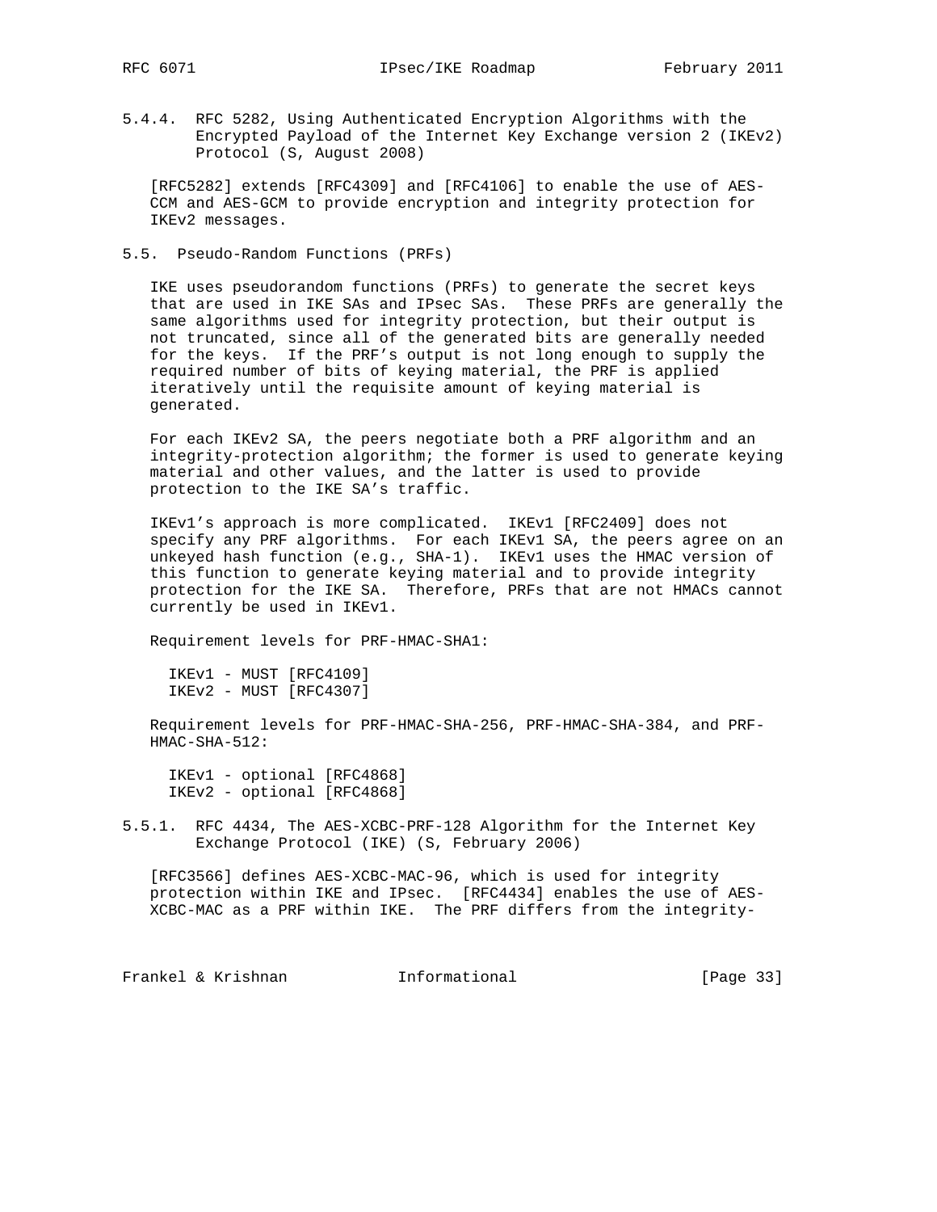#### 5.4.4. RFC 5282, Using Authenticated Encryption Algorithms with the Encrypted Payload of the Internet Key Exchange version 2 (IKEv2) Protocol (S, August 2008)

[RFC5282] extends [RFC4309] and [RFC4106] to enable the use of AES-CCM and AES-GCM to provide encryption and integrity protection for IKEv2 messages.

### 5.5. Pseudo-Random Functions (PRFs)

IKE uses pseudorandom functions (PRFs) to generate the secret keys that are used in IKE SAs and IPsec SAs. These PRFs are generally the same algorithms used for integrity protection, but their output is not truncated, since all of the generated bits are generally needed for the keys. If the PRF's output is not long enough to supply the required number of bits of keying material, the PRF is applied iteratively until the requisite amount of keying material is generated.

For each IKEv2 SA, the peers negotiate both a PRF algorithm and an integrity-protection algorithm; the former is used to generate keying material and other values, and the latter is used to provide protection to the IKE SA's traffic.

IKEv1's approach is more complicated. IKEv1 [RFC2409] does not specify any PRF algorithms. For each IKEv1 SA, the peers agree on an unkeyed hash function (e.g., SHA-1). IKEv1 uses the HMAC version of this function to generate keying material and to provide integrity protection for the IKE SA. Therefore, PRFs that are not HMACs cannot currently be used in IKEv1.

Requirement levels for PRF-HMAC-SHA1:

    IKEv1 - MUST [RFC4109]
    IKEv2 - MUST [RFC4307]

Requirement levels for PRF-HMAC-SHA-256, PRF-HMAC-SHA-384, and PRF-HMAC-SHA-512:

    IKEv1 - optional [RFC4868]
    IKEv2 - optional [RFC4868]

#### 5.5.1. RFC 4434, The AES-XCBC-PRF-128 Algorithm for the Internet Key Exchange Protocol (IKE) (S, February 2006)

[RFC3566] defines AES-XCBC-MAC-96, which is used for integrity protection within IKE and IPsec. [RFC4434] enables the use of AES-XCBC-MAC as a PRF within IKE. The PRF differs from the integrity-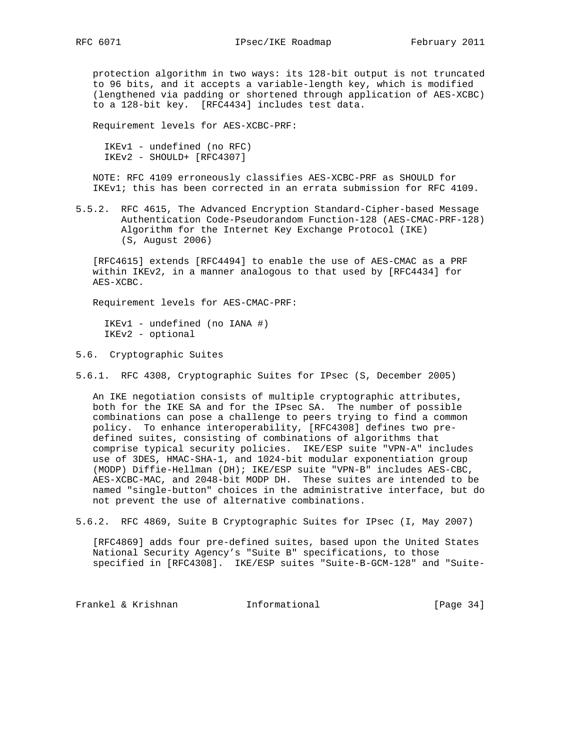protection algorithm in two ways: its 128-bit output is not truncated to 96 bits, and it accepts a variable-length key, which is modified (lengthened via padding or shortened through application of AES-XCBC) to a 128-bit key. [RFC4434] includes test data.

Requirement levels for AES-XCBC-PRF:

  IKEv1 - undefined (no RFC)
  IKEv2 - SHOULD+ [RFC4307]

NOTE: RFC 4109 erroneously classifies AES-XCBC-PRF as SHOULD for IKEv1; this has been corrected in an errata submission for RFC 4109.

#### 5.5.2. RFC 4615, The Advanced Encryption Standard-Cipher-based Message Authentication Code-Pseudorandom Function-128 (AES-CMAC-PRF-128) Algorithm for the Internet Key Exchange Protocol (IKE) (S, August 2006)

[RFC4615] extends [RFC4494] to enable the use of AES-CMAC as a PRF within IKEv2, in a manner analogous to that used by [RFC4434] for AES-XCBC.

Requirement levels for AES-CMAC-PRF:

  IKEv1 - undefined (no IANA #)
  IKEv2 - optional

### 5.6. Cryptographic Suites

#### 5.6.1. RFC 4308, Cryptographic Suites for IPsec (S, December 2005)

An IKE negotiation consists of multiple cryptographic attributes, both for the IKE SA and for the IPsec SA. The number of possible combinations can pose a challenge to peers trying to find a common policy. To enhance interoperability, [RFC4308] defines two pre-defined suites, consisting of combinations of algorithms that comprise typical security policies. IKE/ESP suite "VPN-A" includes use of 3DES, HMAC-SHA-1, and 1024-bit modular exponentiation group (MODP) Diffie-Hellman (DH); IKE/ESP suite "VPN-B" includes AES-CBC, AES-XCBC-MAC, and 2048-bit MODP DH. These suites are intended to be named "single-button" choices in the administrative interface, but do not prevent the use of alternative combinations.

#### 5.6.2. RFC 4869, Suite B Cryptographic Suites for IPsec (I, May 2007)

[RFC4869] adds four pre-defined suites, based upon the United States National Security Agency’s "Suite B" specifications, to those specified in [RFC4308]. IKE/ESP suites "Suite-B-GCM-128" and "Suite-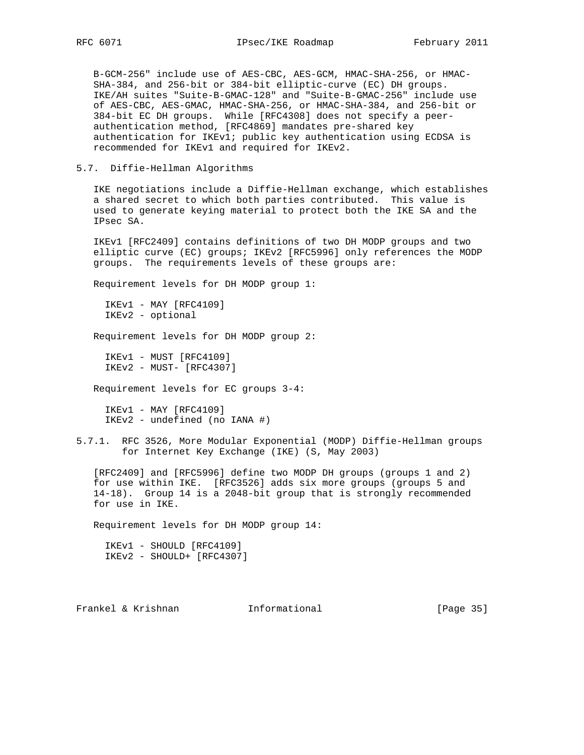B-GCM-256" include use of AES-CBC, AES-GCM, HMAC-SHA-256, or HMAC-SHA-384, and 256-bit or 384-bit elliptic-curve (EC) DH groups. IKE/AH suites "Suite-B-GMAC-128" and "Suite-B-GMAC-256" include use of AES-CBC, AES-GMAC, HMAC-SHA-256, or HMAC-SHA-384, and 256-bit or 384-bit EC DH groups. While [RFC4308] does not specify a peer-authentication method, [RFC4869] mandates pre-shared key authentication for IKEv1; public key authentication using ECDSA is recommended for IKEv1 and required for IKEv2.

### 5.7. Diffie-Hellman Algorithms

IKE negotiations include a Diffie-Hellman exchange, which establishes a shared secret to which both parties contributed. This value is used to generate keying material to protect both the IKE SA and the IPsec SA.

IKEv1 [RFC2409] contains definitions of two DH MODP groups and two elliptic curve (EC) groups; IKEv2 [RFC5996] only references the MODP groups. The requirements levels of these groups are:

Requirement levels for DH MODP group 1:

IKEv1 - MAY [RFC4109]
IKEv2 - optional

Requirement levels for DH MODP group 2:

IKEv1 - MUST [RFC4109]
IKEv2 - MUST- [RFC4307]

Requirement levels for EC groups 3-4:

IKEv1 - MAY [RFC4109]
IKEv2 - undefined (no IANA #)

#### 5.7.1. RFC 3526, More Modular Exponential (MODP) Diffie-Hellman groups for Internet Key Exchange (IKE) (S, May 2003)

[RFC2409] and [RFC5996] define two MODP DH groups (groups 1 and 2) for use within IKE. [RFC3526] adds six more groups (groups 5 and 14-18). Group 14 is a 2048-bit group that is strongly recommended for use in IKE.

Requirement levels for DH MODP group 14:

IKEv1 - SHOULD [RFC4109]
IKEv2 - SHOULD+ [RFC4307]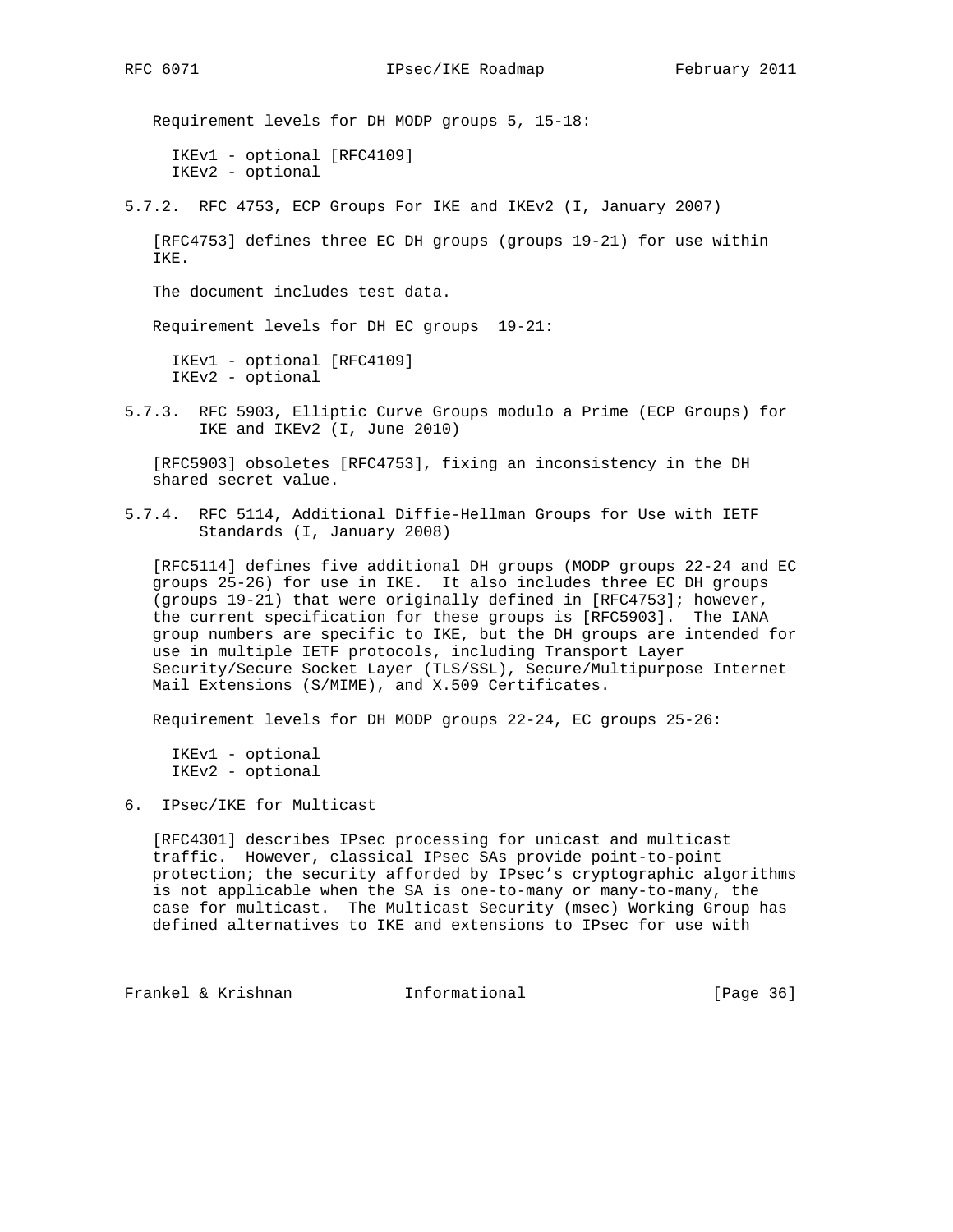Requirement levels for DH MODP groups 5, 15-18:

IKEv1 - optional [RFC4109]
IKEv2 - optional

### 5.7.2. RFC 4753, ECP Groups For IKE and IKEv2 (I, January 2007)

[RFC4753] defines three EC DH groups (groups 19-21) for use within IKE.

The document includes test data.

Requirement levels for DH EC groups 19-21:

IKEv1 - optional [RFC4109]
IKEv2 - optional

### 5.7.3. RFC 5903, Elliptic Curve Groups modulo a Prime (ECP Groups) for IKE and IKEv2 (I, June 2010)

[RFC5903] obsoletes [RFC4753], fixing an inconsistency in the DH shared secret value.

### 5.7.4. RFC 5114, Additional Diffie-Hellman Groups for Use with IETF Standards (I, January 2008)

[RFC5114] defines five additional DH groups (MODP groups 22-24 and EC groups 25-26) for use in IKE. It also includes three EC DH groups (groups 19-21) that were originally defined in [RFC4753]; however, the current specification for these groups is [RFC5903]. The IANA group numbers are specific to IKE, but the DH groups are intended for use in multiple IETF protocols, including Transport Layer Security/Secure Socket Layer (TLS/SSL), Secure/Multipurpose Internet Mail Extensions (S/MIME), and X.509 Certificates.

Requirement levels for DH MODP groups 22-24, EC groups 25-26:

IKEv1 - optional
IKEv2 - optional

## 6. IPsec/IKE for Multicast

[RFC4301] describes IPsec processing for unicast and multicast traffic. However, classical IPsec SAs provide point-to-point protection; the security afforded by IPsec's cryptographic algorithms is not applicable when the SA is one-to-many or many-to-many, the case for multicast. The Multicast Security (msec) Working Group has defined alternatives to IKE and extensions to IPsec for use with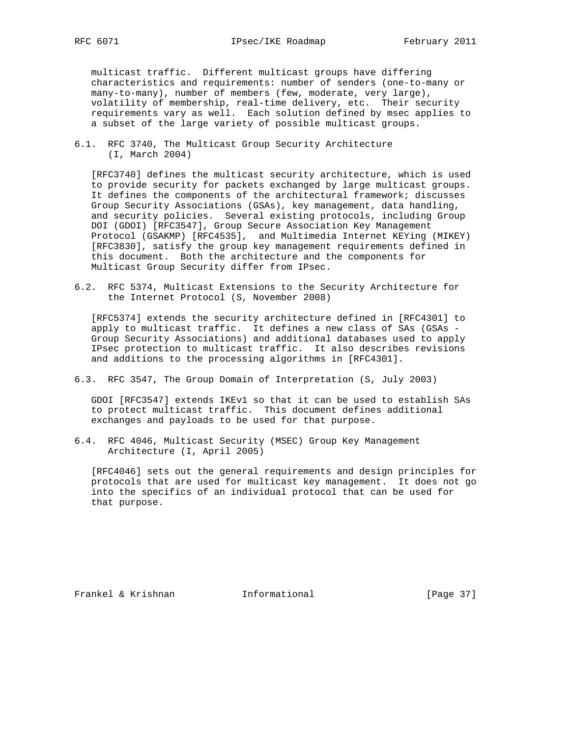multicast traffic. Different multicast groups have differing characteristics and requirements: number of senders (one-to-many or many-to-many), number of members (few, moderate, very large), volatility of membership, real-time delivery, etc. Their security requirements vary as well. Each solution defined by msec applies to a subset of the large variety of possible multicast groups.

### 6.1. RFC 3740, The Multicast Group Security Architecture (I, March 2004)

[RFC3740] defines the multicast security architecture, which is used to provide security for packets exchanged by large multicast groups. It defines the components of the architectural framework; discusses Group Security Associations (GSAs), key management, data handling, and security policies. Several existing protocols, including Group DOI (GDOI) [RFC3547], Group Secure Association Key Management Protocol (GSAKMP) [RFC4535], and Multimedia Internet KEYing (MIKEY) [RFC3830], satisfy the group key management requirements defined in this document. Both the architecture and the components for Multicast Group Security differ from IPsec.

### 6.2. RFC 5374, Multicast Extensions to the Security Architecture for the Internet Protocol (S, November 2008)

[RFC5374] extends the security architecture defined in [RFC4301] to apply to multicast traffic. It defines a new class of SAs (GSAs - Group Security Associations) and additional databases used to apply IPsec protection to multicast traffic. It also describes revisions and additions to the processing algorithms in [RFC4301].

### 6.3. RFC 3547, The Group Domain of Interpretation (S, July 2003)

GDOI [RFC3547] extends IKEv1 so that it can be used to establish SAs to protect multicast traffic. This document defines additional exchanges and payloads to be used for that purpose.

### 6.4. RFC 4046, Multicast Security (MSEC) Group Key Management Architecture (I, April 2005)

[RFC4046] sets out the general requirements and design principles for protocols that are used for multicast key management. It does not go into the specifics of an individual protocol that can be used for that purpose.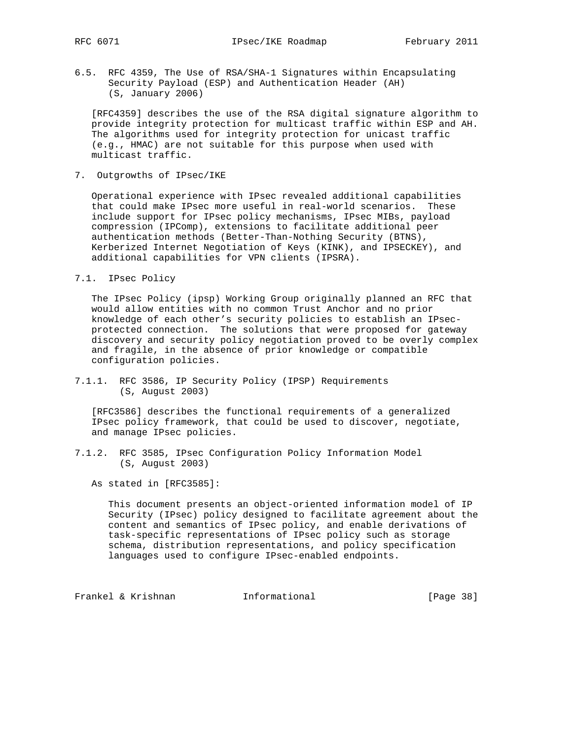### 6.5. RFC 4359, The Use of RSA/SHA-1 Signatures within Encapsulating Security Payload (ESP) and Authentication Header (AH) (S, January 2006)

[RFC4359] describes the use of the RSA digital signature algorithm to provide integrity protection for multicast traffic within ESP and AH. The algorithms used for integrity protection for unicast traffic (e.g., HMAC) are not suitable for this purpose when used with multicast traffic.

## 7. Outgrowths of IPsec/IKE

Operational experience with IPsec revealed additional capabilities that could make IPsec more useful in real-world scenarios. These include support for IPsec policy mechanisms, IPsec MIBs, payload compression (IPComp), extensions to facilitate additional peer authentication methods (Better-Than-Nothing Security (BTNS), Kerberized Internet Negotiation of Keys (KINK), and IPSECKEY), and additional capabilities for VPN clients (IPSRA).

### 7.1. IPsec Policy

The IPsec Policy (ipsp) Working Group originally planned an RFC that would allow entities with no common Trust Anchor and no prior knowledge of each other's security policies to establish an IPsec-protected connection. The solutions that were proposed for gateway discovery and security policy negotiation proved to be overly complex and fragile, in the absence of prior knowledge or compatible configuration policies.

#### 7.1.1. RFC 3586, IP Security Policy (IPSP) Requirements (S, August 2003)

[RFC3586] describes the functional requirements of a generalized IPsec policy framework, that could be used to discover, negotiate, and manage IPsec policies.

#### 7.1.2. RFC 3585, IPsec Configuration Policy Information Model (S, August 2003)

As stated in [RFC3585]:

> This document presents an object-oriented information model of IP Security (IPsec) policy designed to facilitate agreement about the content and semantics of IPsec policy, and enable derivations of task-specific representations of IPsec policy such as storage schema, distribution representations, and policy specification languages used to configure IPsec-enabled endpoints.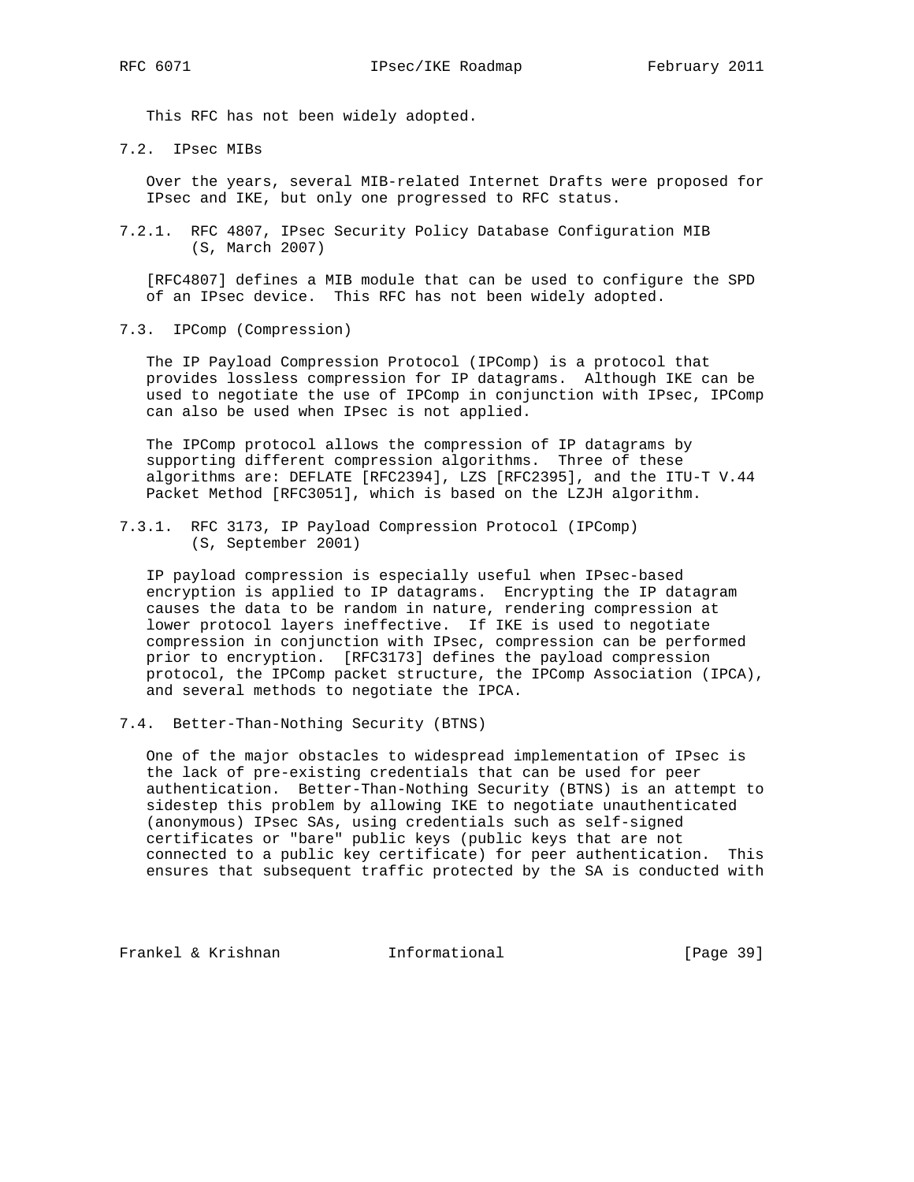This RFC has not been widely adopted.

### 7.2. IPsec MIBs

Over the years, several MIB-related Internet Drafts were proposed for IPsec and IKE, but only one progressed to RFC status.

#### 7.2.1. RFC 4807, IPsec Security Policy Database Configuration MIB (S, March 2007)

[RFC4807] defines a MIB module that can be used to configure the SPD of an IPsec device. This RFC has not been widely adopted.

### 7.3. IPComp (Compression)

The IP Payload Compression Protocol (IPComp) is a protocol that provides lossless compression for IP datagrams. Although IKE can be used to negotiate the use of IPComp in conjunction with IPsec, IPComp can also be used when IPsec is not applied.

The IPComp protocol allows the compression of IP datagrams by supporting different compression algorithms. Three of these algorithms are: DEFLATE [RFC2394], LZS [RFC2395], and the ITU-T V.44 Packet Method [RFC3051], which is based on the LZJH algorithm.

#### 7.3.1. RFC 3173, IP Payload Compression Protocol (IPComp) (S, September 2001)

IP payload compression is especially useful when IPsec-based encryption is applied to IP datagrams. Encrypting the IP datagram causes the data to be random in nature, rendering compression at lower protocol layers ineffective. If IKE is used to negotiate compression in conjunction with IPsec, compression can be performed prior to encryption. [RFC3173] defines the payload compression protocol, the IPComp packet structure, the IPComp Association (IPCA), and several methods to negotiate the IPCA.

### 7.4. Better-Than-Nothing Security (BTNS)

One of the major obstacles to widespread implementation of IPsec is the lack of pre-existing credentials that can be used for peer authentication. Better-Than-Nothing Security (BTNS) is an attempt to sidestep this problem by allowing IKE to negotiate unauthenticated (anonymous) IPsec SAs, using credentials such as self-signed certificates or "bare" public keys (public keys that are not connected to a public key certificate) for peer authentication. This ensures that subsequent traffic protected by the SA is conducted with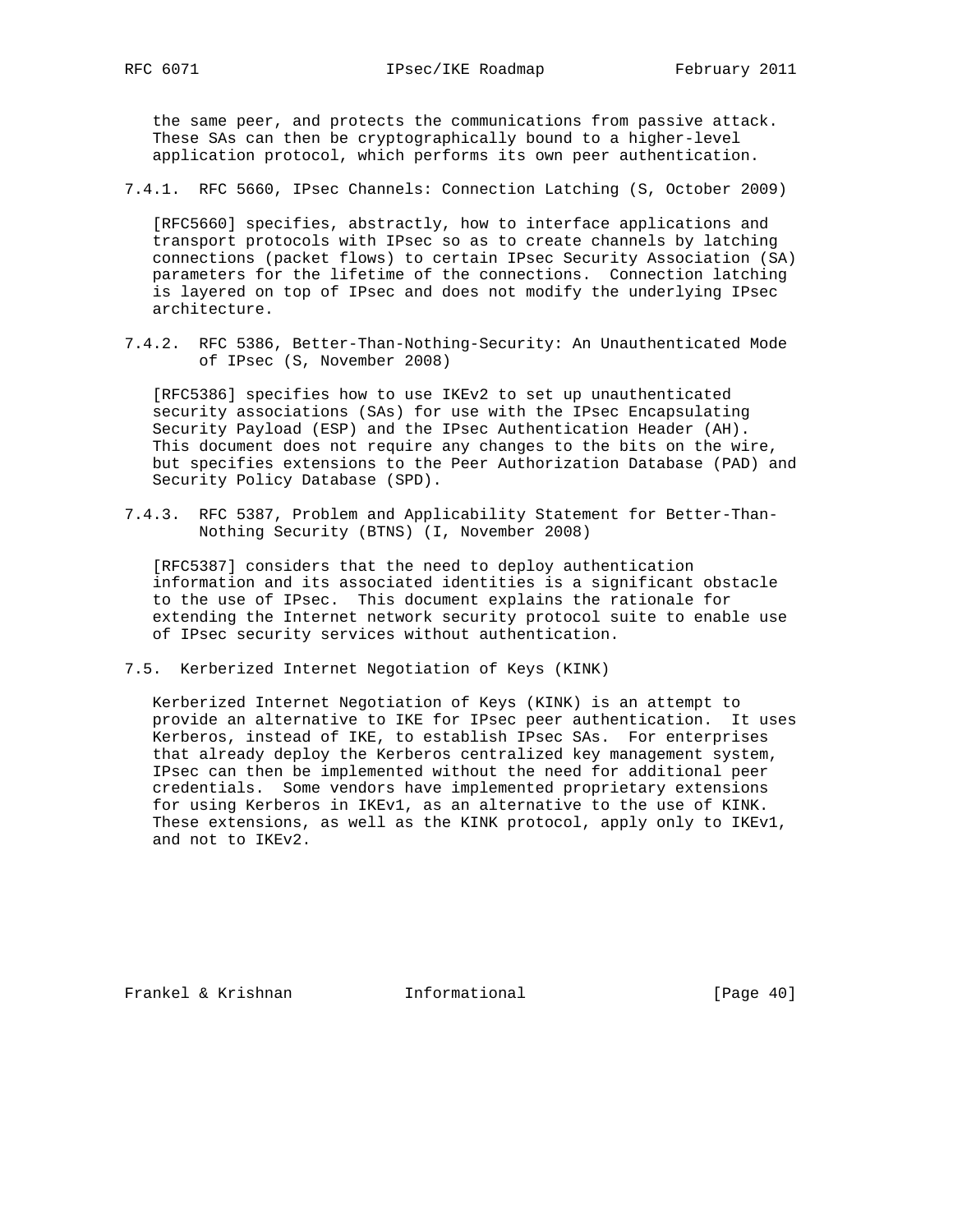the same peer, and protects the communications from passive attack. These SAs can then be cryptographically bound to a higher-level application protocol, which performs its own peer authentication.

#### 7.4.1. RFC 5660, IPsec Channels: Connection Latching (S, October 2009)

[RFC5660] specifies, abstractly, how to interface applications and transport protocols with IPsec so as to create channels by latching connections (packet flows) to certain IPsec Security Association (SA) parameters for the lifetime of the connections. Connection latching is layered on top of IPsec and does not modify the underlying IPsec architecture.

#### 7.4.2. RFC 5386, Better-Than-Nothing-Security: An Unauthenticated Mode of IPsec (S, November 2008)

[RFC5386] specifies how to use IKEv2 to set up unauthenticated security associations (SAs) for use with the IPsec Encapsulating Security Payload (ESP) and the IPsec Authentication Header (AH). This document does not require any changes to the bits on the wire, but specifies extensions to the Peer Authorization Database (PAD) and Security Policy Database (SPD).

#### 7.4.3. RFC 5387, Problem and Applicability Statement for Better-Than-Nothing Security (BTNS) (I, November 2008)

[RFC5387] considers that the need to deploy authentication information and its associated identities is a significant obstacle to the use of IPsec. This document explains the rationale for extending the Internet network security protocol suite to enable use of IPsec security services without authentication.

### 7.5. Kerberized Internet Negotiation of Keys (KINK)

Kerberized Internet Negotiation of Keys (KINK) is an attempt to provide an alternative to IKE for IPsec peer authentication. It uses Kerberos, instead of IKE, to establish IPsec SAs. For enterprises that already deploy the Kerberos centralized key management system, IPsec can then be implemented without the need for additional peer credentials. Some vendors have implemented proprietary extensions for using Kerberos in IKEv1, as an alternative to the use of KINK. These extensions, as well as the KINK protocol, apply only to IKEv1, and not to IKEv2.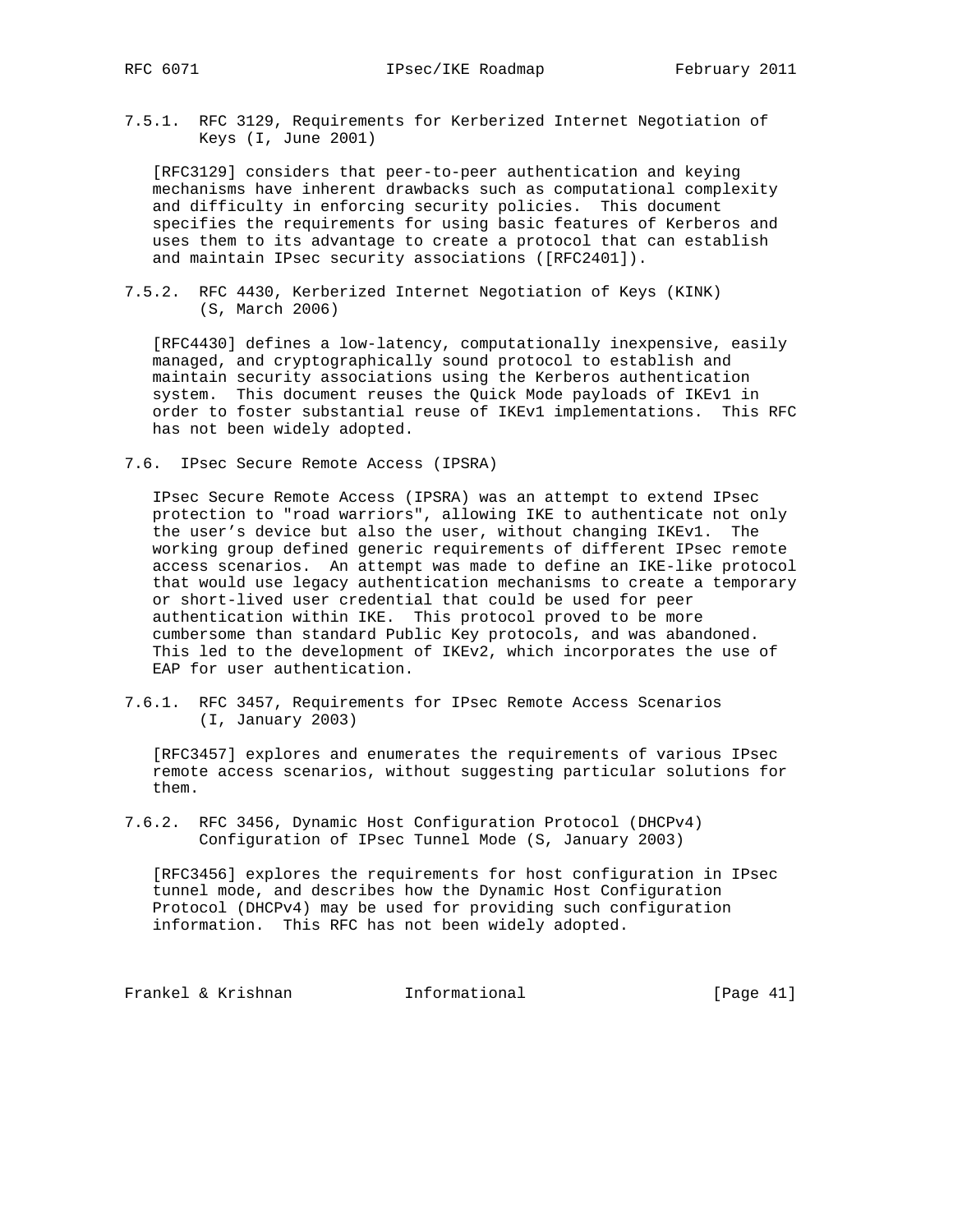### 7.5.1. RFC 3129, Requirements for Kerberized Internet Negotiation of Keys (I, June 2001)

[RFC3129] considers that peer-to-peer authentication and keying mechanisms have inherent drawbacks such as computational complexity and difficulty in enforcing security policies. This document specifies the requirements for using basic features of Kerberos and uses them to its advantage to create a protocol that can establish and maintain IPsec security associations ([RFC2401]).

### 7.5.2. RFC 4430, Kerberized Internet Negotiation of Keys (KINK) (S, March 2006)

[RFC4430] defines a low-latency, computationally inexpensive, easily managed, and cryptographically sound protocol to establish and maintain security associations using the Kerberos authentication system. This document reuses the Quick Mode payloads of IKEv1 in order to foster substantial reuse of IKEv1 implementations. This RFC has not been widely adopted.

## 7.6. IPsec Secure Remote Access (IPSRA)

IPsec Secure Remote Access (IPSRA) was an attempt to extend IPsec protection to "road warriors", allowing IKE to authenticate not only the user's device but also the user, without changing IKEv1. The working group defined generic requirements of different IPsec remote access scenarios. An attempt was made to define an IKE-like protocol that would use legacy authentication mechanisms to create a temporary or short-lived user credential that could be used for peer authentication within IKE. This protocol proved to be more cumbersome than standard Public Key protocols, and was abandoned. This led to the development of IKEv2, which incorporates the use of EAP for user authentication.

### 7.6.1. RFC 3457, Requirements for IPsec Remote Access Scenarios (I, January 2003)

[RFC3457] explores and enumerates the requirements of various IPsec remote access scenarios, without suggesting particular solutions for them.

### 7.6.2. RFC 3456, Dynamic Host Configuration Protocol (DHCPv4) Configuration of IPsec Tunnel Mode (S, January 2003)

[RFC3456] explores the requirements for host configuration in IPsec tunnel mode, and describes how the Dynamic Host Configuration Protocol (DHCPv4) may be used for providing such configuration information. This RFC has not been widely adopted.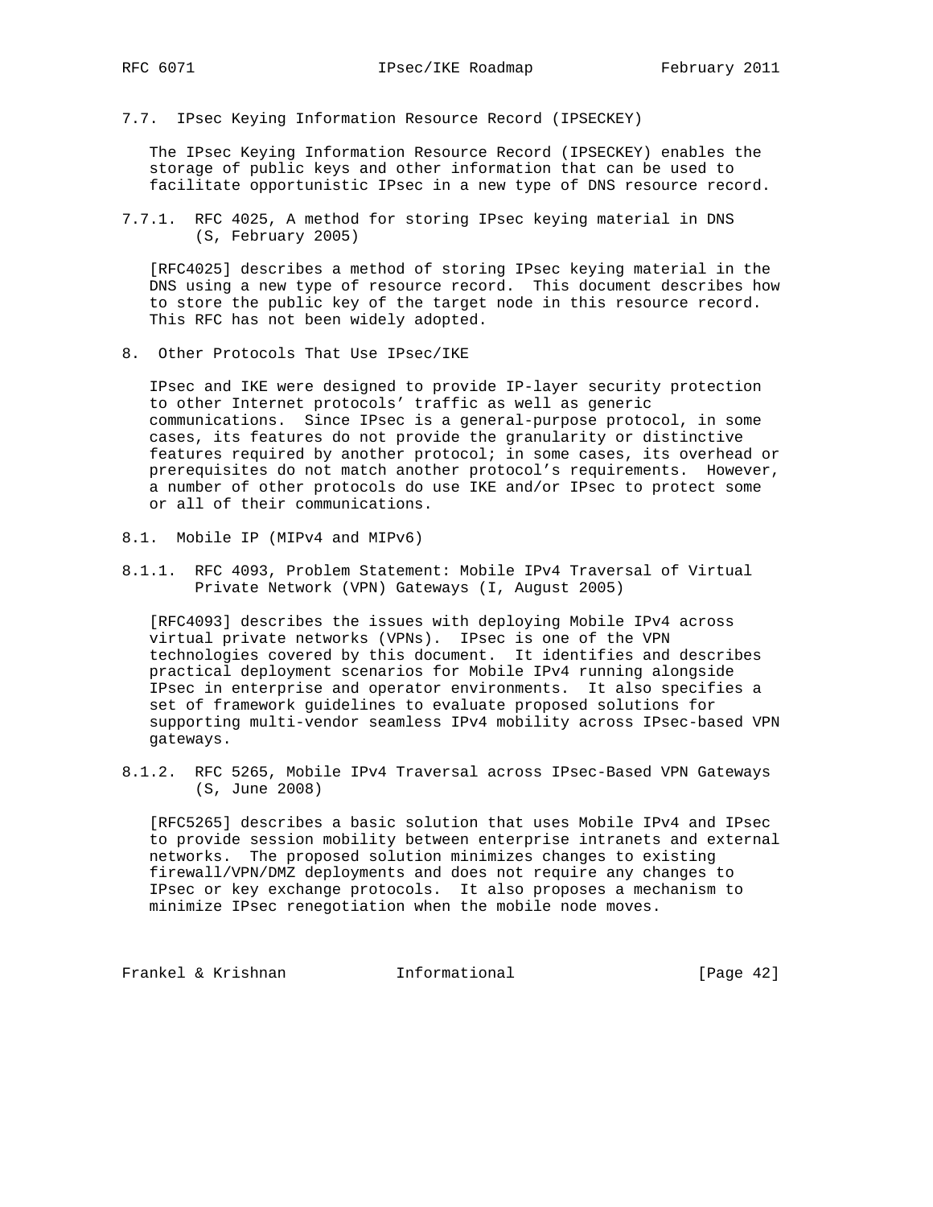### 7.7. IPsec Keying Information Resource Record (IPSECKEY)

The IPsec Keying Information Resource Record (IPSECKEY) enables the storage of public keys and other information that can be used to facilitate opportunistic IPsec in a new type of DNS resource record.

#### 7.7.1. RFC 4025, A method for storing IPsec keying material in DNS (S, February 2005)

[RFC4025] describes a method of storing IPsec keying material in the DNS using a new type of resource record. This document describes how to store the public key of the target node in this resource record. This RFC has not been widely adopted.

## 8. Other Protocols That Use IPsec/IKE

IPsec and IKE were designed to provide IP-layer security protection to other Internet protocols' traffic as well as generic communications. Since IPsec is a general-purpose protocol, in some cases, its features do not provide the granularity or distinctive features required by another protocol; in some cases, its overhead or prerequisites do not match another protocol's requirements. However, a number of other protocols do use IKE and/or IPsec to protect some or all of their communications.

### 8.1. Mobile IP (MIPv4 and MIPv6)

#### 8.1.1. RFC 4093, Problem Statement: Mobile IPv4 Traversal of Virtual Private Network (VPN) Gateways (I, August 2005)

[RFC4093] describes the issues with deploying Mobile IPv4 across virtual private networks (VPNs). IPsec is one of the VPN technologies covered by this document. It identifies and describes practical deployment scenarios for Mobile IPv4 running alongside IPsec in enterprise and operator environments. It also specifies a set of framework guidelines to evaluate proposed solutions for supporting multi-vendor seamless IPv4 mobility across IPsec-based VPN gateways.

#### 8.1.2. RFC 5265, Mobile IPv4 Traversal across IPsec-Based VPN Gateways (S, June 2008)

[RFC5265] describes a basic solution that uses Mobile IPv4 and IPsec to provide session mobility between enterprise intranets and external networks. The proposed solution minimizes changes to existing firewall/VPN/DMZ deployments and does not require any changes to IPsec or key exchange protocols. It also proposes a mechanism to minimize IPsec renegotiation when the mobile node moves.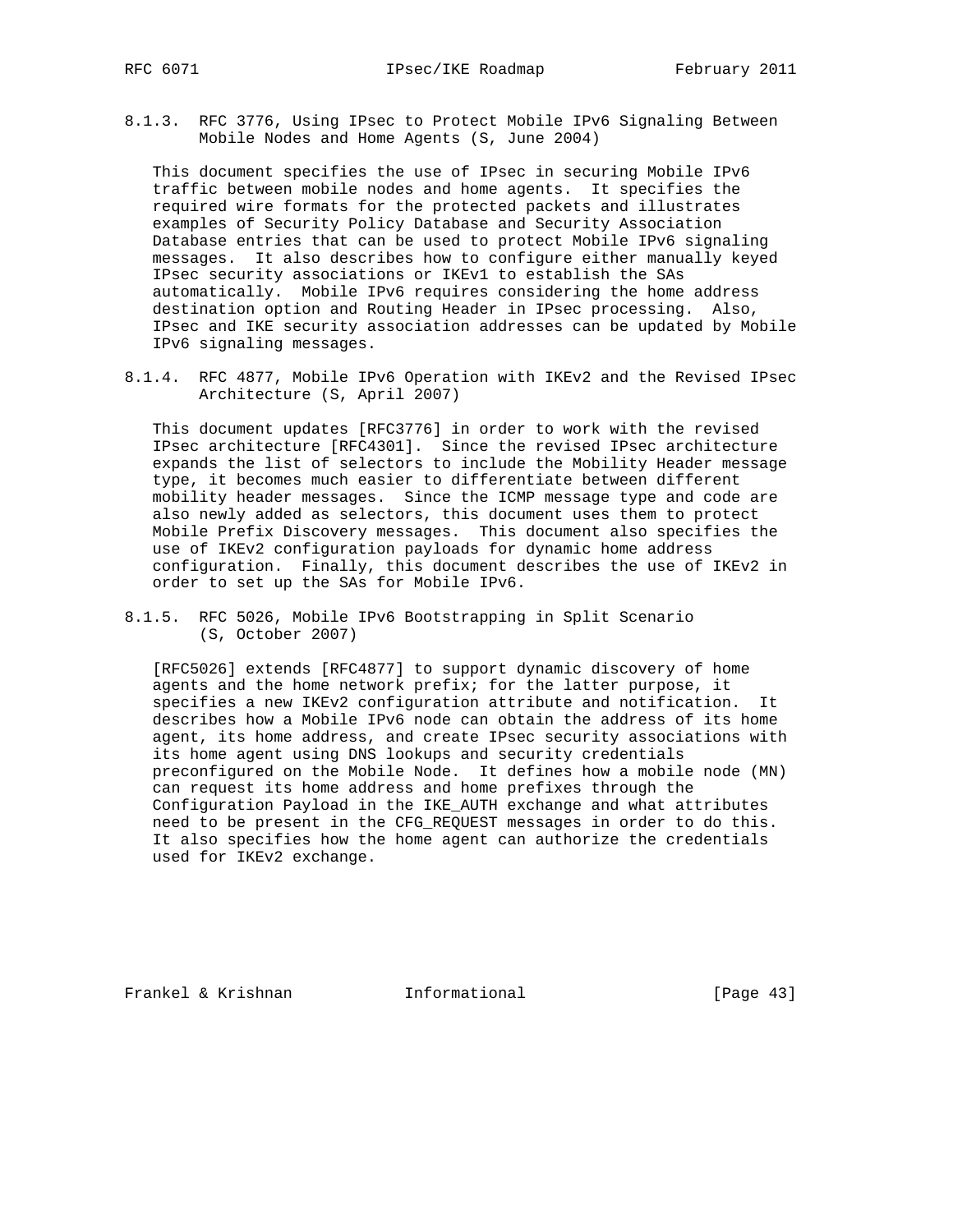#### 8.1.3. RFC 3776, Using IPsec to Protect Mobile IPv6 Signaling Between Mobile Nodes and Home Agents (S, June 2004)

This document specifies the use of IPsec in securing Mobile IPv6 traffic between mobile nodes and home agents. It specifies the required wire formats for the protected packets and illustrates examples of Security Policy Database and Security Association Database entries that can be used to protect Mobile IPv6 signaling messages. It also describes how to configure either manually keyed IPsec security associations or IKEv1 to establish the SAs automatically. Mobile IPv6 requires considering the home address destination option and Routing Header in IPsec processing. Also, IPsec and IKE security association addresses can be updated by Mobile IPv6 signaling messages.

#### 8.1.4. RFC 4877, Mobile IPv6 Operation with IKEv2 and the Revised IPsec Architecture (S, April 2007)

This document updates [RFC3776] in order to work with the revised IPsec architecture [RFC4301]. Since the revised IPsec architecture expands the list of selectors to include the Mobility Header message type, it becomes much easier to differentiate between different mobility header messages. Since the ICMP message type and code are also newly added as selectors, this document uses them to protect Mobile Prefix Discovery messages. This document also specifies the use of IKEv2 configuration payloads for dynamic home address configuration. Finally, this document describes the use of IKEv2 in order to set up the SAs for Mobile IPv6.

#### 8.1.5. RFC 5026, Mobile IPv6 Bootstrapping in Split Scenario (S, October 2007)

[RFC5026] extends [RFC4877] to support dynamic discovery of home agents and the home network prefix; for the latter purpose, it specifies a new IKEv2 configuration attribute and notification. It describes how a Mobile IPv6 node can obtain the address of its home agent, its home address, and create IPsec security associations with its home agent using DNS lookups and security credentials preconfigured on the Mobile Node. It defines how a mobile node (MN) can request its home address and home prefixes through the Configuration Payload in the IKE_AUTH exchange and what attributes need to be present in the CFG_REQUEST messages in order to do this. It also specifies how the home agent can authorize the credentials used for IKEv2 exchange.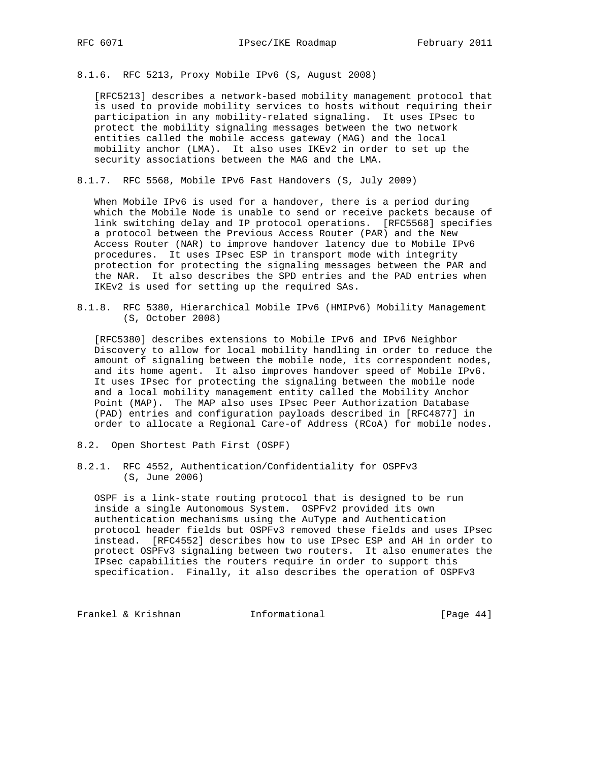#### 8.1.6. RFC 5213, Proxy Mobile IPv6 (S, August 2008)

[RFC5213] describes a network-based mobility management protocol that is used to provide mobility services to hosts without requiring their participation in any mobility-related signaling. It uses IPsec to protect the mobility signaling messages between the two network entities called the mobile access gateway (MAG) and the local mobility anchor (LMA). It also uses IKEv2 in order to set up the security associations between the MAG and the LMA.

#### 8.1.7. RFC 5568, Mobile IPv6 Fast Handovers (S, July 2009)

When Mobile IPv6 is used for a handover, there is a period during which the Mobile Node is unable to send or receive packets because of link switching delay and IP protocol operations. [RFC5568] specifies a protocol between the Previous Access Router (PAR) and the New Access Router (NAR) to improve handover latency due to Mobile IPv6 procedures. It uses IPsec ESP in transport mode with integrity protection for protecting the signaling messages between the PAR and the NAR. It also describes the SPD entries and the PAD entries when IKEv2 is used for setting up the required SAs.

#### 8.1.8. RFC 5380, Hierarchical Mobile IPv6 (HMIPv6) Mobility Management (S, October 2008)

[RFC5380] describes extensions to Mobile IPv6 and IPv6 Neighbor Discovery to allow for local mobility handling in order to reduce the amount of signaling between the mobile node, its correspondent nodes, and its home agent. It also improves handover speed of Mobile IPv6. It uses IPsec for protecting the signaling between the mobile node and a local mobility management entity called the Mobility Anchor Point (MAP). The MAP also uses IPsec Peer Authorization Database (PAD) entries and configuration payloads described in [RFC4877] in order to allocate a Regional Care-of Address (RCoA) for mobile nodes.

### 8.2. Open Shortest Path First (OSPF)

#### 8.2.1. RFC 4552, Authentication/Confidentiality for OSPFv3 (S, June 2006)

OSPF is a link-state routing protocol that is designed to be run inside a single Autonomous System. OSPFv2 provided its own authentication mechanisms using the AuType and Authentication protocol header fields but OSPFv3 removed these fields and uses IPsec instead. [RFC4552] describes how to use IPsec ESP and AH in order to protect OSPFv3 signaling between two routers. It also enumerates the IPsec capabilities the routers require in order to support this specification. Finally, it also describes the operation of OSPFv3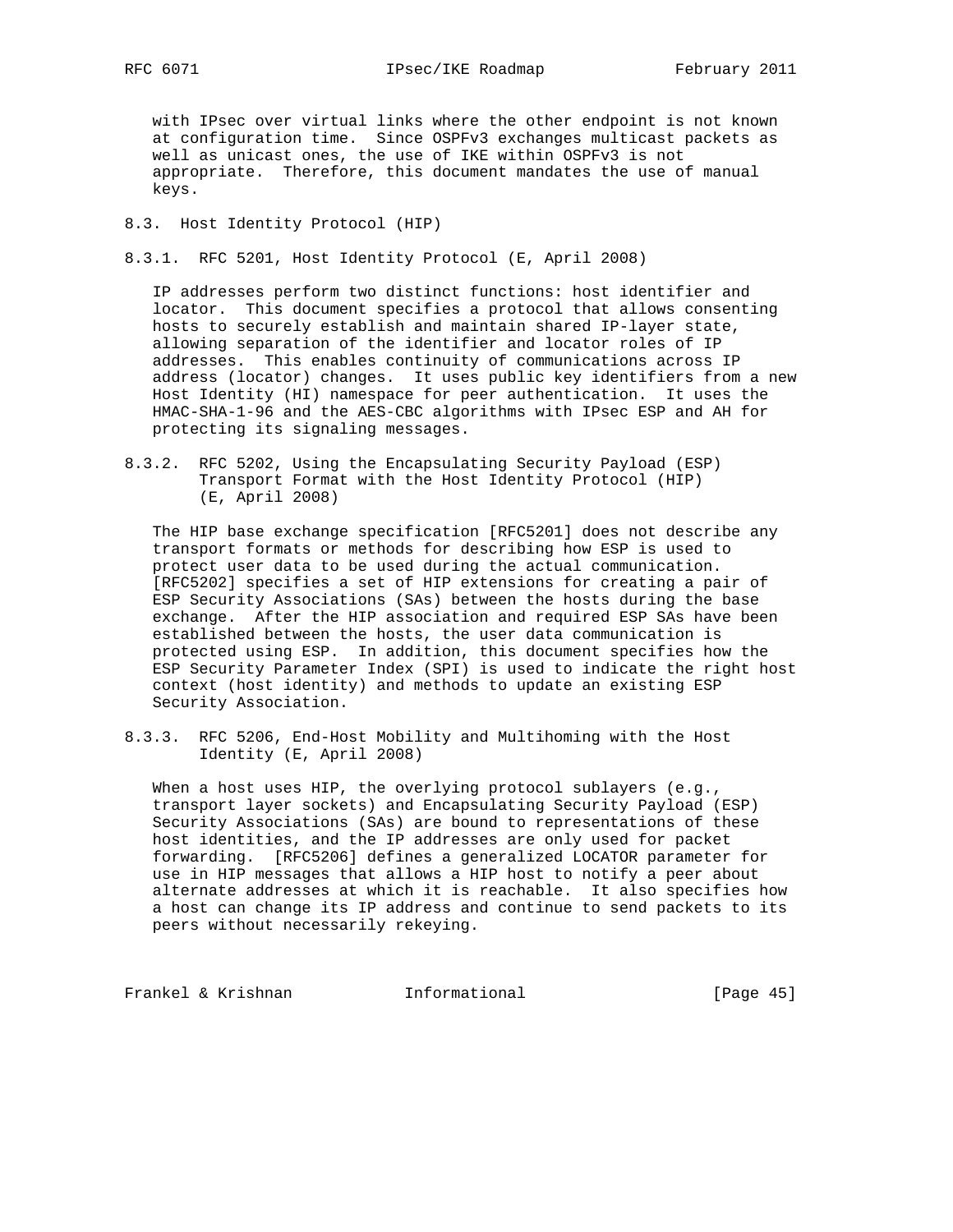with IPsec over virtual links where the other endpoint is not known at configuration time. Since OSPFv3 exchanges multicast packets as well as unicast ones, the use of IKE within OSPFv3 is not appropriate. Therefore, this document mandates the use of manual keys.

### 8.3. Host Identity Protocol (HIP)

#### 8.3.1. RFC 5201, Host Identity Protocol (E, April 2008)

IP addresses perform two distinct functions: host identifier and locator. This document specifies a protocol that allows consenting hosts to securely establish and maintain shared IP-layer state, allowing separation of the identifier and locator roles of IP addresses. This enables continuity of communications across IP address (locator) changes. It uses public key identifiers from a new Host Identity (HI) namespace for peer authentication. It uses the HMAC-SHA-1-96 and the AES-CBC algorithms with IPsec ESP and AH for protecting its signaling messages.

#### 8.3.2. RFC 5202, Using the Encapsulating Security Payload (ESP) Transport Format with the Host Identity Protocol (HIP) (E, April 2008)

The HIP base exchange specification [RFC5201] does not describe any transport formats or methods for describing how ESP is used to protect user data to be used during the actual communication. [RFC5202] specifies a set of HIP extensions for creating a pair of ESP Security Associations (SAs) between the hosts during the base exchange. After the HIP association and required ESP SAs have been established between the hosts, the user data communication is protected using ESP. In addition, this document specifies how the ESP Security Parameter Index (SPI) is used to indicate the right host context (host identity) and methods to update an existing ESP Security Association.

#### 8.3.3. RFC 5206, End-Host Mobility and Multihoming with the Host Identity (E, April 2008)

When a host uses HIP, the overlying protocol sublayers (e.g., transport layer sockets) and Encapsulating Security Payload (ESP) Security Associations (SAs) are bound to representations of these host identities, and the IP addresses are only used for packet forwarding. [RFC5206] defines a generalized LOCATOR parameter for use in HIP messages that allows a HIP host to notify a peer about alternate addresses at which it is reachable. It also specifies how a host can change its IP address and continue to send packets to its peers without necessarily rekeying.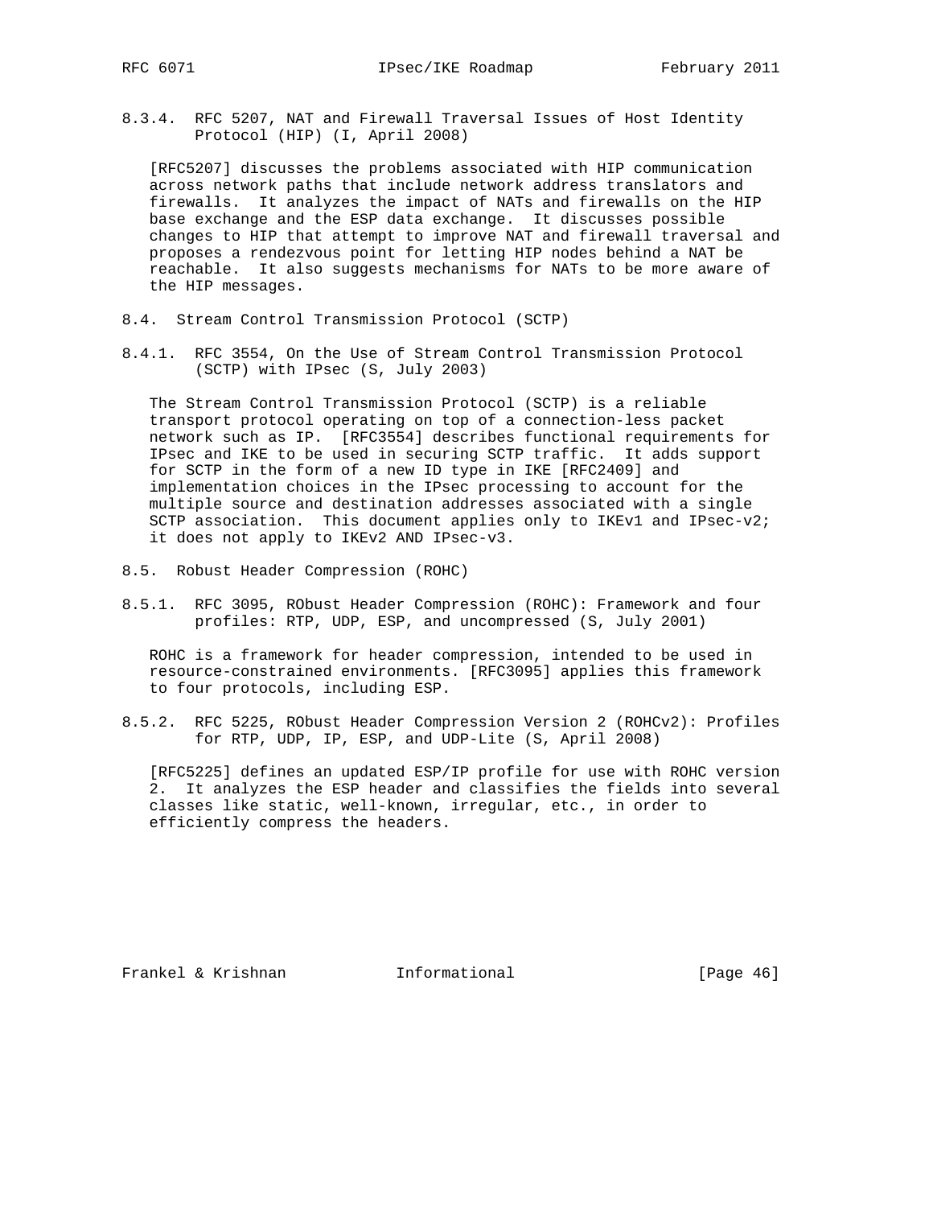#### 8.3.4. RFC 5207, NAT and Firewall Traversal Issues of Host Identity Protocol (HIP) (I, April 2008)

[RFC5207] discusses the problems associated with HIP communication across network paths that include network address translators and firewalls. It analyzes the impact of NATs and firewalls on the HIP base exchange and the ESP data exchange. It discusses possible changes to HIP that attempt to improve NAT and firewall traversal and proposes a rendezvous point for letting HIP nodes behind a NAT be reachable. It also suggests mechanisms for NATs to be more aware of the HIP messages.

### 8.4. Stream Control Transmission Protocol (SCTP)

#### 8.4.1. RFC 3554, On the Use of Stream Control Transmission Protocol (SCTP) with IPsec (S, July 2003)

The Stream Control Transmission Protocol (SCTP) is a reliable transport protocol operating on top of a connection-less packet network such as IP. [RFC3554] describes functional requirements for IPsec and IKE to be used in securing SCTP traffic. It adds support for SCTP in the form of a new ID type in IKE [RFC2409] and implementation choices in the IPsec processing to account for the multiple source and destination addresses associated with a single SCTP association. This document applies only to IKEv1 and IPsec-v2; it does not apply to IKEv2 AND IPsec-v3.

### 8.5. Robust Header Compression (ROHC)

#### 8.5.1. RFC 3095, RObust Header Compression (ROHC): Framework and four profiles: RTP, UDP, ESP, and uncompressed (S, July 2001)

ROHC is a framework for header compression, intended to be used in resource-constrained environments. [RFC3095] applies this framework to four protocols, including ESP.

#### 8.5.2. RFC 5225, RObust Header Compression Version 2 (ROHCv2): Profiles for RTP, UDP, IP, ESP, and UDP-Lite (S, April 2008)

[RFC5225] defines an updated ESP/IP profile for use with ROHC version 2. It analyzes the ESP header and classifies the fields into several classes like static, well-known, irregular, etc., in order to efficiently compress the headers.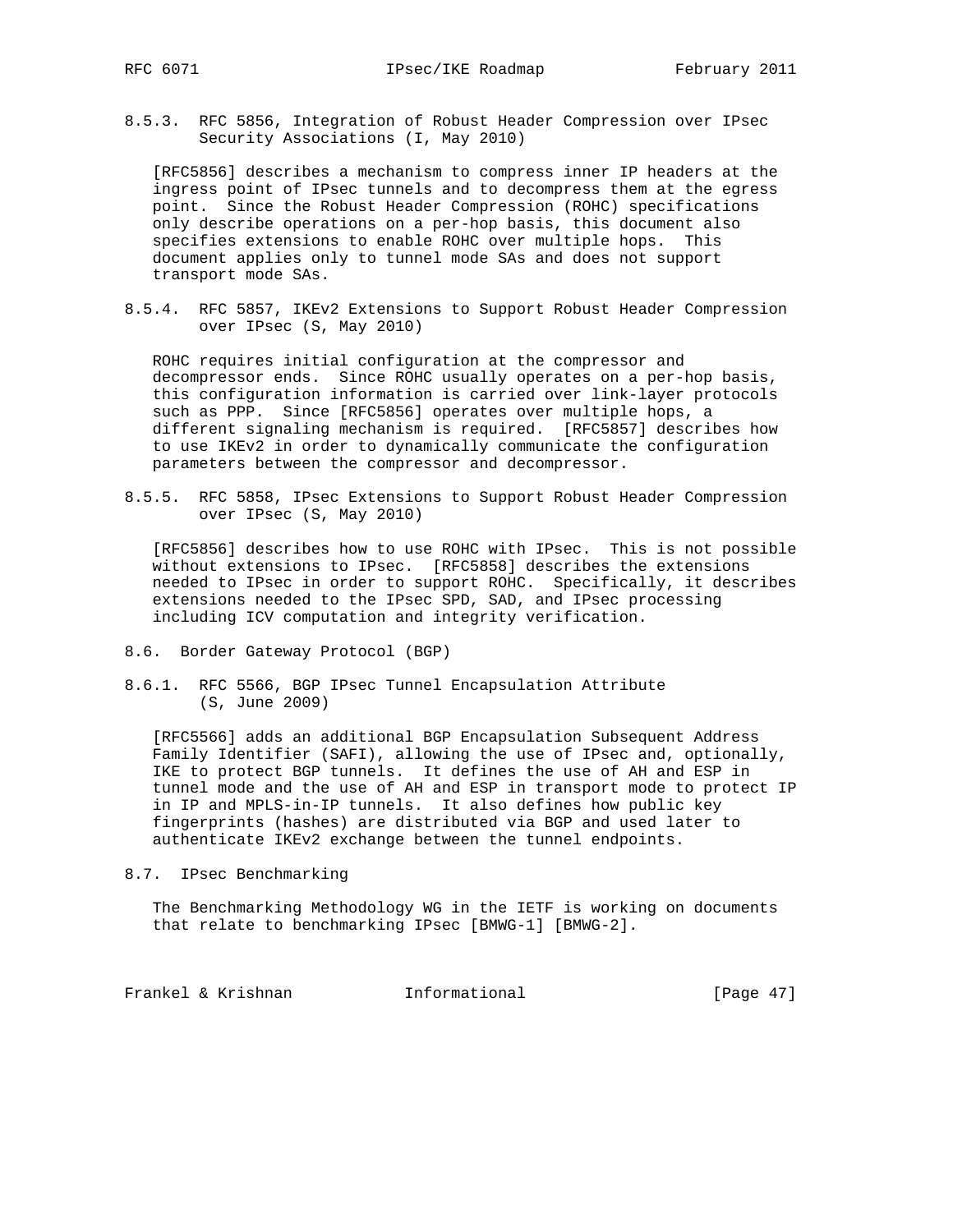#### 8.5.3. RFC 5856, Integration of Robust Header Compression over IPsec Security Associations (I, May 2010)

[RFC5856] describes a mechanism to compress inner IP headers at the ingress point of IPsec tunnels and to decompress them at the egress point. Since the Robust Header Compression (ROHC) specifications only describe operations on a per-hop basis, this document also specifies extensions to enable ROHC over multiple hops. This document applies only to tunnel mode SAs and does not support transport mode SAs.

#### 8.5.4. RFC 5857, IKEv2 Extensions to Support Robust Header Compression over IPsec (S, May 2010)

ROHC requires initial configuration at the compressor and decompressor ends. Since ROHC usually operates on a per-hop basis, this configuration information is carried over link-layer protocols such as PPP. Since [RFC5856] operates over multiple hops, a different signaling mechanism is required. [RFC5857] describes how to use IKEv2 in order to dynamically communicate the configuration parameters between the compressor and decompressor.

#### 8.5.5. RFC 5858, IPsec Extensions to Support Robust Header Compression over IPsec (S, May 2010)

[RFC5856] describes how to use ROHC with IPsec. This is not possible without extensions to IPsec. [RFC5858] describes the extensions needed to IPsec in order to support ROHC. Specifically, it describes extensions needed to the IPsec SPD, SAD, and IPsec processing including ICV computation and integrity verification.

### 8.6. Border Gateway Protocol (BGP)

#### 8.6.1. RFC 5566, BGP IPsec Tunnel Encapsulation Attribute (S, June 2009)

[RFC5566] adds an additional BGP Encapsulation Subsequent Address Family Identifier (SAFI), allowing the use of IPsec and, optionally, IKE to protect BGP tunnels. It defines the use of AH and ESP in tunnel mode and the use of AH and ESP in transport mode to protect IP in IP and MPLS-in-IP tunnels. It also defines how public key fingerprints (hashes) are distributed via BGP and used later to authenticate IKEv2 exchange between the tunnel endpoints.

### 8.7. IPsec Benchmarking

The Benchmarking Methodology WG in the IETF is working on documents that relate to benchmarking IPsec [BMWG-1] [BMWG-2].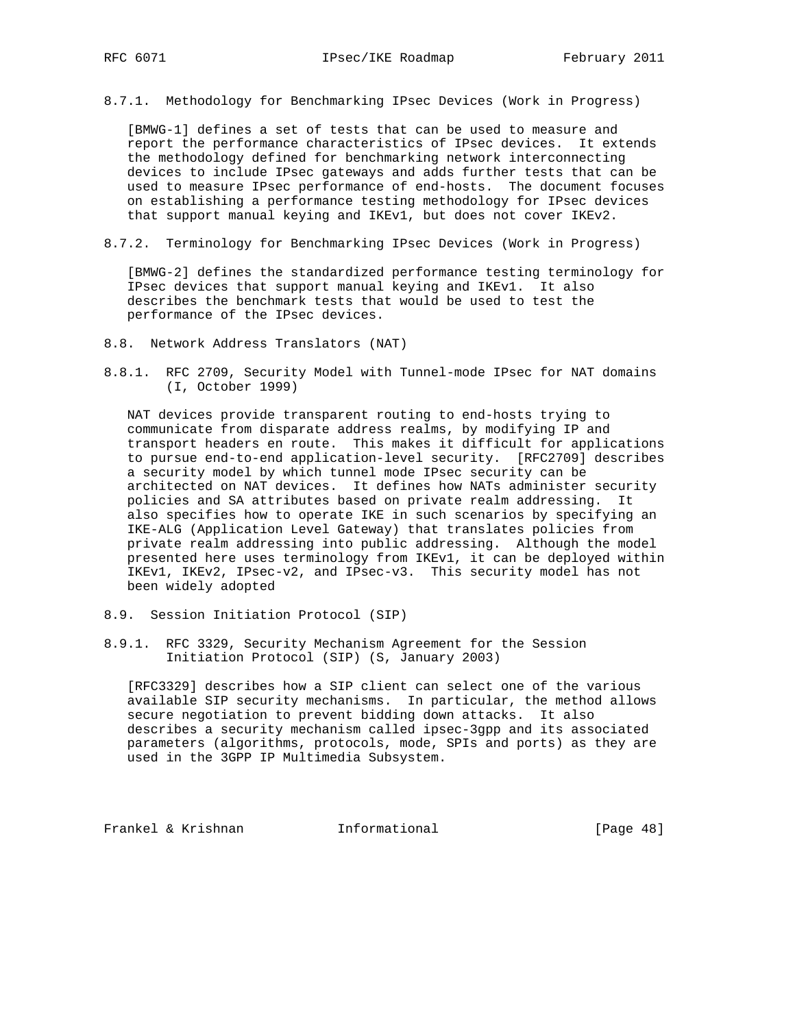#### 8.7.1. Methodology for Benchmarking IPsec Devices (Work in Progress)

[BMWG-1] defines a set of tests that can be used to measure and report the performance characteristics of IPsec devices. It extends the methodology defined for benchmarking network interconnecting devices to include IPsec gateways and adds further tests that can be used to measure IPsec performance of end-hosts. The document focuses on establishing a performance testing methodology for IPsec devices that support manual keying and IKEv1, but does not cover IKEv2.

#### 8.7.2. Terminology for Benchmarking IPsec Devices (Work in Progress)

[BMWG-2] defines the standardized performance testing terminology for IPsec devices that support manual keying and IKEv1. It also describes the benchmark tests that would be used to test the performance of the IPsec devices.

### 8.8. Network Address Translators (NAT)

#### 8.8.1. RFC 2709, Security Model with Tunnel-mode IPsec for NAT domains (I, October 1999)

NAT devices provide transparent routing to end-hosts trying to communicate from disparate address realms, by modifying IP and transport headers en route. This makes it difficult for applications to pursue end-to-end application-level security. [RFC2709] describes a security model by which tunnel mode IPsec security can be architected on NAT devices. It defines how NATs administer security policies and SA attributes based on private realm addressing. It also specifies how to operate IKE in such scenarios by specifying an IKE-ALG (Application Level Gateway) that translates policies from private realm addressing into public addressing. Although the model presented here uses terminology from IKEv1, it can be deployed within IKEv1, IKEv2, IPsec-v2, and IPsec-v3. This security model has not been widely adopted

### 8.9. Session Initiation Protocol (SIP)

#### 8.9.1. RFC 3329, Security Mechanism Agreement for the Session Initiation Protocol (SIP) (S, January 2003)

[RFC3329] describes how a SIP client can select one of the various available SIP security mechanisms. In particular, the method allows secure negotiation to prevent bidding down attacks. It also describes a security mechanism called ipsec-3gpp and its associated parameters (algorithms, protocols, mode, SPIs and ports) as they are used in the 3GPP IP Multimedia Subsystem.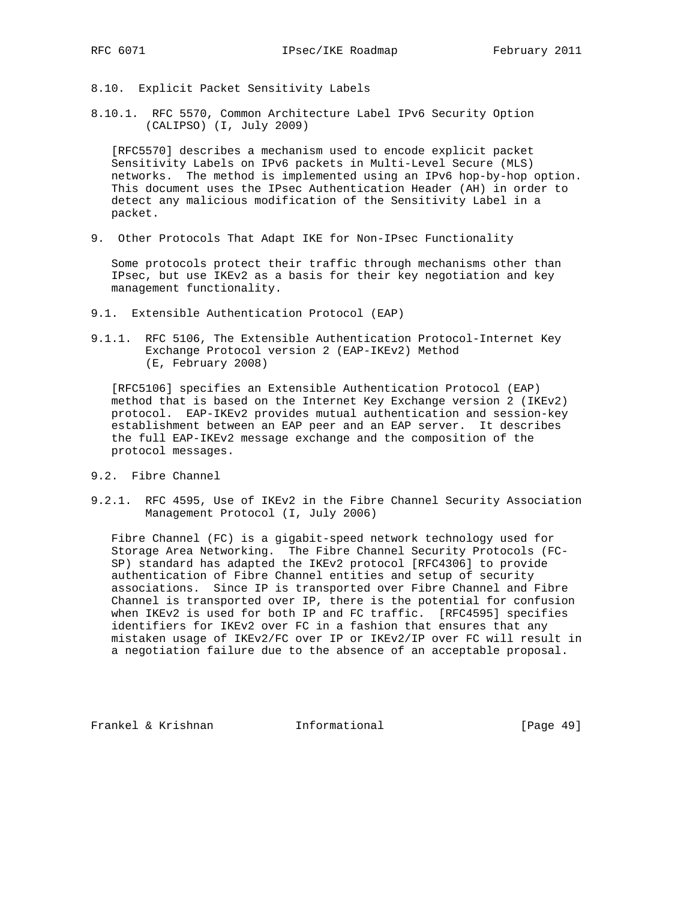### 8.10. Explicit Packet Sensitivity Labels

#### 8.10.1. RFC 5570, Common Architecture Label IPv6 Security Option (CALIPSO) (I, July 2009)

[RFC5570] describes a mechanism used to encode explicit packet Sensitivity Labels on IPv6 packets in Multi-Level Secure (MLS) networks. The method is implemented using an IPv6 hop-by-hop option. This document uses the IPsec Authentication Header (AH) in order to detect any malicious modification of the Sensitivity Label in a packet.

## 9. Other Protocols That Adapt IKE for Non-IPsec Functionality

Some protocols protect their traffic through mechanisms other than IPsec, but use IKEv2 as a basis for their key negotiation and key management functionality.

### 9.1. Extensible Authentication Protocol (EAP)

#### 9.1.1. RFC 5106, The Extensible Authentication Protocol-Internet Key Exchange Protocol version 2 (EAP-IKEv2) Method (E, February 2008)

[RFC5106] specifies an Extensible Authentication Protocol (EAP) method that is based on the Internet Key Exchange version 2 (IKEv2) protocol. EAP-IKEv2 provides mutual authentication and session-key establishment between an EAP peer and an EAP server. It describes the full EAP-IKEv2 message exchange and the composition of the protocol messages.

### 9.2. Fibre Channel

#### 9.2.1. RFC 4595, Use of IKEv2 in the Fibre Channel Security Association Management Protocol (I, July 2006)

Fibre Channel (FC) is a gigabit-speed network technology used for Storage Area Networking. The Fibre Channel Security Protocols (FC-SP) standard has adapted the IKEv2 protocol [RFC4306] to provide authentication of Fibre Channel entities and setup of security associations. Since IP is transported over Fibre Channel and Fibre Channel is transported over IP, there is the potential for confusion when IKEv2 is used for both IP and FC traffic. [RFC4595] specifies identifiers for IKEv2 over FC in a fashion that ensures that any mistaken usage of IKEv2/FC over IP or IKEv2/IP over FC will result in a negotiation failure due to the absence of an acceptable proposal.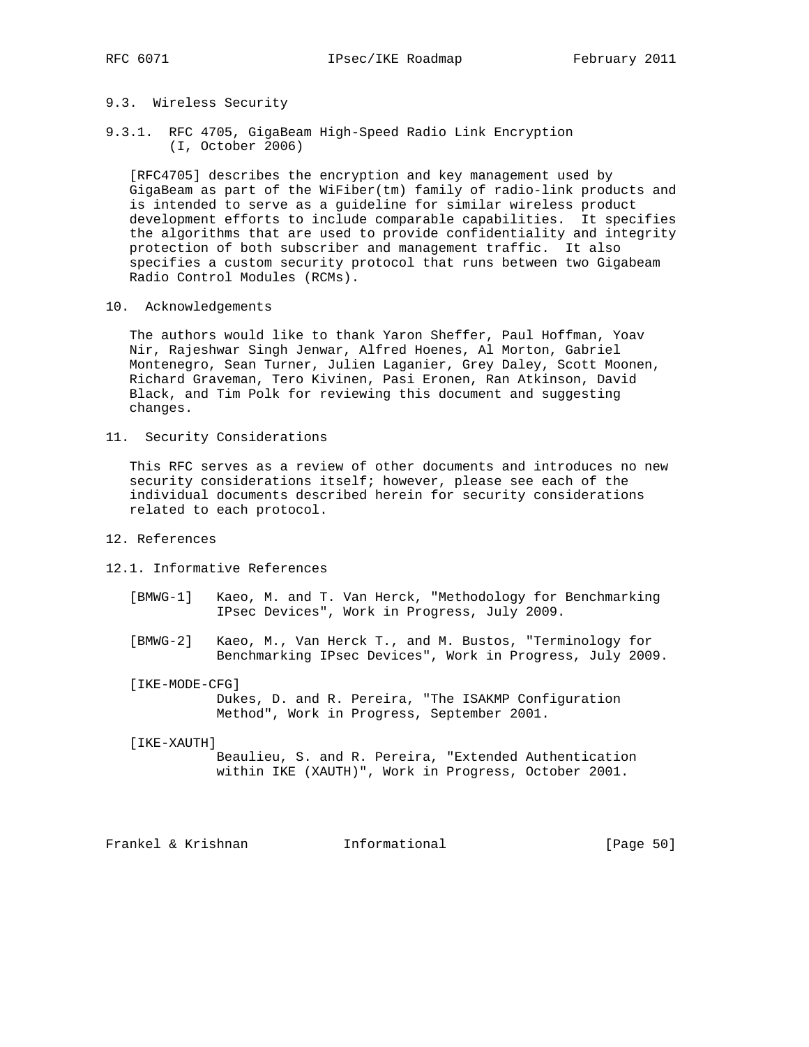### 9.3. Wireless Security

#### 9.3.1. RFC 4705, GigaBeam High-Speed Radio Link Encryption (I, October 2006)

[RFC4705] describes the encryption and key management used by GigaBeam as part of the WiFiber(tm) family of radio-link products and is intended to serve as a guideline for similar wireless product development efforts to include comparable capabilities. It specifies the algorithms that are used to provide confidentiality and integrity protection of both subscriber and management traffic. It also specifies a custom security protocol that runs between two Gigabeam Radio Control Modules (RCMs).

## 10. Acknowledgements

The authors would like to thank Yaron Sheffer, Paul Hoffman, Yoav Nir, Rajeshwar Singh Jenwar, Alfred Hoenes, Al Morton, Gabriel Montenegro, Sean Turner, Julien Laganier, Grey Daley, Scott Moonen, Richard Graveman, Tero Kivinen, Pasi Eronen, Ran Atkinson, David Black, and Tim Polk for reviewing this document and suggesting changes.

## 11. Security Considerations

This RFC serves as a review of other documents and introduces no new security considerations itself; however, please see each of the individual documents described herein for security considerations related to each protocol.

## 12. References

### 12.1. Informative References

[BMWG-1] Kaeo, M. and T. Van Herck, "Methodology for Benchmarking IPsec Devices", Work in Progress, July 2009.

[BMWG-2] Kaeo, M., Van Herck T., and M. Bustos, "Terminology for Benchmarking IPsec Devices", Work in Progress, July 2009.

[IKE-MODE-CFG] Dukes, D. and R. Pereira, "The ISAKMP Configuration Method", Work in Progress, September 2001.

[IKE-XAUTH] Beaulieu, S. and R. Pereira, "Extended Authentication within IKE (XAUTH)", Work in Progress, October 2001.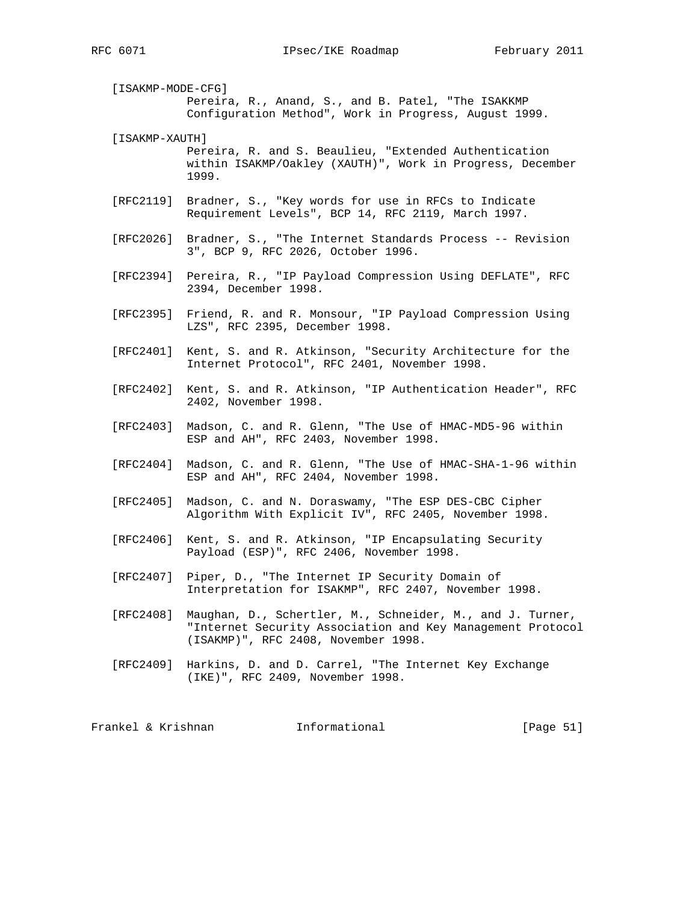[ISAKMP-MODE-CFG]
Pereira, R., Anand, S., and B. Patel, "The ISAKKMP Configuration Method", Work in Progress, August 1999.

[ISAKMP-XAUTH]
Pereira, R. and S. Beaulieu, "Extended Authentication within ISAKMP/Oakley (XAUTH)", Work in Progress, December 1999.

[RFC2119] Bradner, S., "Key words for use in RFCs to Indicate Requirement Levels", BCP 14, RFC 2119, March 1997.

[RFC2026] Bradner, S., "The Internet Standards Process -- Revision 3", BCP 9, RFC 2026, October 1996.

[RFC2394] Pereira, R., "IP Payload Compression Using DEFLATE", RFC 2394, December 1998.

[RFC2395] Friend, R. and R. Monsour, "IP Payload Compression Using LZS", RFC 2395, December 1998.

[RFC2401] Kent, S. and R. Atkinson, "Security Architecture for the Internet Protocol", RFC 2401, November 1998.

[RFC2402] Kent, S. and R. Atkinson, "IP Authentication Header", RFC 2402, November 1998.

[RFC2403] Madson, C. and R. Glenn, "The Use of HMAC-MD5-96 within ESP and AH", RFC 2403, November 1998.

[RFC2404] Madson, C. and R. Glenn, "The Use of HMAC-SHA-1-96 within ESP and AH", RFC 2404, November 1998.

[RFC2405] Madson, C. and N. Doraswamy, "The ESP DES-CBC Cipher Algorithm With Explicit IV", RFC 2405, November 1998.

[RFC2406] Kent, S. and R. Atkinson, "IP Encapsulating Security Payload (ESP)", RFC 2406, November 1998.

[RFC2407] Piper, D., "The Internet IP Security Domain of Interpretation for ISAKMP", RFC 2407, November 1998.

[RFC2408] Maughan, D., Schertler, M., Schneider, M., and J. Turner, "Internet Security Association and Key Management Protocol (ISAKMP)", RFC 2408, November 1998.

[RFC2409] Harkins, D. and D. Carrel, "The Internet Key Exchange (IKE)", RFC 2409, November 1998.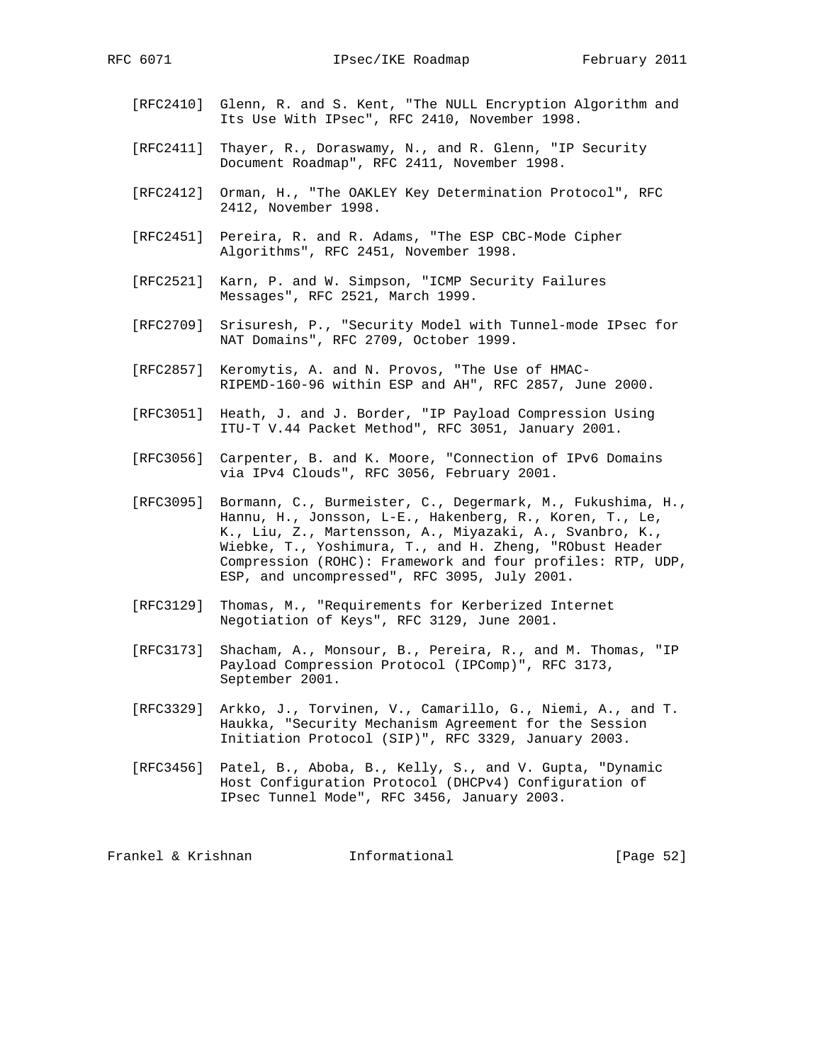[RFC2410] Glenn, R. and S. Kent, "The NULL Encryption Algorithm and Its Use With IPsec", RFC 2410, November 1998.

[RFC2411] Thayer, R., Doraswamy, N., and R. Glenn, "IP Security Document Roadmap", RFC 2411, November 1998.

[RFC2412] Orman, H., "The OAKLEY Key Determination Protocol", RFC 2412, November 1998.

[RFC2451] Pereira, R. and R. Adams, "The ESP CBC-Mode Cipher Algorithms", RFC 2451, November 1998.

[RFC2521] Karn, P. and W. Simpson, "ICMP Security Failures Messages", RFC 2521, March 1999.

[RFC2709] Srisuresh, P., "Security Model with Tunnel-mode IPsec for NAT Domains", RFC 2709, October 1999.

[RFC2857] Keromytis, A. and N. Provos, "The Use of HMAC-RIPEMD-160-96 within ESP and AH", RFC 2857, June 2000.

[RFC3051] Heath, J. and J. Border, "IP Payload Compression Using ITU-T V.44 Packet Method", RFC 3051, January 2001.

[RFC3056] Carpenter, B. and K. Moore, "Connection of IPv6 Domains via IPv4 Clouds", RFC 3056, February 2001.

[RFC3095] Bormann, C., Burmeister, C., Degermark, M., Fukushima, H., Hannu, H., Jonsson, L-E., Hakenberg, R., Koren, T., Le, K., Liu, Z., Martensson, A., Miyazaki, A., Svanbro, K., Wiebke, T., Yoshimura, T., and H. Zheng, "RObust Header Compression (ROHC): Framework and four profiles: RTP, UDP, ESP, and uncompressed", RFC 3095, July 2001.

[RFC3129] Thomas, M., "Requirements for Kerberized Internet Negotiation of Keys", RFC 3129, June 2001.

[RFC3173] Shacham, A., Monsour, B., Pereira, R., and M. Thomas, "IP Payload Compression Protocol (IPComp)", RFC 3173, September 2001.

[RFC3329] Arkko, J., Torvinen, V., Camarillo, G., Niemi, A., and T. Haukka, "Security Mechanism Agreement for the Session Initiation Protocol (SIP)", RFC 3329, January 2003.

[RFC3456] Patel, B., Aboba, B., Kelly, S., and V. Gupta, "Dynamic Host Configuration Protocol (DHCPv4) Configuration of IPsec Tunnel Mode", RFC 3456, January 2003.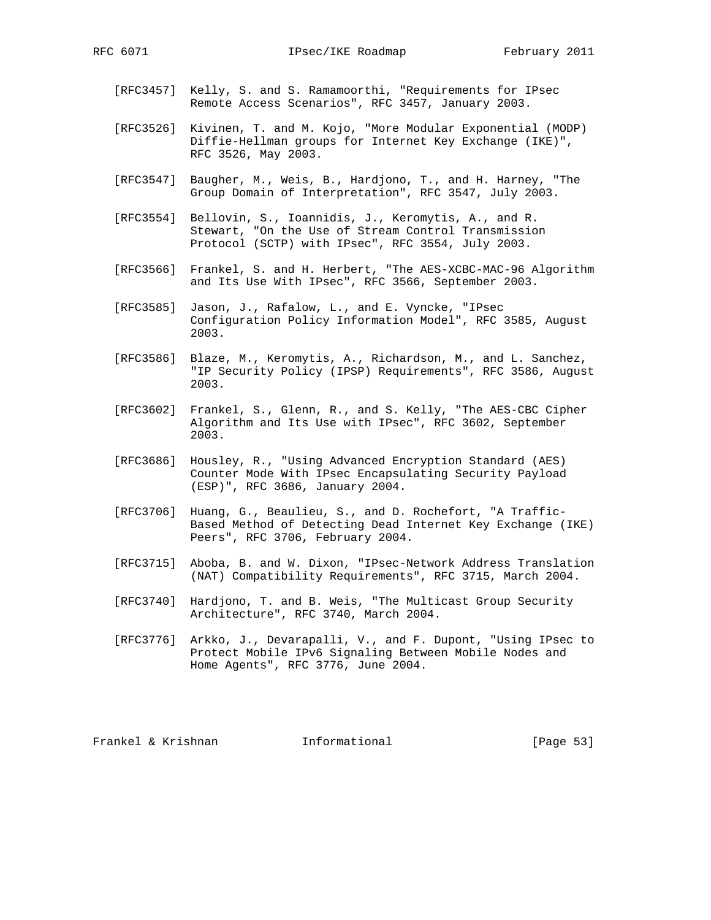[RFC3457] Kelly, S. and S. Ramamoorthi, "Requirements for IPsec Remote Access Scenarios", RFC 3457, January 2003.

[RFC3526] Kivinen, T. and M. Kojo, "More Modular Exponential (MODP) Diffie-Hellman groups for Internet Key Exchange (IKE)", RFC 3526, May 2003.

[RFC3547] Baugher, M., Weis, B., Hardjono, T., and H. Harney, "The Group Domain of Interpretation", RFC 3547, July 2003.

[RFC3554] Bellovin, S., Ioannidis, J., Keromytis, A., and R. Stewart, "On the Use of Stream Control Transmission Protocol (SCTP) with IPsec", RFC 3554, July 2003.

[RFC3566] Frankel, S. and H. Herbert, "The AES-XCBC-MAC-96 Algorithm and Its Use With IPsec", RFC 3566, September 2003.

[RFC3585] Jason, J., Rafalow, L., and E. Vyncke, "IPsec Configuration Policy Information Model", RFC 3585, August 2003.

[RFC3586] Blaze, M., Keromytis, A., Richardson, M., and L. Sanchez, "IP Security Policy (IPSP) Requirements", RFC 3586, August 2003.

[RFC3602] Frankel, S., Glenn, R., and S. Kelly, "The AES-CBC Cipher Algorithm and Its Use with IPsec", RFC 3602, September 2003.

[RFC3686] Housley, R., "Using Advanced Encryption Standard (AES) Counter Mode With IPsec Encapsulating Security Payload (ESP)", RFC 3686, January 2004.

[RFC3706] Huang, G., Beaulieu, S., and D. Rochefort, "A Traffic-Based Method of Detecting Dead Internet Key Exchange (IKE) Peers", RFC 3706, February 2004.

[RFC3715] Aboba, B. and W. Dixon, "IPsec-Network Address Translation (NAT) Compatibility Requirements", RFC 3715, March 2004.

[RFC3740] Hardjono, T. and B. Weis, "The Multicast Group Security Architecture", RFC 3740, March 2004.

[RFC3776] Arkko, J., Devarapalli, V., and F. Dupont, "Using IPsec to Protect Mobile IPv6 Signaling Between Mobile Nodes and Home Agents", RFC 3776, June 2004.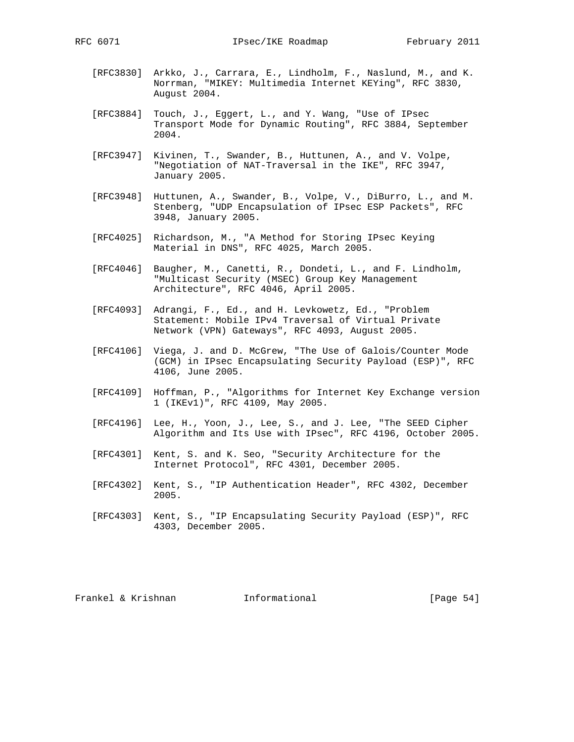[RFC3830] Arkko, J., Carrara, E., Lindholm, F., Naslund, M., and K. Norrman, "MIKEY: Multimedia Internet KEYing", RFC 3830, August 2004.

[RFC3884] Touch, J., Eggert, L., and Y. Wang, "Use of IPsec Transport Mode for Dynamic Routing", RFC 3884, September 2004.

[RFC3947] Kivinen, T., Swander, B., Huttunen, A., and V. Volpe, "Negotiation of NAT-Traversal in the IKE", RFC 3947, January 2005.

[RFC3948] Huttunen, A., Swander, B., Volpe, V., DiBurro, L., and M. Stenberg, "UDP Encapsulation of IPsec ESP Packets", RFC 3948, January 2005.

[RFC4025] Richardson, M., "A Method for Storing IPsec Keying Material in DNS", RFC 4025, March 2005.

[RFC4046] Baugher, M., Canetti, R., Dondeti, L., and F. Lindholm, "Multicast Security (MSEC) Group Key Management Architecture", RFC 4046, April 2005.

[RFC4093] Adrangi, F., Ed., and H. Levkowetz, Ed., "Problem Statement: Mobile IPv4 Traversal of Virtual Private Network (VPN) Gateways", RFC 4093, August 2005.

[RFC4106] Viega, J. and D. McGrew, "The Use of Galois/Counter Mode (GCM) in IPsec Encapsulating Security Payload (ESP)", RFC 4106, June 2005.

[RFC4109] Hoffman, P., "Algorithms for Internet Key Exchange version 1 (IKEv1)", RFC 4109, May 2005.

[RFC4196] Lee, H., Yoon, J., Lee, S., and J. Lee, "The SEED Cipher Algorithm and Its Use with IPsec", RFC 4196, October 2005.

[RFC4301] Kent, S. and K. Seo, "Security Architecture for the Internet Protocol", RFC 4301, December 2005.

[RFC4302] Kent, S., "IP Authentication Header", RFC 4302, December 2005.

[RFC4303] Kent, S., "IP Encapsulating Security Payload (ESP)", RFC 4303, December 2005.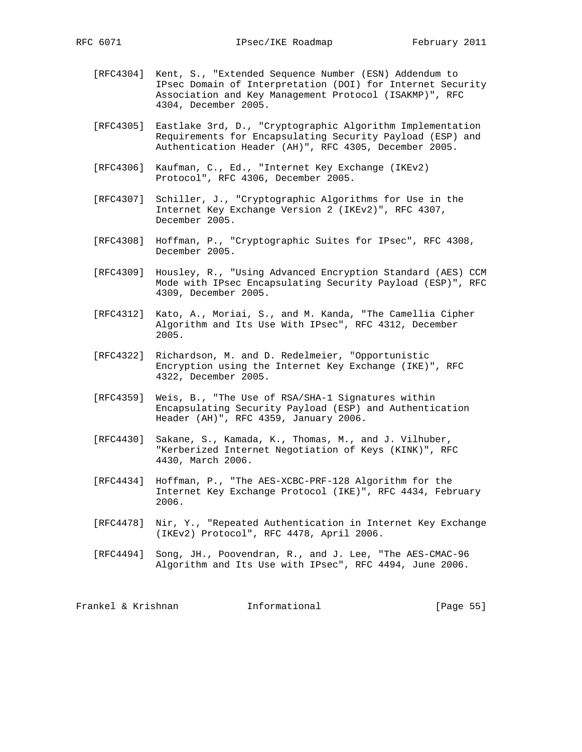[RFC4304] Kent, S., "Extended Sequence Number (ESN) Addendum to IPsec Domain of Interpretation (DOI) for Internet Security Association and Key Management Protocol (ISAKMP)", RFC 4304, December 2005.

[RFC4305] Eastlake 3rd, D., "Cryptographic Algorithm Implementation Requirements for Encapsulating Security Payload (ESP) and Authentication Header (AH)", RFC 4305, December 2005.

[RFC4306] Kaufman, C., Ed., "Internet Key Exchange (IKEv2) Protocol", RFC 4306, December 2005.

[RFC4307] Schiller, J., "Cryptographic Algorithms for Use in the Internet Key Exchange Version 2 (IKEv2)", RFC 4307, December 2005.

[RFC4308] Hoffman, P., "Cryptographic Suites for IPsec", RFC 4308, December 2005.

[RFC4309] Housley, R., "Using Advanced Encryption Standard (AES) CCM Mode with IPsec Encapsulating Security Payload (ESP)", RFC 4309, December 2005.

[RFC4312] Kato, A., Moriai, S., and M. Kanda, "The Camellia Cipher Algorithm and Its Use With IPsec", RFC 4312, December 2005.

[RFC4322] Richardson, M. and D. Redelmeier, "Opportunistic Encryption using the Internet Key Exchange (IKE)", RFC 4322, December 2005.

[RFC4359] Weis, B., "The Use of RSA/SHA-1 Signatures within Encapsulating Security Payload (ESP) and Authentication Header (AH)", RFC 4359, January 2006.

[RFC4430] Sakane, S., Kamada, K., Thomas, M., and J. Vilhuber, "Kerberized Internet Negotiation of Keys (KINK)", RFC 4430, March 2006.

[RFC4434] Hoffman, P., "The AES-XCBC-PRF-128 Algorithm for the Internet Key Exchange Protocol (IKE)", RFC 4434, February 2006.

[RFC4478] Nir, Y., "Repeated Authentication in Internet Key Exchange (IKEv2) Protocol", RFC 4478, April 2006.

[RFC4494] Song, JH., Poovendran, R., and J. Lee, "The AES-CMAC-96 Algorithm and Its Use with IPsec", RFC 4494, June 2006.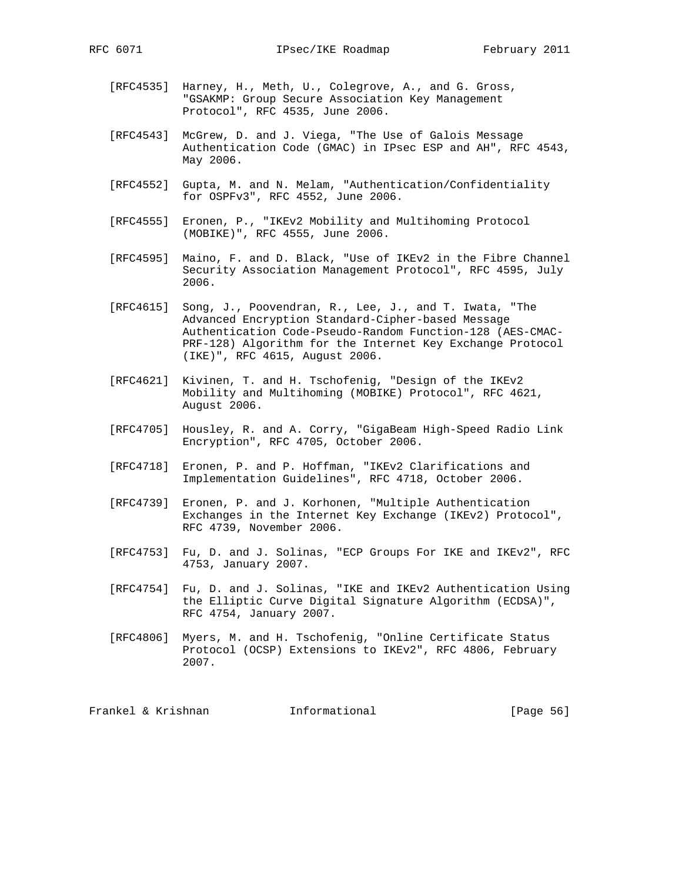[RFC4535] Harney, H., Meth, U., Colegrove, A., and G. Gross, "GSAKMP: Group Secure Association Key Management Protocol", RFC 4535, June 2006.

[RFC4543] McGrew, D. and J. Viega, "The Use of Galois Message Authentication Code (GMAC) in IPsec ESP and AH", RFC 4543, May 2006.

[RFC4552] Gupta, M. and N. Melam, "Authentication/Confidentiality for OSPFv3", RFC 4552, June 2006.

[RFC4555] Eronen, P., "IKEv2 Mobility and Multihoming Protocol (MOBIKE)", RFC 4555, June 2006.

[RFC4595] Maino, F. and D. Black, "Use of IKEv2 in the Fibre Channel Security Association Management Protocol", RFC 4595, July 2006.

[RFC4615] Song, J., Poovendran, R., Lee, J., and T. Iwata, "The Advanced Encryption Standard-Cipher-based Message Authentication Code-Pseudo-Random Function-128 (AES-CMAC-PRF-128) Algorithm for the Internet Key Exchange Protocol (IKE)", RFC 4615, August 2006.

[RFC4621] Kivinen, T. and H. Tschofenig, "Design of the IKEv2 Mobility and Multihoming (MOBIKE) Protocol", RFC 4621, August 2006.

[RFC4705] Housley, R. and A. Corry, "GigaBeam High-Speed Radio Link Encryption", RFC 4705, October 2006.

[RFC4718] Eronen, P. and P. Hoffman, "IKEv2 Clarifications and Implementation Guidelines", RFC 4718, October 2006.

[RFC4739] Eronen, P. and J. Korhonen, "Multiple Authentication Exchanges in the Internet Key Exchange (IKEv2) Protocol", RFC 4739, November 2006.

[RFC4753] Fu, D. and J. Solinas, "ECP Groups For IKE and IKEv2", RFC 4753, January 2007.

[RFC4754] Fu, D. and J. Solinas, "IKE and IKEv2 Authentication Using the Elliptic Curve Digital Signature Algorithm (ECDSA)", RFC 4754, January 2007.

[RFC4806] Myers, M. and H. Tschofenig, "Online Certificate Status Protocol (OCSP) Extensions to IKEv2", RFC 4806, February 2007.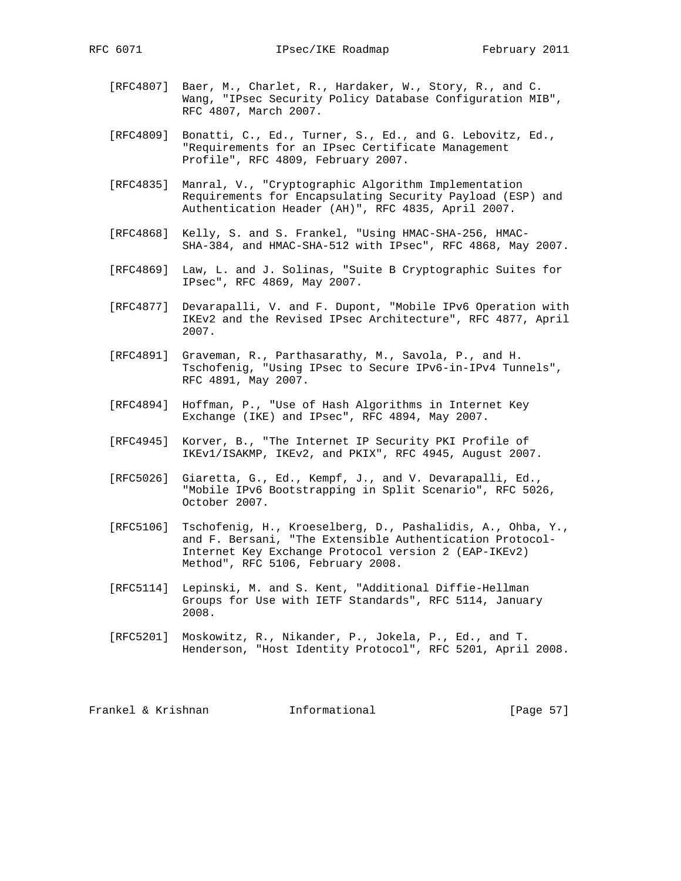[RFC4807] Baer, M., Charlet, R., Hardaker, W., Story, R., and C. Wang, "IPsec Security Policy Database Configuration MIB", RFC 4807, March 2007.

[RFC4809] Bonatti, C., Ed., Turner, S., Ed., and G. Lebovitz, Ed., "Requirements for an IPsec Certificate Management Profile", RFC 4809, February 2007.

[RFC4835] Manral, V., "Cryptographic Algorithm Implementation Requirements for Encapsulating Security Payload (ESP) and Authentication Header (AH)", RFC 4835, April 2007.

[RFC4868] Kelly, S. and S. Frankel, "Using HMAC-SHA-256, HMAC-SHA-384, and HMAC-SHA-512 with IPsec", RFC 4868, May 2007.

[RFC4869] Law, L. and J. Solinas, "Suite B Cryptographic Suites for IPsec", RFC 4869, May 2007.

[RFC4877] Devarapalli, V. and F. Dupont, "Mobile IPv6 Operation with IKEv2 and the Revised IPsec Architecture", RFC 4877, April 2007.

[RFC4891] Graveman, R., Parthasarathy, M., Savola, P., and H. Tschofenig, "Using IPsec to Secure IPv6-in-IPv4 Tunnels", RFC 4891, May 2007.

[RFC4894] Hoffman, P., "Use of Hash Algorithms in Internet Key Exchange (IKE) and IPsec", RFC 4894, May 2007.

[RFC4945] Korver, B., "The Internet IP Security PKI Profile of IKEv1/ISAKMP, IKEv2, and PKIX", RFC 4945, August 2007.

[RFC5026] Giaretta, G., Ed., Kempf, J., and V. Devarapalli, Ed., "Mobile IPv6 Bootstrapping in Split Scenario", RFC 5026, October 2007.

[RFC5106] Tschofenig, H., Kroeselberg, D., Pashalidis, A., Ohba, Y., and F. Bersani, "The Extensible Authentication Protocol-Internet Key Exchange Protocol version 2 (EAP-IKEv2) Method", RFC 5106, February 2008.

[RFC5114] Lepinski, M. and S. Kent, "Additional Diffie-Hellman Groups for Use with IETF Standards", RFC 5114, January 2008.

[RFC5201] Moskowitz, R., Nikander, P., Jokela, P., Ed., and T. Henderson, "Host Identity Protocol", RFC 5201, April 2008.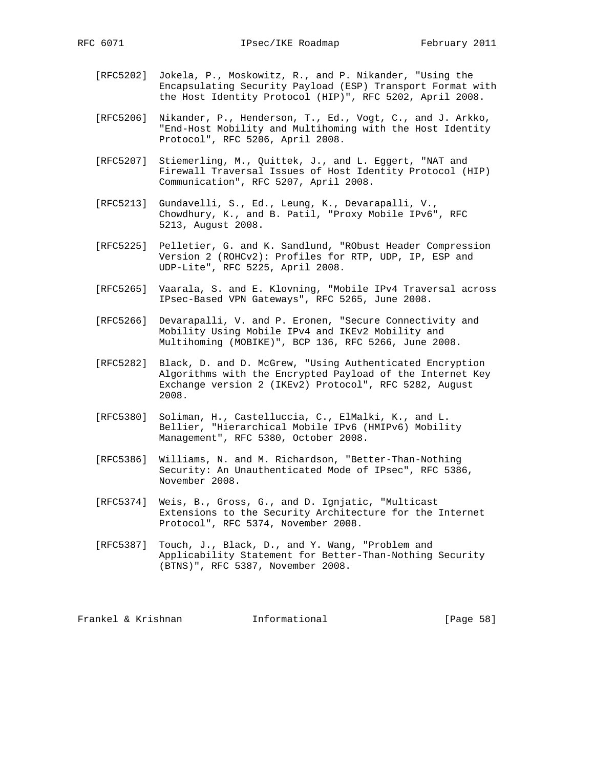[RFC5202] Jokela, P., Moskowitz, R., and P. Nikander, "Using the Encapsulating Security Payload (ESP) Transport Format with the Host Identity Protocol (HIP)", RFC 5202, April 2008.

[RFC5206] Nikander, P., Henderson, T., Ed., Vogt, C., and J. Arkko, "End-Host Mobility and Multihoming with the Host Identity Protocol", RFC 5206, April 2008.

[RFC5207] Stiemerling, M., Quittek, J., and L. Eggert, "NAT and Firewall Traversal Issues of Host Identity Protocol (HIP) Communication", RFC 5207, April 2008.

[RFC5213] Gundavelli, S., Ed., Leung, K., Devarapalli, V., Chowdhury, K., and B. Patil, "Proxy Mobile IPv6", RFC 5213, August 2008.

[RFC5225] Pelletier, G. and K. Sandlund, "RObust Header Compression Version 2 (ROHCv2): Profiles for RTP, UDP, IP, ESP and UDP-Lite", RFC 5225, April 2008.

[RFC5265] Vaarala, S. and E. Klovning, "Mobile IPv4 Traversal across IPsec-Based VPN Gateways", RFC 5265, June 2008.

[RFC5266] Devarapalli, V. and P. Eronen, "Secure Connectivity and Mobility Using Mobile IPv4 and IKEv2 Mobility and Multihoming (MOBIKE)", BCP 136, RFC 5266, June 2008.

[RFC5282] Black, D. and D. McGrew, "Using Authenticated Encryption Algorithms with the Encrypted Payload of the Internet Key Exchange version 2 (IKEv2) Protocol", RFC 5282, August 2008.

[RFC5380] Soliman, H., Castelluccia, C., ElMalki, K., and L. Bellier, "Hierarchical Mobile IPv6 (HMIPv6) Mobility Management", RFC 5380, October 2008.

[RFC5386] Williams, N. and M. Richardson, "Better-Than-Nothing Security: An Unauthenticated Mode of IPsec", RFC 5386, November 2008.

[RFC5374] Weis, B., Gross, G., and D. Ignjatic, "Multicast Extensions to the Security Architecture for the Internet Protocol", RFC 5374, November 2008.

[RFC5387] Touch, J., Black, D., and Y. Wang, "Problem and Applicability Statement for Better-Than-Nothing Security (BTNS)", RFC 5387, November 2008.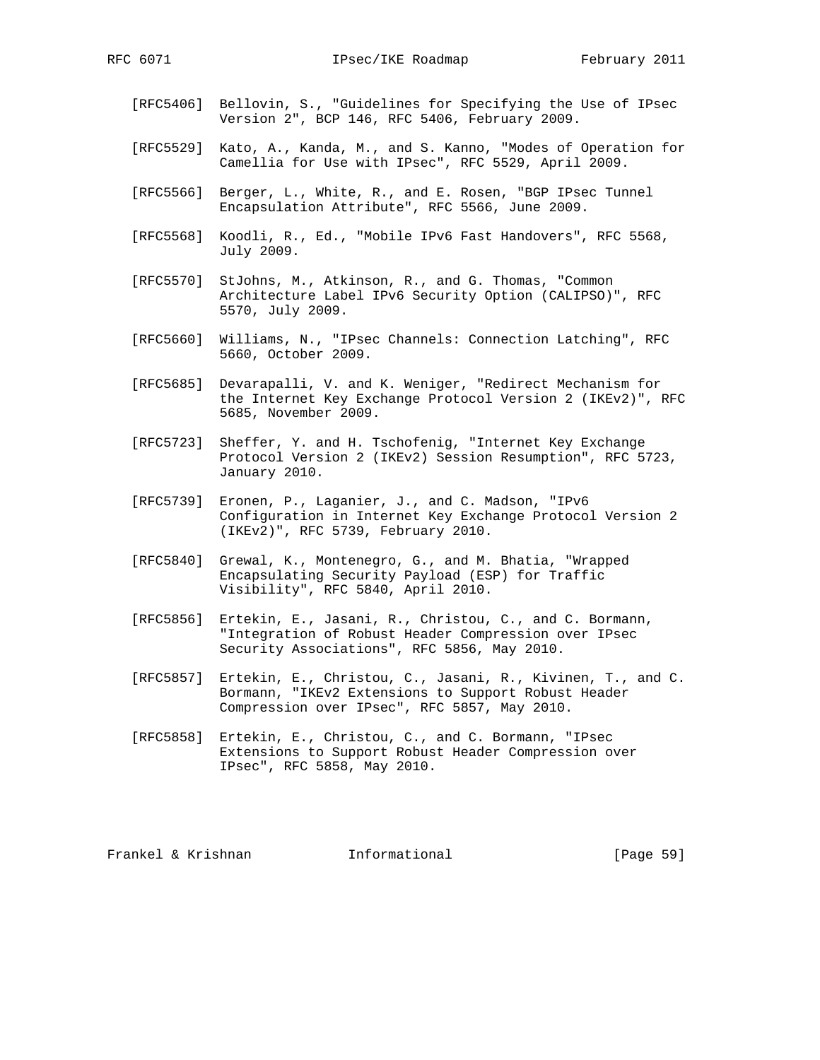[RFC5406] Bellovin, S., "Guidelines for Specifying the Use of IPsec Version 2", BCP 146, RFC 5406, February 2009.

[RFC5529] Kato, A., Kanda, M., and S. Kanno, "Modes of Operation for Camellia for Use with IPsec", RFC 5529, April 2009.

[RFC5566] Berger, L., White, R., and E. Rosen, "BGP IPsec Tunnel Encapsulation Attribute", RFC 5566, June 2009.

[RFC5568] Koodli, R., Ed., "Mobile IPv6 Fast Handovers", RFC 5568, July 2009.

[RFC5570] StJohns, M., Atkinson, R., and G. Thomas, "Common Architecture Label IPv6 Security Option (CALIPSO)", RFC 5570, July 2009.

[RFC5660] Williams, N., "IPsec Channels: Connection Latching", RFC 5660, October 2009.

[RFC5685] Devarapalli, V. and K. Weniger, "Redirect Mechanism for the Internet Key Exchange Protocol Version 2 (IKEv2)", RFC 5685, November 2009.

[RFC5723] Sheffer, Y. and H. Tschofenig, "Internet Key Exchange Protocol Version 2 (IKEv2) Session Resumption", RFC 5723, January 2010.

[RFC5739] Eronen, P., Laganier, J., and C. Madson, "IPv6 Configuration in Internet Key Exchange Protocol Version 2 (IKEv2)", RFC 5739, February 2010.

[RFC5840] Grewal, K., Montenegro, G., and M. Bhatia, "Wrapped Encapsulating Security Payload (ESP) for Traffic Visibility", RFC 5840, April 2010.

[RFC5856] Ertekin, E., Jasani, R., Christou, C., and C. Bormann, "Integration of Robust Header Compression over IPsec Security Associations", RFC 5856, May 2010.

[RFC5857] Ertekin, E., Christou, C., Jasani, R., Kivinen, T., and C. Bormann, "IKEv2 Extensions to Support Robust Header Compression over IPsec", RFC 5857, May 2010.

[RFC5858] Ertekin, E., Christou, C., and C. Bormann, "IPsec Extensions to Support Robust Header Compression over IPsec", RFC 5858, May 2010.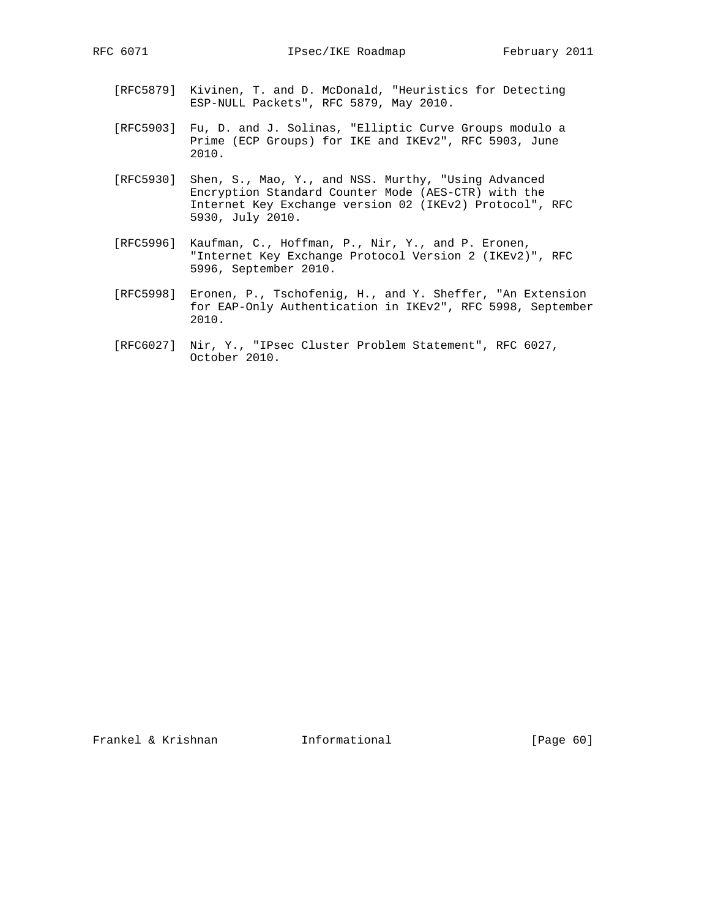[RFC5879] Kivinen, T. and D. McDonald, "Heuristics for Detecting ESP-NULL Packets", RFC 5879, May 2010.

[RFC5903] Fu, D. and J. Solinas, "Elliptic Curve Groups modulo a Prime (ECP Groups) for IKE and IKEv2", RFC 5903, June 2010.

[RFC5930] Shen, S., Mao, Y., and NSS. Murthy, "Using Advanced Encryption Standard Counter Mode (AES-CTR) with the Internet Key Exchange version 02 (IKEv2) Protocol", RFC 5930, July 2010.

[RFC5996] Kaufman, C., Hoffman, P., Nir, Y., and P. Eronen, "Internet Key Exchange Protocol Version 2 (IKEv2)", RFC 5996, September 2010.

[RFC5998] Eronen, P., Tschofenig, H., and Y. Sheffer, "An Extension for EAP-Only Authentication in IKEv2", RFC 5998, September 2010.

[RFC6027] Nir, Y., "IPsec Cluster Problem Statement", RFC 6027, October 2010.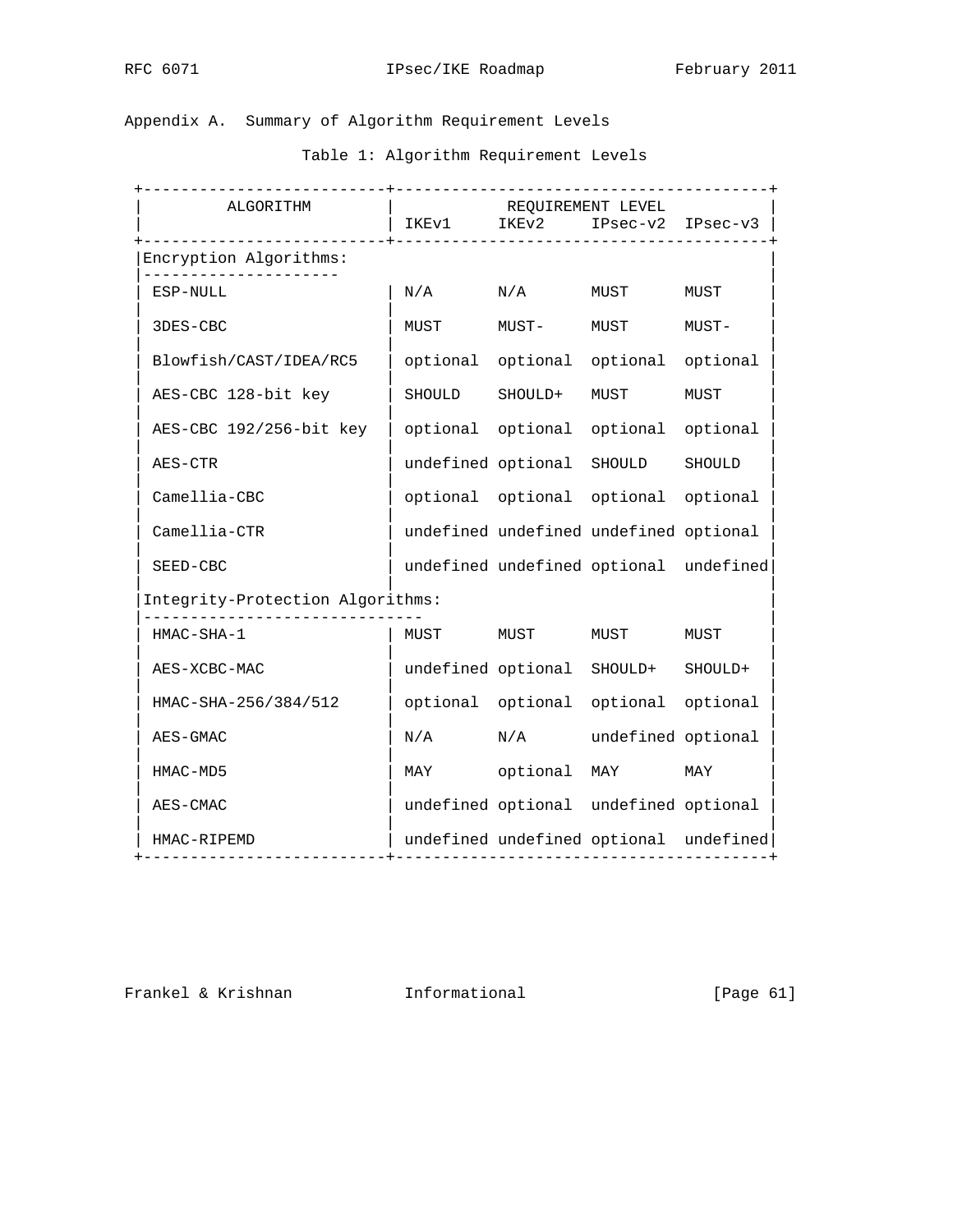## Appendix A. Summary of Algorithm Requirement Levels

Table 1: Algorithm Requirement Levels

| ALGORITHM | REQUIREMENT LEVEL | | | |
|---|---|---|---|---|
| | IKEv1 | IKEv2 | IPsec-v2 | IPsec-v3 |
| **Encryption Algorithms:** | | | | |
| ESP-NULL | N/A | N/A | MUST | MUST |
| 3DES-CBC | MUST | MUST- | MUST | MUST- |
| Blowfish/CAST/IDEA/RC5 | optional | optional | optional | optional |
| AES-CBC 128-bit key | SHOULD | SHOULD+ | MUST | MUST |
| AES-CBC 192/256-bit key | optional | optional | optional | optional |
| AES-CTR | undefined | optional | SHOULD | SHOULD |
| Camellia-CBC | optional | optional | optional | optional |
| Camellia-CTR | undefined | undefined | undefined | optional |
| SEED-CBC | undefined | undefined | optional | undefined |
| **Integrity-Protection Algorithms:** | | | | |
| HMAC-SHA-1 | MUST | MUST | MUST | MUST |
| AES-XCBC-MAC | undefined | optional | SHOULD+ | SHOULD+ |
| HMAC-SHA-256/384/512 | optional | optional | optional | optional |
| AES-GMAC | N/A | N/A | undefined | optional |
| HMAC-MD5 | MAY | optional | MAY | MAY |
| AES-CMAC | undefined | optional | undefined | optional |
| HMAC-RIPEMD | undefined | undefined | optional | undefined |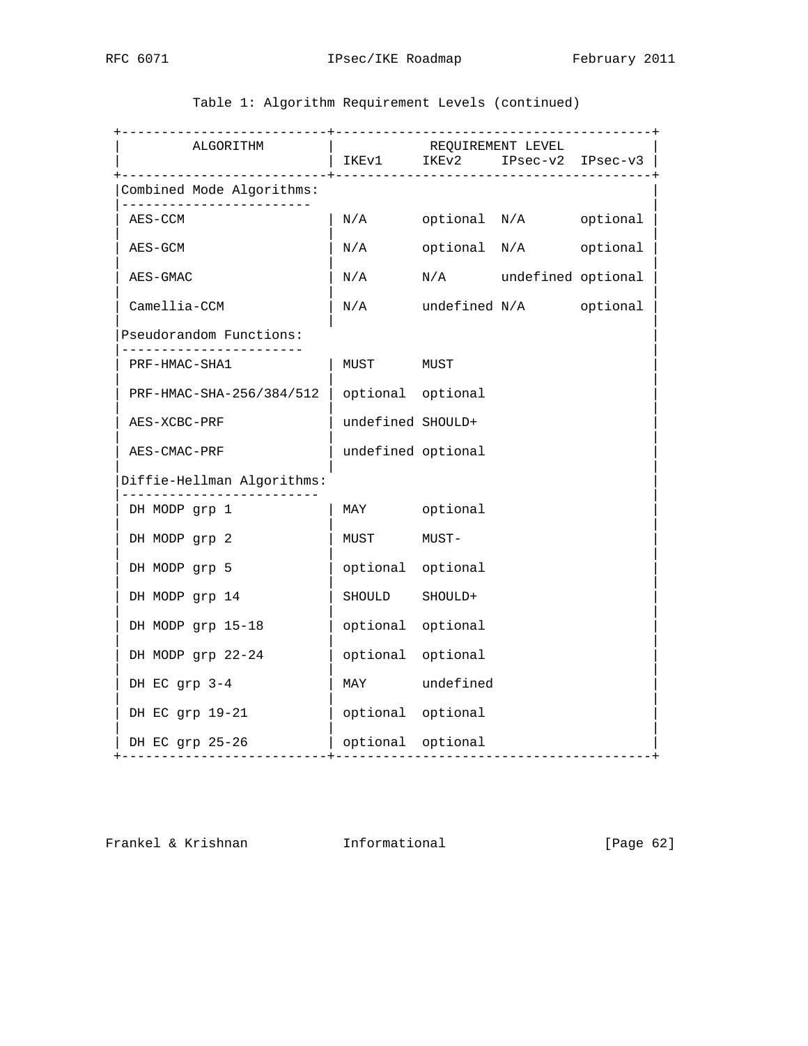Table 1: Algorithm Requirement Levels (continued)

| ALGORITHM | IKEv1 | IKEv2 | IPsec-v2 | IPsec-v3 |
|---|---|---|---|---|
| **Combined Mode Algorithms:** | | | | |
| AES-CCM | N/A | optional | N/A | optional |
| AES-GCM | N/A | optional | N/A | optional |
| AES-GMAC | N/A | N/A | undefined | optional |
| Camellia-CCM | N/A | undefined | N/A | optional |
| **Pseudorandom Functions:** | | | | |
| PRF-HMAC-SHA1 | MUST | MUST | | |
| PRF-HMAC-SHA-256/384/512 | optional | optional | | |
| AES-XCBC-PRF | undefined | SHOULD+ | | |
| AES-CMAC-PRF | undefined | optional | | |
| **Diffie-Hellman Algorithms:** | | | | |
| DH MODP grp 1 | MAY | optional | | |
| DH MODP grp 2 | MUST | MUST- | | |
| DH MODP grp 5 | optional | optional | | |
| DH MODP grp 14 | SHOULD | SHOULD+ | | |
| DH MODP grp 15-18 | optional | optional | | |
| DH MODP grp 22-24 | optional | optional | | |
| DH EC grp 3-4 | MAY | undefined | | |
| DH EC grp 19-21 | optional | optional | | |
| DH EC grp 25-26 | optional | optional | | |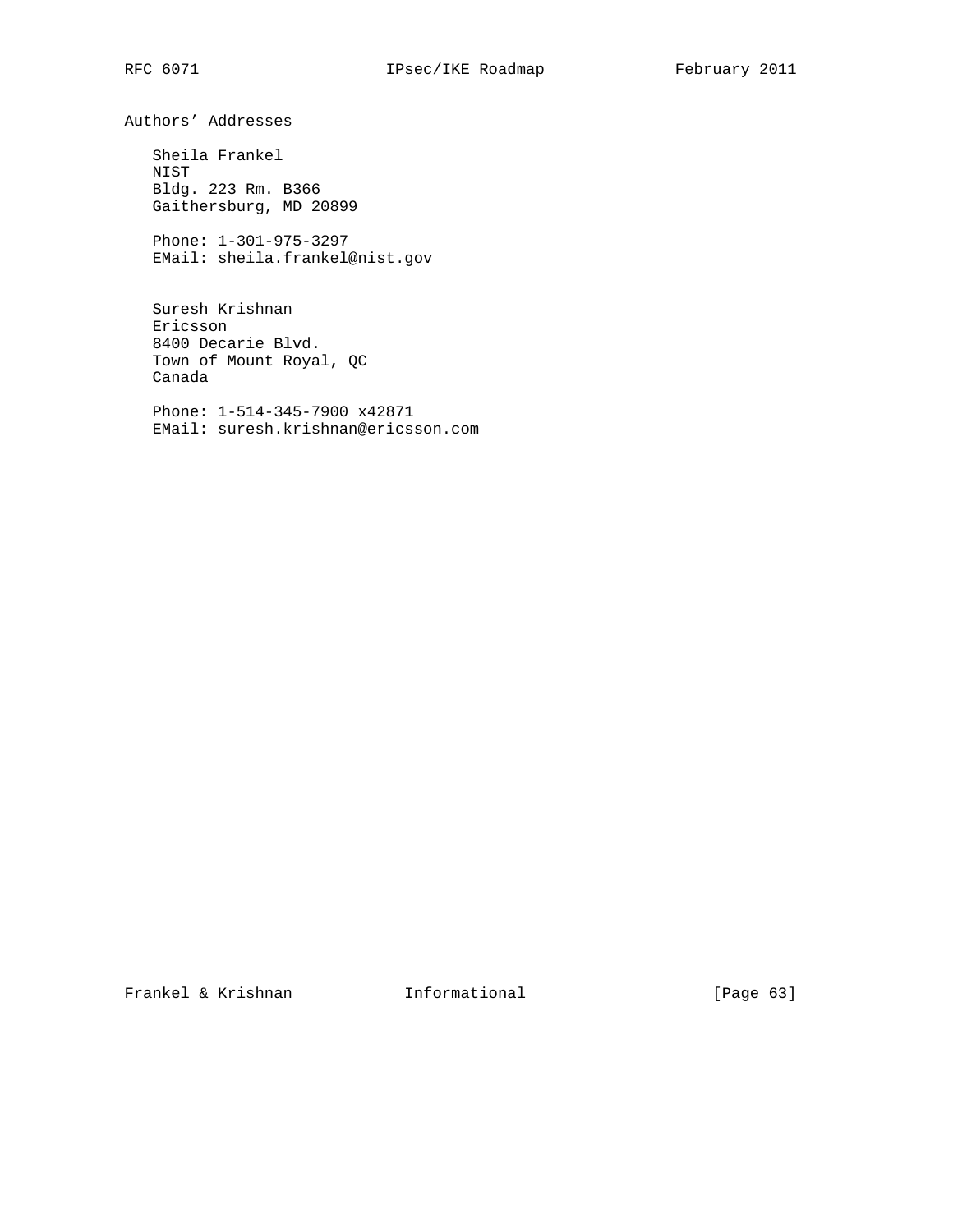## Authors' Addresses

Sheila Frankel
NIST
Bldg. 223 Rm. B366
Gaithersburg, MD 20899

Phone: 1-301-975-3297
EMail: sheila.frankel@nist.gov

Suresh Krishnan
Ericsson
8400 Decarie Blvd.
Town of Mount Royal, QC
Canada

Phone: 1-514-345-7900 x42871
EMail: suresh.krishnan@ericsson.com